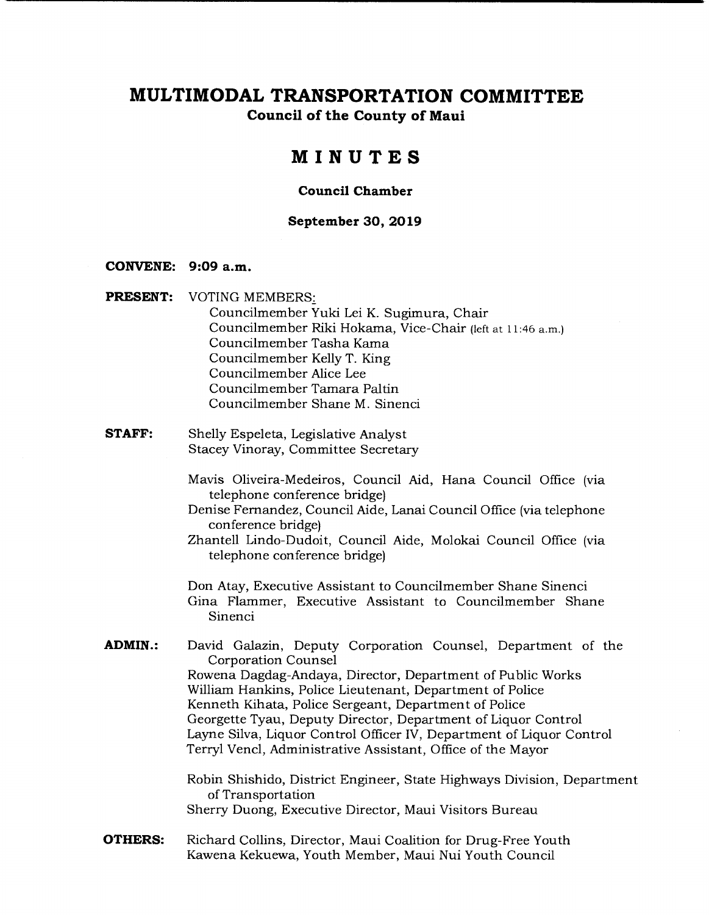# MULTIMODAL TRANSPORTATION COMMITTEE

**Council of the County of Maui**

## MINUTES

**Council Chamber**

**September 30, 2019**

**CONVENE:** **9:09 a.m.**

**PRESENT:** VOTING MEMBERS:

Councilmember Yuki Lei K. Sugimura, Chair
Councilmember Riki Hokama, Vice-Chair (left at 11:46 a.m.)
Councilmember Tasha Kama
Councilmember Kelly T. King
Councilmember Alice Lee
Councilmember Tamara Paltin
Councilmember Shane M. Sinenci

**STAFF:** Shelly Espeleta, Legislative Analyst
Stacey Vinoray, Committee Secretary

Mavis Oliveira-Medeiros, Council Aid, Hana Council Office (via telephone conference bridge)
Denise Fernandez, Council Aide, Lanai Council Office (via telephone conference bridge)
Zhantell Lindo-Dudoit, Council Aide, Molokai Council Office (via telephone conference bridge)

Don Atay, Executive Assistant to Councilmember Shane Sinenci
Gina Flammer, Executive Assistant to Councilmember Shane Sinenci

**ADMIN.:** David Galazin, Deputy Corporation Counsel, Department of the Corporation Counsel
Rowena Dagdag-Andaya, Director, Department of Public Works
William Hankins, Police Lieutenant, Department of Police
Kenneth Kihata, Police Sergeant, Department of Police
Georgette Tyau, Deputy Director, Department of Liquor Control
Layne Silva, Liquor Control Officer IV, Department of Liquor Control
Terryl Vencl, Administrative Assistant, Office of the Mayor

Robin Shishido, District Engineer, State Highways Division, Department of Transportation
Sherry Duong, Executive Director, Maui Visitors Bureau

**OTHERS:** Richard Collins, Director, Maui Coalition for Drug-Free Youth
Kawena Kekuewa, Youth Member, Maui Nui Youth Council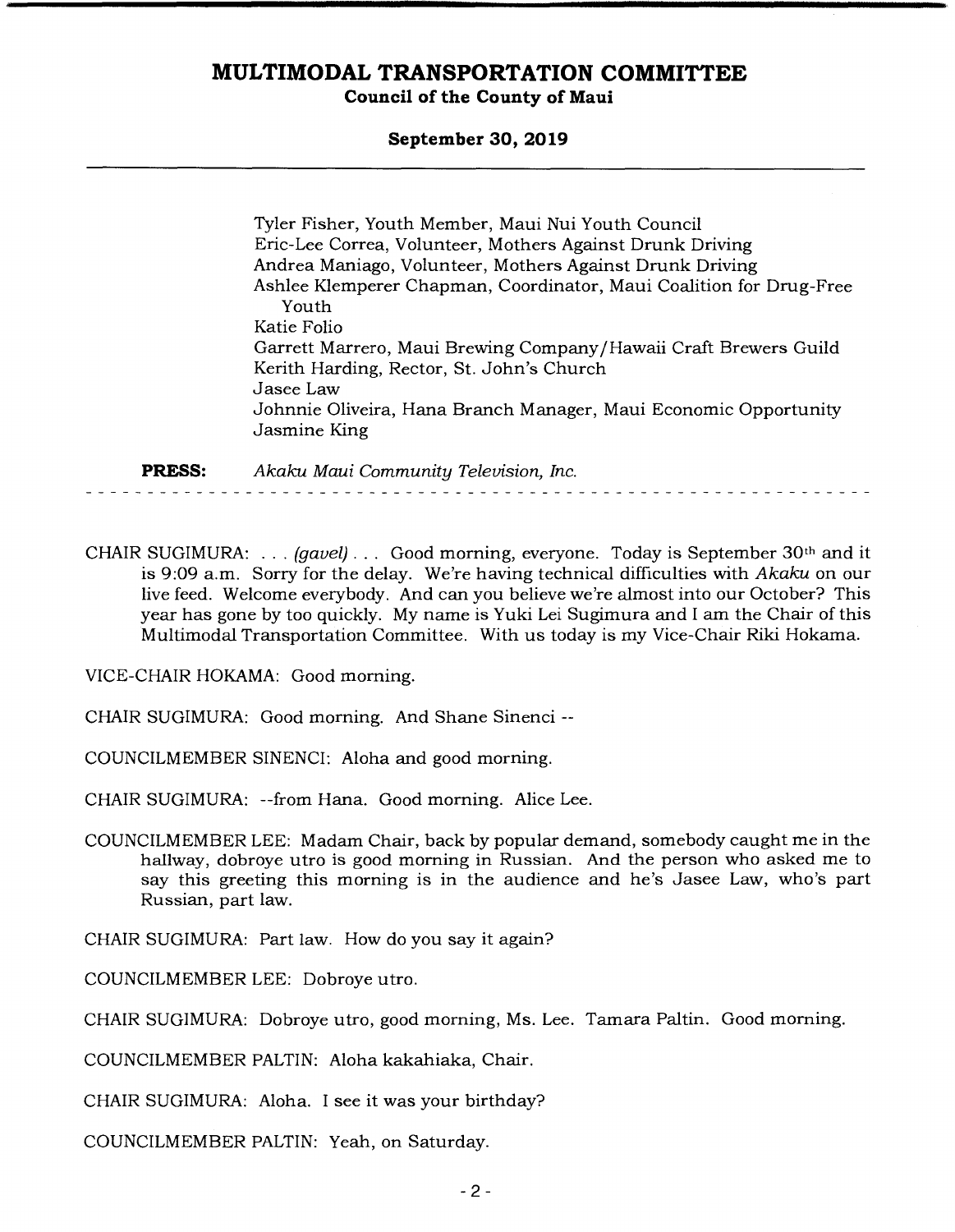Tyler Fisher, Youth Member, Maui Nui Youth Council
Eric-Lee Correa, Volunteer, Mothers Against Drunk Driving
Andrea Maniago, Volunteer, Mothers Against Drunk Driving
Ashlee Klemperer Chapman, Coordinator, Maui Coalition for Drug-Free Youth
Katie Folio
Garrett Marrero, Maui Brewing Company/Hawaii Craft Brewers Guild
Kerith Harding, Rector, St. John's Church
Jasee Law
Johnnie Oliveira, Hana Branch Manager, Maui Economic Opportunity
Jasmine King

**PRESS:** *Akaku Maui Community Television, Inc.*

---

CHAIR SUGIMURA: . . . *(gavel)* . . . Good morning, everyone. Today is September 30th and it is 9:09 a.m. Sorry for the delay. We're having technical difficulties with *Akaku* on our live feed. Welcome everybody. And can you believe we're almost into our October? This year has gone by too quickly. My name is Yuki Lei Sugimura and I am the Chair of this Multimodal Transportation Committee. With us today is my Vice-Chair Riki Hokama.

VICE-CHAIR HOKAMA: Good morning.

CHAIR SUGIMURA: Good morning. And Shane Sinenci --

COUNCILMEMBER SINENCI: Aloha and good morning.

CHAIR SUGIMURA: --from Hana. Good morning. Alice Lee.

COUNCILMEMBER LEE: Madam Chair, back by popular demand, somebody caught me in the hallway, dobroye utro is good morning in Russian. And the person who asked me to say this greeting this morning is in the audience and he's Jasee Law, who's part Russian, part law.

CHAIR SUGIMURA: Part law. How do you say it again?

COUNCILMEMBER LEE: Dobroye utro.

CHAIR SUGIMURA: Dobroye utro, good morning, Ms. Lee. Tamara Paltin. Good morning.

COUNCILMEMBER PALTIN: Aloha kakahiaka, Chair.

CHAIR SUGIMURA: Aloha. I see it was your birthday?

COUNCILMEMBER PALTIN: Yeah, on Saturday.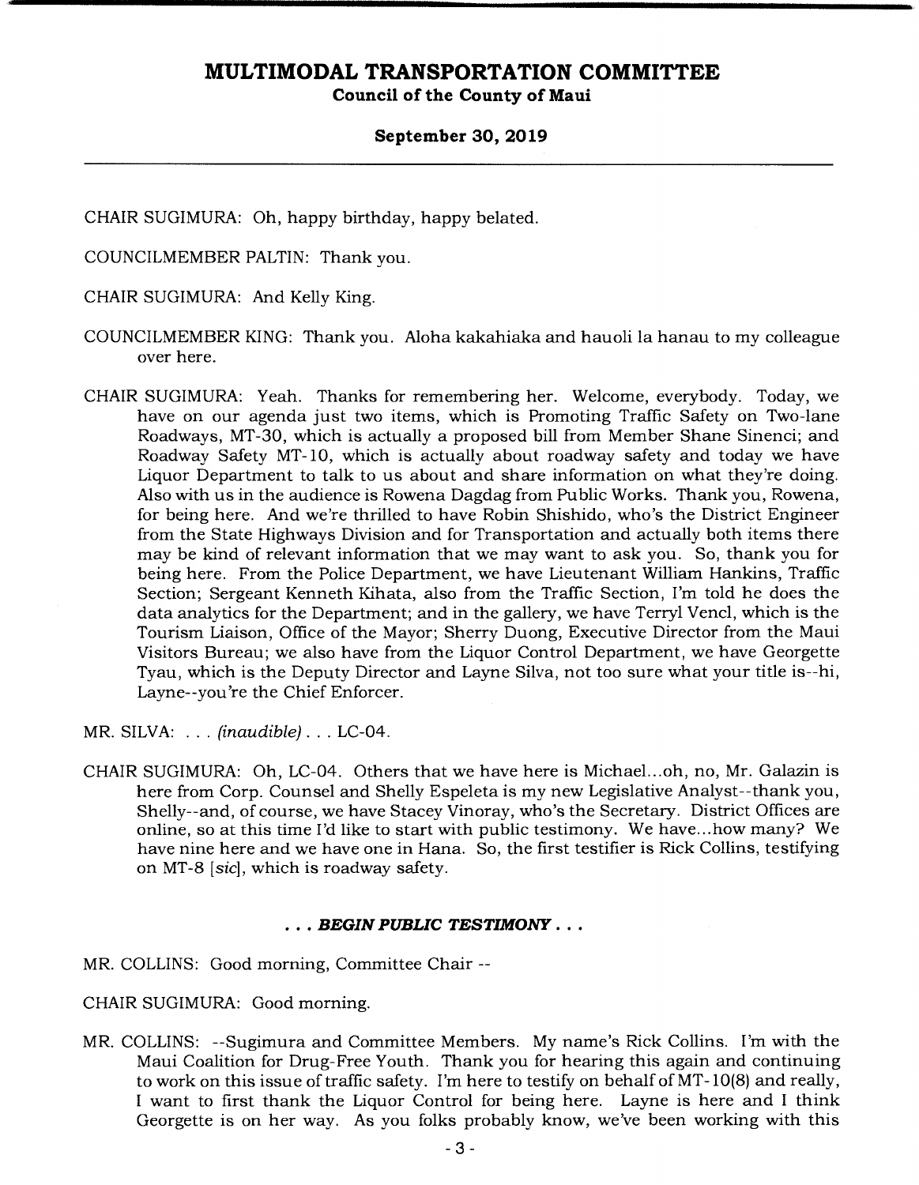CHAIR SUGIMURA: Oh, happy birthday, happy belated.

COUNCILMEMBER PALTIN: Thank you.

CHAIR SUGIMURA: And Kelly King.

COUNCILMEMBER KING: Thank you. Aloha kakahiaka and hauoli la hanau to my colleague over here.

CHAIR SUGIMURA: Yeah. Thanks for remembering her. Welcome, everybody. Today, we have on our agenda just two items, which is Promoting Traffic Safety on Two-lane Roadways, MT-30, which is actually a proposed bill from Member Shane Sinenci; and Roadway Safety MT-10, which is actually about roadway safety and today we have Liquor Department to talk to us about and share information on what they're doing. Also with us in the audience is Rowena Dagdag from Public Works. Thank you, Rowena, for being here. And we're thrilled to have Robin Shishido, who's the District Engineer from the State Highways Division and for Transportation and actually both items there may be kind of relevant information that we may want to ask you. So, thank you for being here. From the Police Department, we have Lieutenant William Hankins, Traffic Section; Sergeant Kenneth Kihata, also from the Traffic Section, I'm told he does the data analytics for the Department; and in the gallery, we have Terryl Vencl, which is the Tourism Liaison, Office of the Mayor; Sherry Duong, Executive Director from the Maui Visitors Bureau; we also have from the Liquor Control Department, we have Georgette Tyau, which is the Deputy Director and Layne Silva, not too sure what your title is--hi, Layne--you're the Chief Enforcer.

MR. SILVA: . . . *(inaudible)* . . . LC-04.

CHAIR SUGIMURA: Oh, LC-04. Others that we have here is Michael...oh, no, Mr. Galazin is here from Corp. Counsel and Shelly Espeleta is my new Legislative Analyst--thank you, Shelly--and, of course, we have Stacey Vinoray, who's the Secretary. District Offices are online, so at this time I'd like to start with public testimony. We have...how many? We have nine here and we have one in Hana. So, the first testifier is Rick Collins, testifying on MT-8 [*sic*], which is roadway safety.

***. . . BEGIN PUBLIC TESTIMONY . . .***

MR. COLLINS: Good morning, Committee Chair --

CHAIR SUGIMURA: Good morning.

MR. COLLINS: --Sugimura and Committee Members. My name's Rick Collins. I'm with the Maui Coalition for Drug-Free Youth. Thank you for hearing this again and continuing to work on this issue of traffic safety. I'm here to testify on behalf of MT-10(8) and really, I want to first thank the Liquor Control for being here. Layne is here and I think Georgette is on her way. As you folks probably know, we've been working with this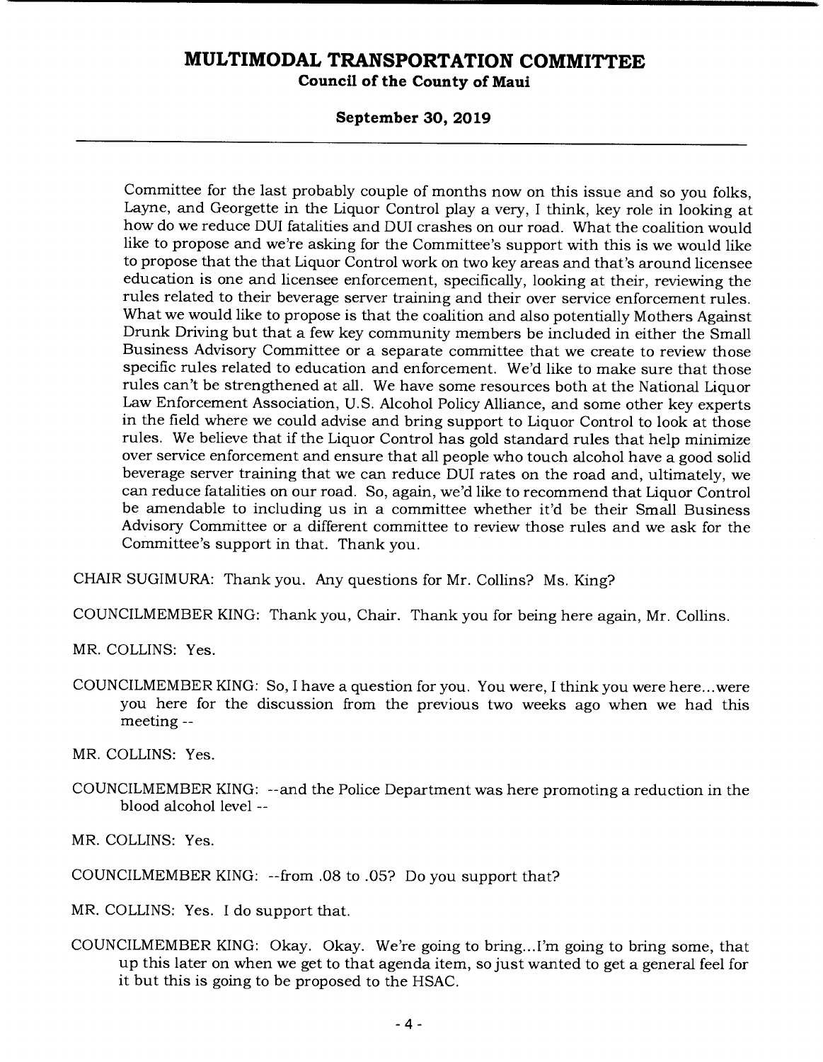Committee for the last probably couple of months now on this issue and so you folks, Layne, and Georgette in the Liquor Control play a very, I think, key role in looking at how do we reduce DUI fatalities and DUI crashes on our road. What the coalition would like to propose and we're asking for the Committee's support with this is we would like to propose that the that Liquor Control work on two key areas and that's around licensee education is one and licensee enforcement, specifically, looking at their, reviewing the rules related to their beverage server training and their over service enforcement rules. What we would like to propose is that the coalition and also potentially Mothers Against Drunk Driving but that a few key community members be included in either the Small Business Advisory Committee or a separate committee that we create to review those specific rules related to education and enforcement. We'd like to make sure that those rules can't be strengthened at all. We have some resources both at the National Liquor Law Enforcement Association, U.S. Alcohol Policy Alliance, and some other key experts in the field where we could advise and bring support to Liquor Control to look at those rules. We believe that if the Liquor Control has gold standard rules that help minimize over service enforcement and ensure that all people who touch alcohol have a good solid beverage server training that we can reduce DUI rates on the road and, ultimately, we can reduce fatalities on our road. So, again, we'd like to recommend that Liquor Control be amendable to including us in a committee whether it'd be their Small Business Advisory Committee or a different committee to review those rules and we ask for the Committee's support in that. Thank you.

CHAIR SUGIMURA: Thank you. Any questions for Mr. Collins? Ms. King?

COUNCILMEMBER KING: Thank you, Chair. Thank you for being here again, Mr. Collins.

MR. COLLINS: Yes.

COUNCILMEMBER KING: So, I have a question for you. You were, I think you were here...were you here for the discussion from the previous two weeks ago when we had this meeting --

MR. COLLINS: Yes.

COUNCILMEMBER KING: --and the Police Department was here promoting a reduction in the blood alcohol level --

MR. COLLINS: Yes.

COUNCILMEMBER KING: --from .08 to .05? Do you support that?

MR. COLLINS: Yes. I do support that.

COUNCILMEMBER KING: Okay. Okay. We're going to bring...I'm going to bring some, that up this later on when we get to that agenda item, so just wanted to get a general feel for it but this is going to be proposed to the HSAC.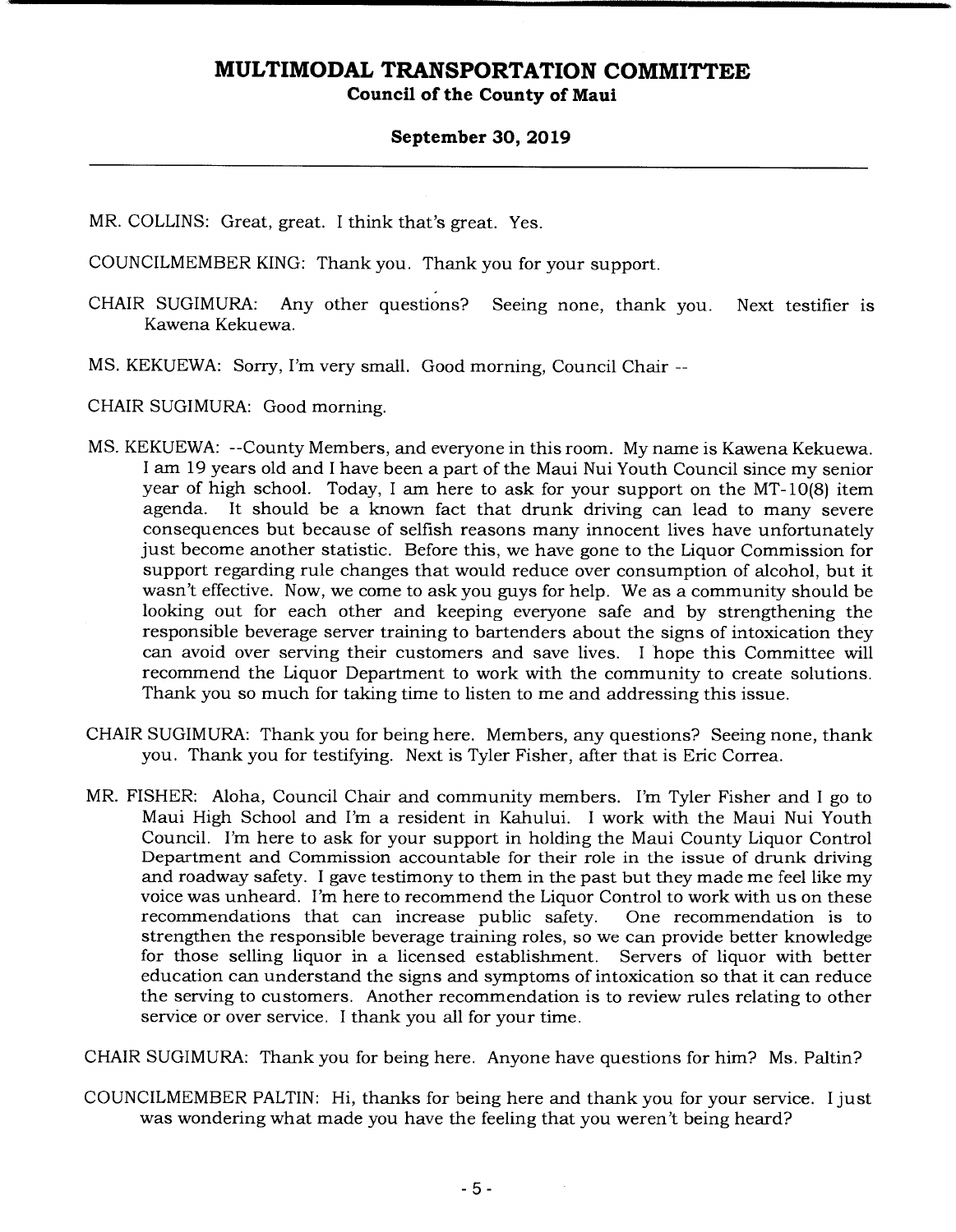MR. COLLINS: Great, great. I think that's great. Yes.

COUNCILMEMBER KING: Thank you. Thank you for your support.

CHAIR SUGIMURA: Any other questions? Seeing none, thank you. Next testifier is Kawena Kekuewa.

MS. KEKUEWA: Sorry, I'm very small. Good morning, Council Chair --

CHAIR SUGIMURA: Good morning.

MS. KEKUEWA: --County Members, and everyone in this room. My name is Kawena Kekuewa. I am 19 years old and I have been a part of the Maui Nui Youth Council since my senior year of high school. Today, I am here to ask for your support on the MT-10(8) item agenda. It should be a known fact that drunk driving can lead to many severe consequences but because of selfish reasons many innocent lives have unfortunately just become another statistic. Before this, we have gone to the Liquor Commission for support regarding rule changes that would reduce over consumption of alcohol, but it wasn't effective. Now, we come to ask you guys for help. We as a community should be looking out for each other and keeping everyone safe and by strengthening the responsible beverage server training to bartenders about the signs of intoxication they can avoid over serving their customers and save lives. I hope this Committee will recommend the Liquor Department to work with the community to create solutions. Thank you so much for taking time to listen to me and addressing this issue.

CHAIR SUGIMURA: Thank you for being here. Members, any questions? Seeing none, thank you. Thank you for testifying. Next is Tyler Fisher, after that is Eric Correa.

MR. FISHER: Aloha, Council Chair and community members. I'm Tyler Fisher and I go to Maui High School and I'm a resident in Kahului. I work with the Maui Nui Youth Council. I'm here to ask for your support in holding the Maui County Liquor Control Department and Commission accountable for their role in the issue of drunk driving and roadway safety. I gave testimony to them in the past but they made me feel like my voice was unheard. I'm here to recommend the Liquor Control to work with us on these recommendations that can increase public safety. One recommendation is to strengthen the responsible beverage training roles, so we can provide better knowledge for those selling liquor in a licensed establishment. Servers of liquor with better education can understand the signs and symptoms of intoxication so that it can reduce the serving to customers. Another recommendation is to review rules relating to other service or over service. I thank you all for your time.

CHAIR SUGIMURA: Thank you for being here. Anyone have questions for him? Ms. Paltin?

COUNCILMEMBER PALTIN: Hi, thanks for being here and thank you for your service. I just was wondering what made you have the feeling that you weren't being heard?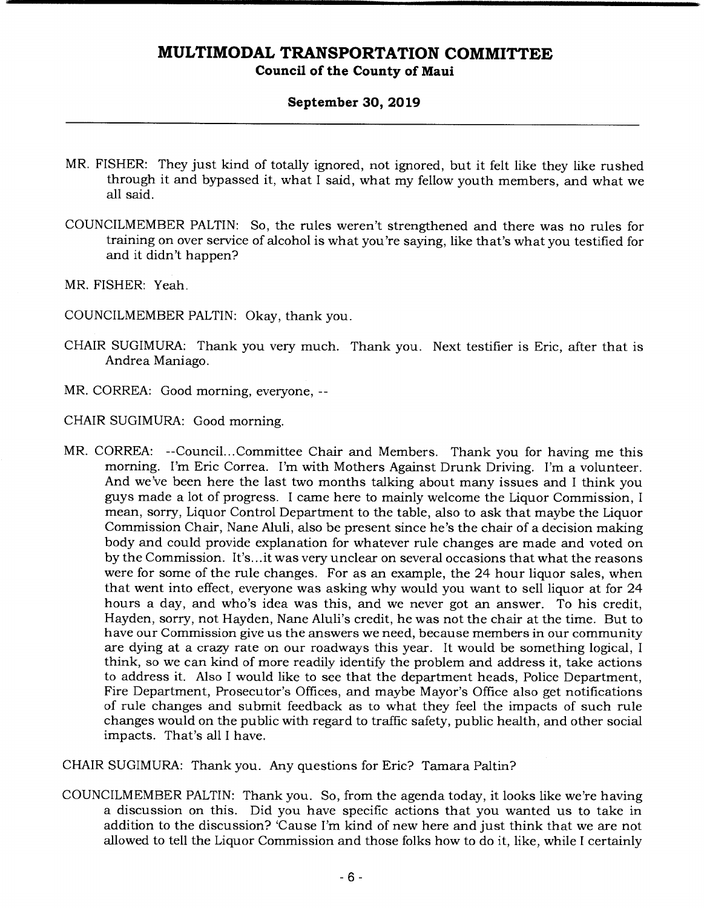MR. FISHER: They just kind of totally ignored, not ignored, but it felt like they like rushed through it and bypassed it, what I said, what my fellow youth members, and what we all said.

COUNCILMEMBER PALTIN: So, the rules weren't strengthened and there was no rules for training on over service of alcohol is what you're saying, like that's what you testified for and it didn't happen?

MR. FISHER: Yeah.

COUNCILMEMBER PALTIN: Okay, thank you.

CHAIR SUGIMURA: Thank you very much. Thank you. Next testifier is Eric, after that is Andrea Maniago.

MR. CORREA: Good morning, everyone, --

CHAIR SUGIMURA: Good morning.

MR. CORREA: --Council...Committee Chair and Members. Thank you for having me this morning. I'm Eric Correa. I'm with Mothers Against Drunk Driving. I'm a volunteer. And we've been here the last two months talking about many issues and I think you guys made a lot of progress. I came here to mainly welcome the Liquor Commission, I mean, sorry, Liquor Control Department to the table, also to ask that maybe the Liquor Commission Chair, Nane Aluli, also be present since he's the chair of a decision making body and could provide explanation for whatever rule changes are made and voted on by the Commission. It's...it was very unclear on several occasions that what the reasons were for some of the rule changes. For as an example, the 24 hour liquor sales, when that went into effect, everyone was asking why would you want to sell liquor at for 24 hours a day, and who's idea was this, and we never got an answer. To his credit, Hayden, sorry, not Hayden, Nane Aluli's credit, he was not the chair at the time. But to have our Commission give us the answers we need, because members in our community are dying at a crazy rate on our roadways this year. It would be something logical, I think, so we can kind of more readily identify the problem and address it, take actions to address it. Also I would like to see that the department heads, Police Department, Fire Department, Prosecutor's Offices, and maybe Mayor's Office also get notifications of rule changes and submit feedback as to what they feel the impacts of such rule changes would on the public with regard to traffic safety, public health, and other social impacts. That's all I have.

CHAIR SUGIMURA: Thank you. Any questions for Eric? Tamara Paltin?

COUNCILMEMBER PALTIN: Thank you. So, from the agenda today, it looks like we're having a discussion on this. Did you have specific actions that you wanted us to take in addition to the discussion? 'Cause I'm kind of new here and just think that we are not allowed to tell the Liquor Commission and those folks how to do it, like, while I certainly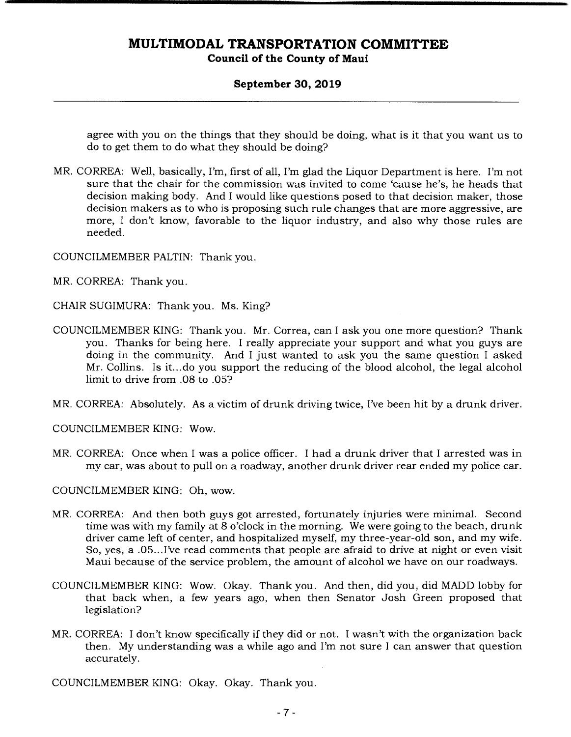agree with you on the things that they should be doing, what is it that you want us to do to get them to do what they should be doing?

MR. CORREA: Well, basically, I'm, first of all, I'm glad the Liquor Department is here. I'm not sure that the chair for the commission was invited to come 'cause he's, he heads that decision making body. And I would like questions posed to that decision maker, those decision makers as to who is proposing such rule changes that are more aggressive, are more, I don't know, favorable to the liquor industry, and also why those rules are needed.

COUNCILMEMBER PALTIN: Thank you.

MR. CORREA: Thank you.

CHAIR SUGIMURA: Thank you. Ms. King?

COUNCILMEMBER KING: Thank you. Mr. Correa, can I ask you one more question? Thank you. Thanks for being here. I really appreciate your support and what you guys are doing in the community. And I just wanted to ask you the same question I asked Mr. Collins. Is it...do you support the reducing of the blood alcohol, the legal alcohol limit to drive from .08 to .05?

MR. CORREA: Absolutely. As a victim of drunk driving twice, I've been hit by a drunk driver.

COUNCILMEMBER KING: Wow.

MR. CORREA: Once when I was a police officer. I had a drunk driver that I arrested was in my car, was about to pull on a roadway, another drunk driver rear ended my police car.

COUNCILMEMBER KING: Oh, wow.

MR. CORREA: And then both guys got arrested, fortunately injuries were minimal. Second time was with my family at 8 o'clock in the morning. We were going to the beach, drunk driver came left of center, and hospitalized myself, my three-year-old son, and my wife. So, yes, a .05...I've read comments that people are afraid to drive at night or even visit Maui because of the service problem, the amount of alcohol we have on our roadways.

COUNCILMEMBER KING: Wow. Okay. Thank you. And then, did you, did MADD lobby for that back when, a few years ago, when then Senator Josh Green proposed that legislation?

MR. CORREA: I don't know specifically if they did or not. I wasn't with the organization back then. My understanding was a while ago and I'm not sure I can answer that question accurately.

COUNCILMEMBER KING: Okay. Okay. Thank you.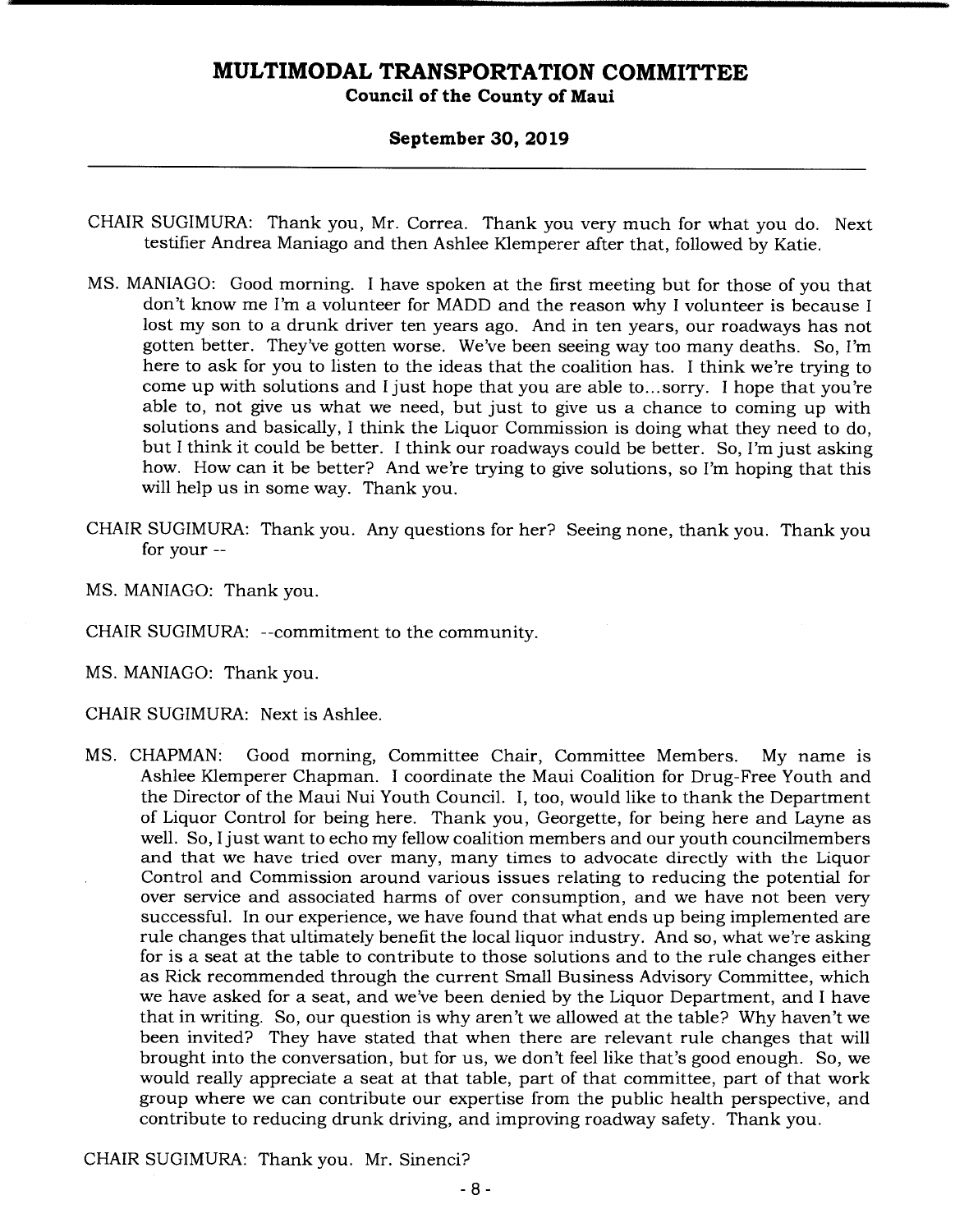CHAIR SUGIMURA: Thank you, Mr. Correa. Thank you very much for what you do. Next testifier Andrea Maniago and then Ashlee Klemperer after that, followed by Katie.

MS. MANIAGO: Good morning. I have spoken at the first meeting but for those of you that don't know me I'm a volunteer for MADD and the reason why I volunteer is because I lost my son to a drunk driver ten years ago. And in ten years, our roadways has not gotten better. They've gotten worse. We've been seeing way too many deaths. So, I'm here to ask for you to listen to the ideas that the coalition has. I think we're trying to come up with solutions and I just hope that you are able to...sorry. I hope that you're able to, not give us what we need, but just to give us a chance to coming up with solutions and basically, I think the Liquor Commission is doing what they need to do, but I think it could be better. I think our roadways could be better. So, I'm just asking how. How can it be better? And we're trying to give solutions, so I'm hoping that this will help us in some way. Thank you.

CHAIR SUGIMURA: Thank you. Any questions for her? Seeing none, thank you. Thank you for your --

MS. MANIAGO: Thank you.

CHAIR SUGIMURA: --commitment to the community.

MS. MANIAGO: Thank you.

CHAIR SUGIMURA: Next is Ashlee.

MS. CHAPMAN: Good morning, Committee Chair, Committee Members. My name is Ashlee Klemperer Chapman. I coordinate the Maui Coalition for Drug-Free Youth and the Director of the Maui Nui Youth Council. I, too, would like to thank the Department of Liquor Control for being here. Thank you, Georgette, for being here and Layne as well. So, I just want to echo my fellow coalition members and our youth councilmembers and that we have tried over many, many times to advocate directly with the Liquor Control and Commission around various issues relating to reducing the potential for over service and associated harms of over consumption, and we have not been very successful. In our experience, we have found that what ends up being implemented are rule changes that ultimately benefit the local liquor industry. And so, what we're asking for is a seat at the table to contribute to those solutions and to the rule changes either as Rick recommended through the current Small Business Advisory Committee, which we have asked for a seat, and we've been denied by the Liquor Department, and I have that in writing. So, our question is why aren't we allowed at the table? Why haven't we been invited? They have stated that when there are relevant rule changes that will brought into the conversation, but for us, we don't feel like that's good enough. So, we would really appreciate a seat at that table, part of that committee, part of that work group where we can contribute our expertise from the public health perspective, and contribute to reducing drunk driving, and improving roadway safety. Thank you.

CHAIR SUGIMURA: Thank you. Mr. Sinenci?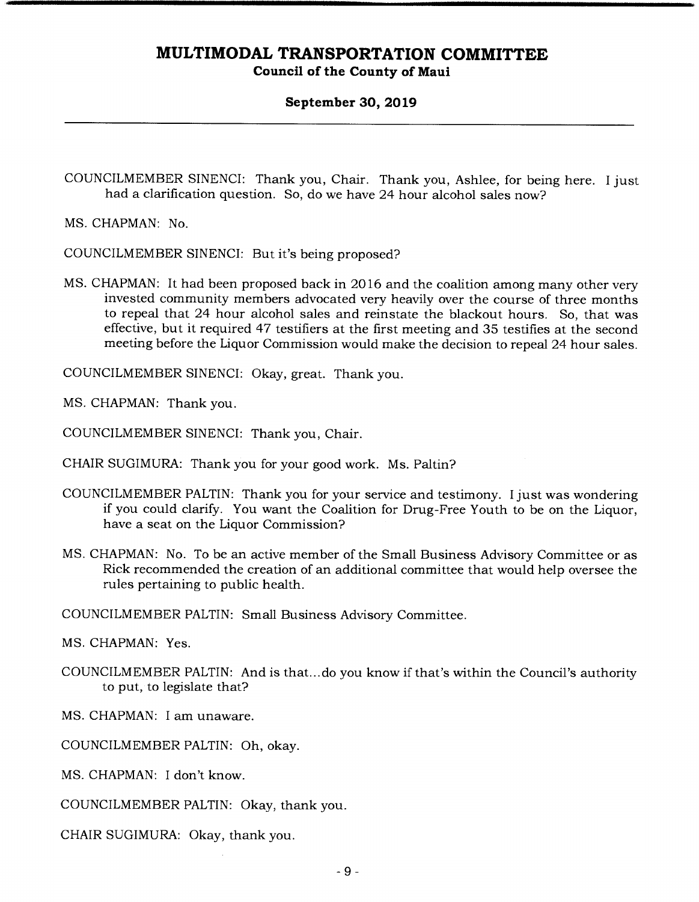COUNCILMEMBER SINENCI: Thank you, Chair. Thank you, Ashlee, for being here. I just had a clarification question. So, do we have 24 hour alcohol sales now?

MS. CHAPMAN: No.

COUNCILMEMBER SINENCI: But it's being proposed?

MS. CHAPMAN: It had been proposed back in 2016 and the coalition among many other very invested community members advocated very heavily over the course of three months to repeal that 24 hour alcohol sales and reinstate the blackout hours. So, that was effective, but it required 47 testifiers at the first meeting and 35 testifies at the second meeting before the Liquor Commission would make the decision to repeal 24 hour sales.

COUNCILMEMBER SINENCI: Okay, great. Thank you.

MS. CHAPMAN: Thank you.

COUNCILMEMBER SINENCI: Thank you, Chair.

CHAIR SUGIMURA: Thank you for your good work. Ms. Paltin?

COUNCILMEMBER PALTIN: Thank you for your service and testimony. I just was wondering if you could clarify. You want the Coalition for Drug-Free Youth to be on the Liquor, have a seat on the Liquor Commission?

MS. CHAPMAN: No. To be an active member of the Small Business Advisory Committee or as Rick recommended the creation of an additional committee that would help oversee the rules pertaining to public health.

COUNCILMEMBER PALTIN: Small Business Advisory Committee.

MS. CHAPMAN: Yes.

COUNCILMEMBER PALTIN: And is that...do you know if that's within the Council's authority to put, to legislate that?

MS. CHAPMAN: I am unaware.

COUNCILMEMBER PALTIN: Oh, okay.

MS. CHAPMAN: I don't know.

COUNCILMEMBER PALTIN: Okay, thank you.

CHAIR SUGIMURA: Okay, thank you.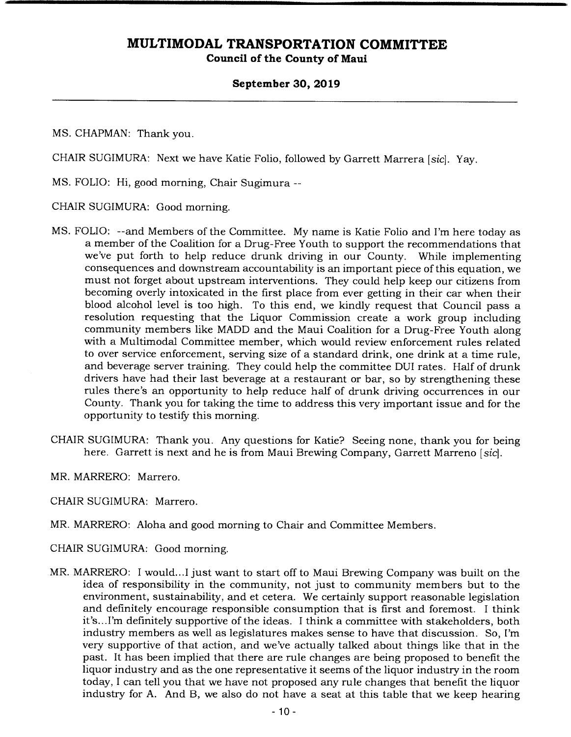MS. CHAPMAN: Thank you.

CHAIR SUGIMURA: Next we have Katie Folio, followed by Garrett Marrera [*sic*]. Yay.

MS. FOLIO: Hi, good morning, Chair Sugimura --

CHAIR SUGIMURA: Good morning.

MS. FOLIO: --and Members of the Committee. My name is Katie Folio and I'm here today as a member of the Coalition for a Drug-Free Youth to support the recommendations that we've put forth to help reduce drunk driving in our County. While implementing consequences and downstream accountability is an important piece of this equation, we must not forget about upstream interventions. They could help keep our citizens from becoming overly intoxicated in the first place from ever getting in their car when their blood alcohol level is too high. To this end, we kindly request that Council pass a resolution requesting that the Liquor Commission create a work group including community members like MADD and the Maui Coalition for a Drug-Free Youth along with a Multimodal Committee member, which would review enforcement rules related to over service enforcement, serving size of a standard drink, one drink at a time rule, and beverage server training. They could help the committee DUI rates. Half of drunk drivers have had their last beverage at a restaurant or bar, so by strengthening these rules there's an opportunity to help reduce half of drunk driving occurrences in our County. Thank you for taking the time to address this very important issue and for the opportunity to testify this morning.

CHAIR SUGIMURA: Thank you. Any questions for Katie? Seeing none, thank you for being here. Garrett is next and he is from Maui Brewing Company, Garrett Marreno [*sic*].

MR. MARRERO: Marrero.

CHAIR SUGIMURA: Marrero.

MR. MARRERO: Aloha and good morning to Chair and Committee Members.

CHAIR SUGIMURA: Good morning.

MR. MARRERO: I would...I just want to start off to Maui Brewing Company was built on the idea of responsibility in the community, not just to community members but to the environment, sustainability, and et cetera. We certainly support reasonable legislation and definitely encourage responsible consumption that is first and foremost. I think it's...I'm definitely supportive of the ideas. I think a committee with stakeholders, both industry members as well as legislatures makes sense to have that discussion. So, I'm very supportive of that action, and we've actually talked about things like that in the past. It has been implied that there are rule changes are being proposed to benefit the liquor industry and as the one representative it seems of the liquor industry in the room today, I can tell you that we have not proposed any rule changes that benefit the liquor industry for A. And B, we also do not have a seat at this table that we keep hearing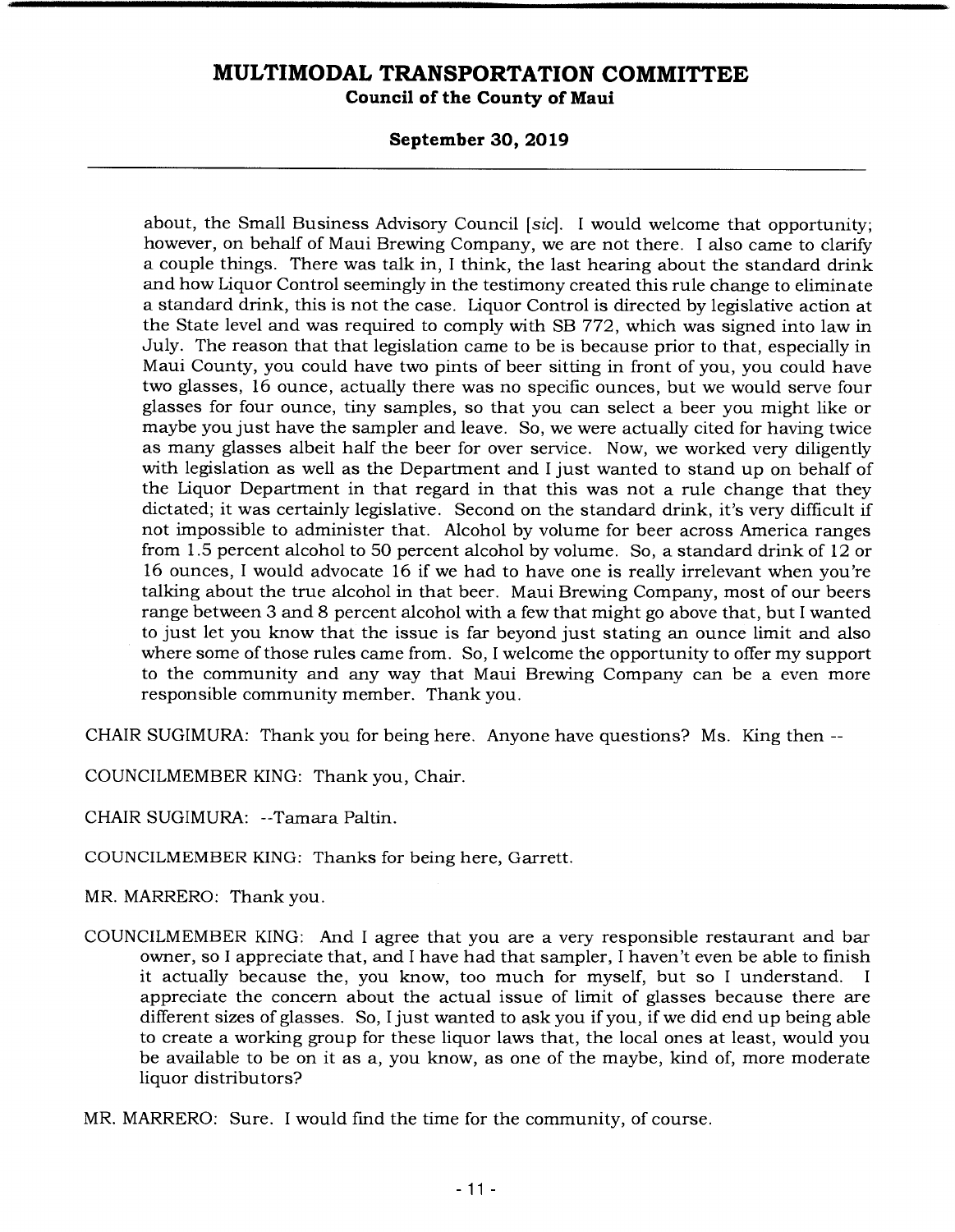about, the Small Business Advisory Council [*sic*]. I would welcome that opportunity; however, on behalf of Maui Brewing Company, we are not there. I also came to clarify a couple things. There was talk in, I think, the last hearing about the standard drink and how Liquor Control seemingly in the testimony created this rule change to eliminate a standard drink, this is not the case. Liquor Control is directed by legislative action at the State level and was required to comply with SB 772, which was signed into law in July. The reason that that legislation came to be is because prior to that, especially in Maui County, you could have two pints of beer sitting in front of you, you could have two glasses, 16 ounce, actually there was no specific ounces, but we would serve four glasses for four ounce, tiny samples, so that you can select a beer you might like or maybe you just have the sampler and leave. So, we were actually cited for having twice as many glasses albeit half the beer for over service. Now, we worked very diligently with legislation as well as the Department and I just wanted to stand up on behalf of the Liquor Department in that regard in that this was not a rule change that they dictated; it was certainly legislative. Second on the standard drink, it's very difficult if not impossible to administer that. Alcohol by volume for beer across America ranges from 1.5 percent alcohol to 50 percent alcohol by volume. So, a standard drink of 12 or 16 ounces, I would advocate 16 if we had to have one is really irrelevant when you're talking about the true alcohol in that beer. Maui Brewing Company, most of our beers range between 3 and 8 percent alcohol with a few that might go above that, but I wanted to just let you know that the issue is far beyond just stating an ounce limit and also where some of those rules came from. So, I welcome the opportunity to offer my support to the community and any way that Maui Brewing Company can be a even more responsible community member. Thank you.

CHAIR SUGIMURA: Thank you for being here. Anyone have questions? Ms. King then --

COUNCILMEMBER KING: Thank you, Chair.

CHAIR SUGIMURA: --Tamara Paltin.

COUNCILMEMBER KING: Thanks for being here, Garrett.

MR. MARRERO: Thank you.

COUNCILMEMBER KING: And I agree that you are a very responsible restaurant and bar owner, so I appreciate that, and I have had that sampler, I haven't even be able to finish it actually because the, you know, too much for myself, but so I understand. I appreciate the concern about the actual issue of limit of glasses because there are different sizes of glasses. So, I just wanted to ask you if you, if we did end up being able to create a working group for these liquor laws that, the local ones at least, would you be available to be on it as a, you know, as one of the maybe, kind of, more moderate liquor distributors?

MR. MARRERO: Sure. I would find the time for the community, of course.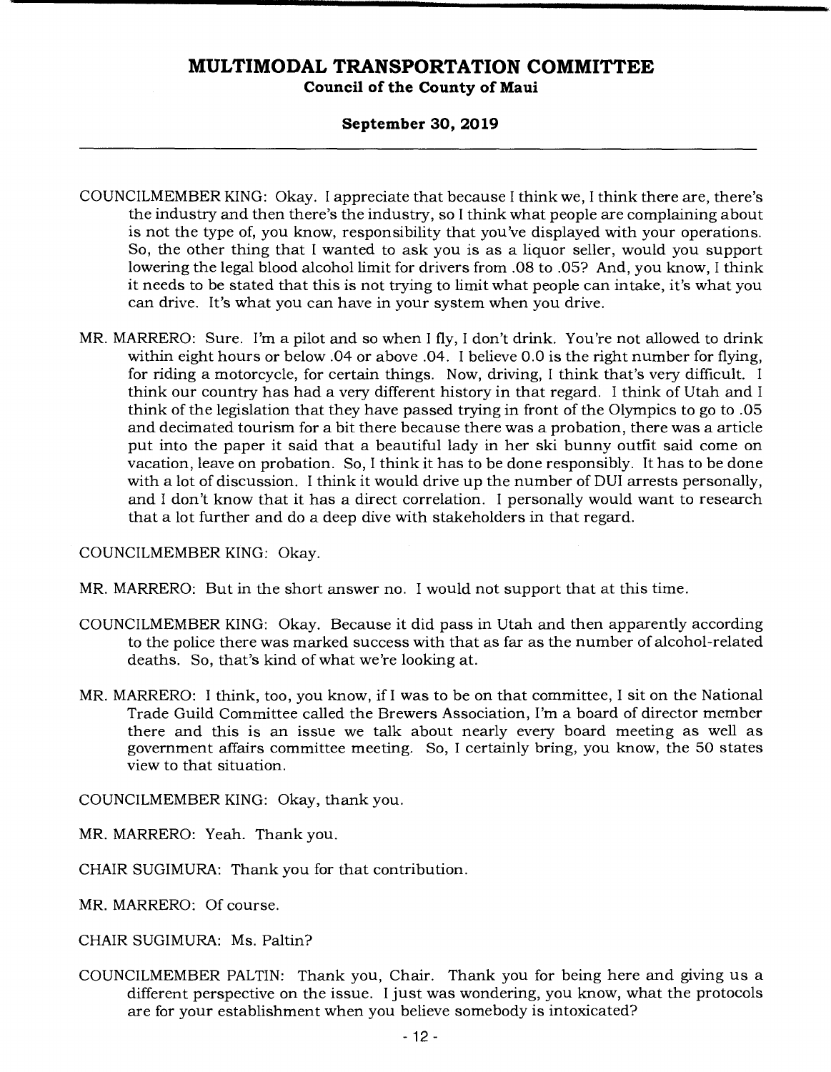COUNCILMEMBER KING: Okay. I appreciate that because I think we, I think there are, there's the industry and then there's the industry, so I think what people are complaining about is not the type of, you know, responsibility that you've displayed with your operations. So, the other thing that I wanted to ask you is as a liquor seller, would you support lowering the legal blood alcohol limit for drivers from .08 to .05? And, you know, I think it needs to be stated that this is not trying to limit what people can intake, it's what you can drive. It's what you can have in your system when you drive.

MR. MARRERO: Sure. I'm a pilot and so when I fly, I don't drink. You're not allowed to drink within eight hours or below .04 or above .04. I believe 0.0 is the right number for flying, for riding a motorcycle, for certain things. Now, driving, I think that's very difficult. I think our country has had a very different history in that regard. I think of Utah and I think of the legislation that they have passed trying in front of the Olympics to go to .05 and decimated tourism for a bit there because there was a probation, there was a article put into the paper it said that a beautiful lady in her ski bunny outfit said come on vacation, leave on probation. So, I think it has to be done responsibly. It has to be done with a lot of discussion. I think it would drive up the number of DUI arrests personally, and I don't know that it has a direct correlation. I personally would want to research that a lot further and do a deep dive with stakeholders in that regard.

COUNCILMEMBER KING: Okay.

MR. MARRERO: But in the short answer no. I would not support that at this time.

COUNCILMEMBER KING: Okay. Because it did pass in Utah and then apparently according to the police there was marked success with that as far as the number of alcohol-related deaths. So, that's kind of what we're looking at.

MR. MARRERO: I think, too, you know, if I was to be on that committee, I sit on the National Trade Guild Committee called the Brewers Association, I'm a board of director member there and this is an issue we talk about nearly every board meeting as well as government affairs committee meeting. So, I certainly bring, you know, the 50 states view to that situation.

COUNCILMEMBER KING: Okay, thank you.

MR. MARRERO: Yeah. Thank you.

CHAIR SUGIMURA: Thank you for that contribution.

MR. MARRERO: Of course.

CHAIR SUGIMURA: Ms. Paltin?

COUNCILMEMBER PALTIN: Thank you, Chair. Thank you for being here and giving us a different perspective on the issue. I just was wondering, you know, what the protocols are for your establishment when you believe somebody is intoxicated?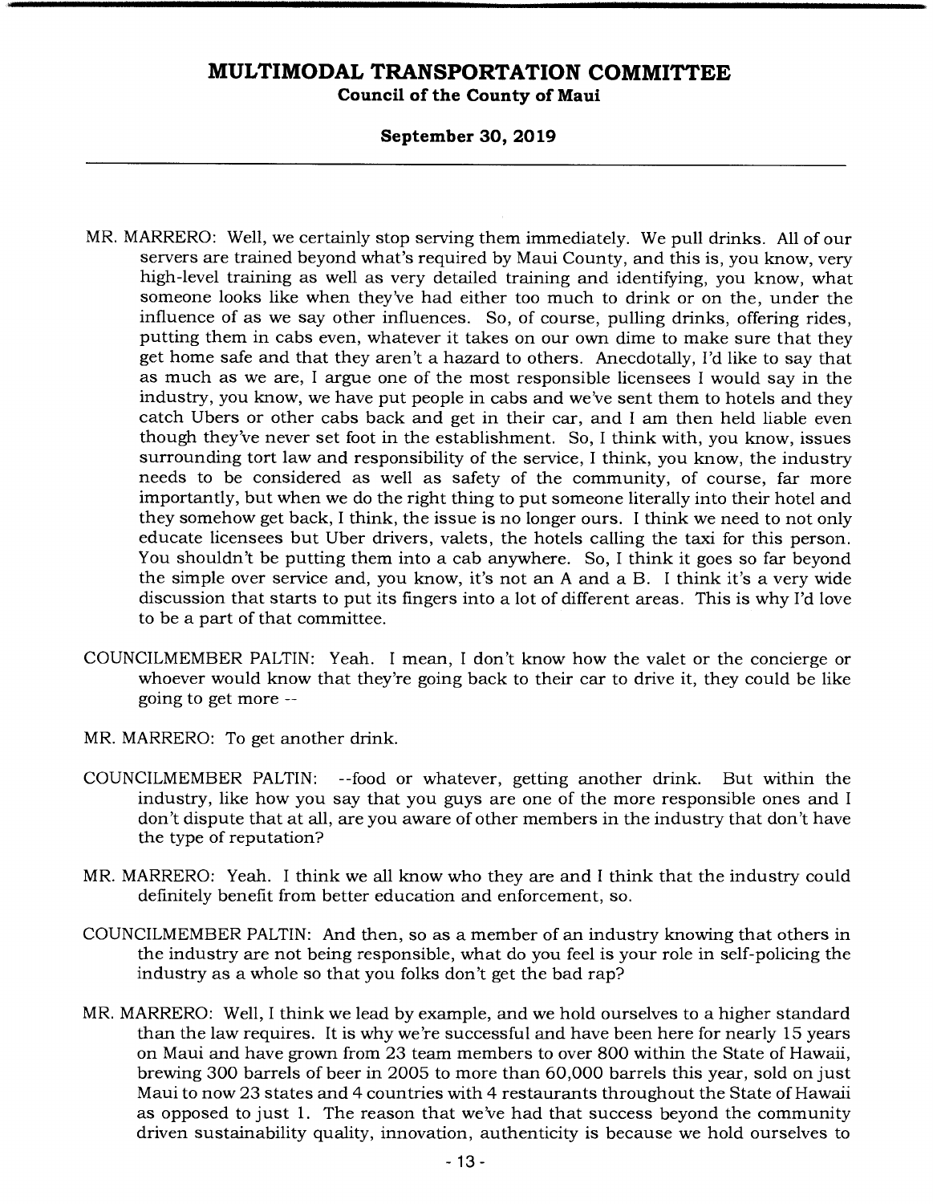MR. MARRERO: Well, we certainly stop serving them immediately. We pull drinks. All of our servers are trained beyond what's required by Maui County, and this is, you know, very high-level training as well as very detailed training and identifying, you know, what someone looks like when they've had either too much to drink or on the, under the influence of as we say other influences. So, of course, pulling drinks, offering rides, putting them in cabs even, whatever it takes on our own dime to make sure that they get home safe and that they aren't a hazard to others. Anecdotally, I'd like to say that as much as we are, I argue one of the most responsible licensees I would say in the industry, you know, we have put people in cabs and we've sent them to hotels and they catch Ubers or other cabs back and get in their car, and I am then held liable even though they've never set foot in the establishment. So, I think with, you know, issues surrounding tort law and responsibility of the service, I think, you know, the industry needs to be considered as well as safety of the community, of course, far more importantly, but when we do the right thing to put someone literally into their hotel and they somehow get back, I think, the issue is no longer ours. I think we need to not only educate licensees but Uber drivers, valets, the hotels calling the taxi for this person. You shouldn't be putting them into a cab anywhere. So, I think it goes so far beyond the simple over service and, you know, it's not an A and a B. I think it's a very wide discussion that starts to put its fingers into a lot of different areas. This is why I'd love to be a part of that committee.

COUNCILMEMBER PALTIN: Yeah. I mean, I don't know how the valet or the concierge or whoever would know that they're going back to their car to drive it, they could be like going to get more --

MR. MARRERO: To get another drink.

COUNCILMEMBER PALTIN: --food or whatever, getting another drink. But within the industry, like how you say that you guys are one of the more responsible ones and I don't dispute that at all, are you aware of other members in the industry that don't have the type of reputation?

MR. MARRERO: Yeah. I think we all know who they are and I think that the industry could definitely benefit from better education and enforcement, so.

COUNCILMEMBER PALTIN: And then, so as a member of an industry knowing that others in the industry are not being responsible, what do you feel is your role in self-policing the industry as a whole so that you folks don't get the bad rap?

MR. MARRERO: Well, I think we lead by example, and we hold ourselves to a higher standard than the law requires. It is why we're successful and have been here for nearly 15 years on Maui and have grown from 23 team members to over 800 within the State of Hawaii, brewing 300 barrels of beer in 2005 to more than 60,000 barrels this year, sold on just Maui to now 23 states and 4 countries with 4 restaurants throughout the State of Hawaii as opposed to just 1. The reason that we've had that success beyond the community driven sustainability quality, innovation, authenticity is because we hold ourselves to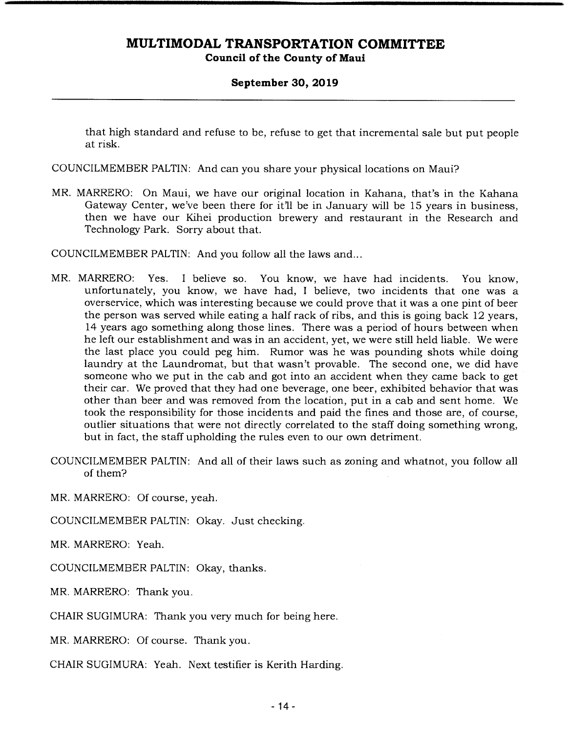that high standard and refuse to be, refuse to get that incremental sale but put people at risk.

COUNCILMEMBER PALTIN: And can you share your physical locations on Maui?

MR. MARRERO: On Maui, we have our original location in Kahana, that's in the Kahana Gateway Center, we've been there for it'll be in January will be 15 years in business, then we have our Kihei production brewery and restaurant in the Research and Technology Park. Sorry about that.

COUNCILMEMBER PALTIN: And you follow all the laws and...

MR. MARRERO: Yes. I believe so. You know, we have had incidents. You know, unfortunately, you know, we have had, I believe, two incidents that one was a overservice, which was interesting because we could prove that it was a one pint of beer the person was served while eating a half rack of ribs, and this is going back 12 years, 14 years ago something along those lines. There was a period of hours between when he left our establishment and was in an accident, yet, we were still held liable. We were the last place you could peg him. Rumor was he was pounding shots while doing laundry at the Laundromat, but that wasn't provable. The second one, we did have someone who we put in the cab and got into an accident when they came back to get their car. We proved that they had one beverage, one beer, exhibited behavior that was other than beer and was removed from the location, put in a cab and sent home. We took the responsibility for those incidents and paid the fines and those are, of course, outlier situations that were not directly correlated to the staff doing something wrong, but in fact, the staff upholding the rules even to our own detriment.

COUNCILMEMBER PALTIN: And all of their laws such as zoning and whatnot, you follow all of them?

MR. MARRERO: Of course, yeah.

COUNCILMEMBER PALTIN: Okay. Just checking.

MR. MARRERO: Yeah.

COUNCILMEMBER PALTIN: Okay, thanks.

MR. MARRERO: Thank you.

CHAIR SUGIMURA: Thank you very much for being here.

MR. MARRERO: Of course. Thank you.

CHAIR SUGIMURA: Yeah. Next testifier is Kerith Harding.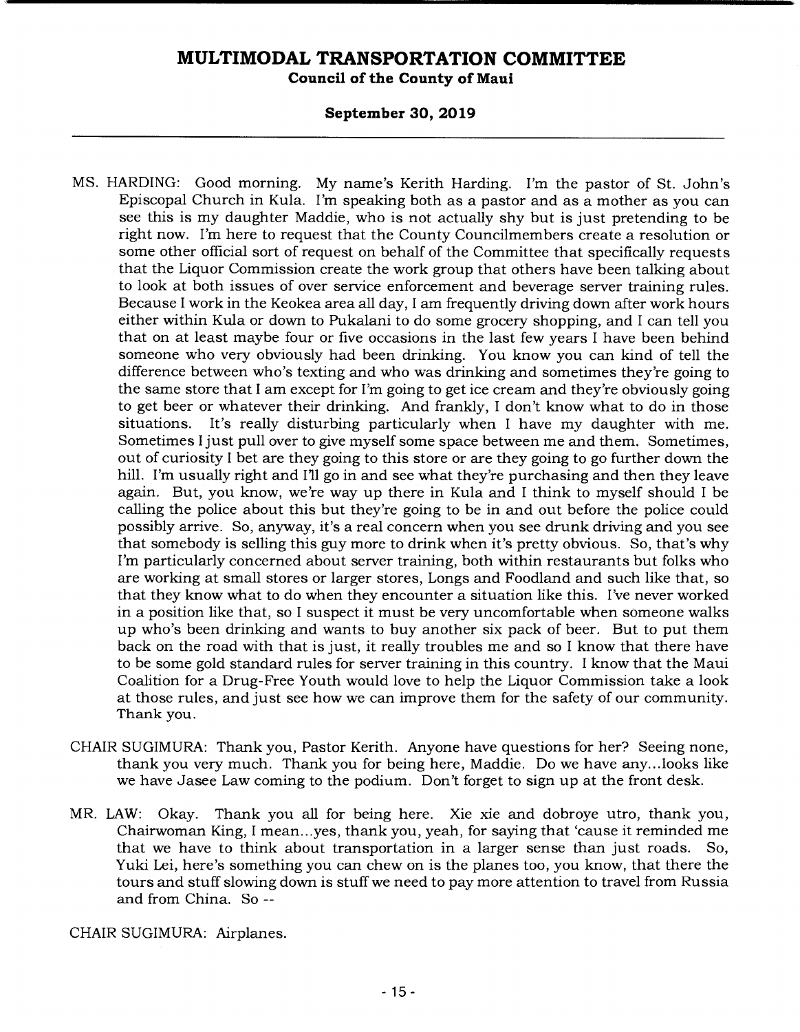MS. HARDING: Good morning. My name's Kerith Harding. I'm the pastor of St. John's Episcopal Church in Kula. I'm speaking both as a pastor and as a mother as you can see this is my daughter Maddie, who is not actually shy but is just pretending to be right now. I'm here to request that the County Councilmembers create a resolution or some other official sort of request on behalf of the Committee that specifically requests that the Liquor Commission create the work group that others have been talking about to look at both issues of over service enforcement and beverage server training rules. Because I work in the Keokea area all day, I am frequently driving down after work hours either within Kula or down to Pukalani to do some grocery shopping, and I can tell you that on at least maybe four or five occasions in the last few years I have been behind someone who very obviously had been drinking. You know you can kind of tell the difference between who's texting and who was drinking and sometimes they're going to the same store that I am except for I'm going to get ice cream and they're obviously going to get beer or whatever their drinking. And frankly, I don't know what to do in those situations. It's really disturbing particularly when I have my daughter with me. Sometimes I just pull over to give myself some space between me and them. Sometimes, out of curiosity I bet are they going to this store or are they going to go further down the hill. I'm usually right and I'll go in and see what they're purchasing and then they leave again. But, you know, we're way up there in Kula and I think to myself should I be calling the police about this but they're going to be in and out before the police could possibly arrive. So, anyway, it's a real concern when you see drunk driving and you see that somebody is selling this guy more to drink when it's pretty obvious. So, that's why I'm particularly concerned about server training, both within restaurants but folks who are working at small stores or larger stores, Longs and Foodland and such like that, so that they know what to do when they encounter a situation like this. I've never worked in a position like that, so I suspect it must be very uncomfortable when someone walks up who's been drinking and wants to buy another six pack of beer. But to put them back on the road with that is just, it really troubles me and so I know that there have to be some gold standard rules for server training in this country. I know that the Maui Coalition for a Drug-Free Youth would love to help the Liquor Commission take a look at those rules, and just see how we can improve them for the safety of our community. Thank you.

CHAIR SUGIMURA: Thank you, Pastor Kerith. Anyone have questions for her? Seeing none, thank you very much. Thank you for being here, Maddie. Do we have any...looks like we have Jasee Law coming to the podium. Don't forget to sign up at the front desk.

MR. LAW: Okay. Thank you all for being here. Xie xie and dobroye utro, thank you, Chairwoman King, I mean...yes, thank you, yeah, for saying that 'cause it reminded me that we have to think about transportation in a larger sense than just roads. So, Yuki Lei, here's something you can chew on is the planes too, you know, that there the tours and stuff slowing down is stuff we need to pay more attention to travel from Russia and from China. So --

CHAIR SUGIMURA: Airplanes.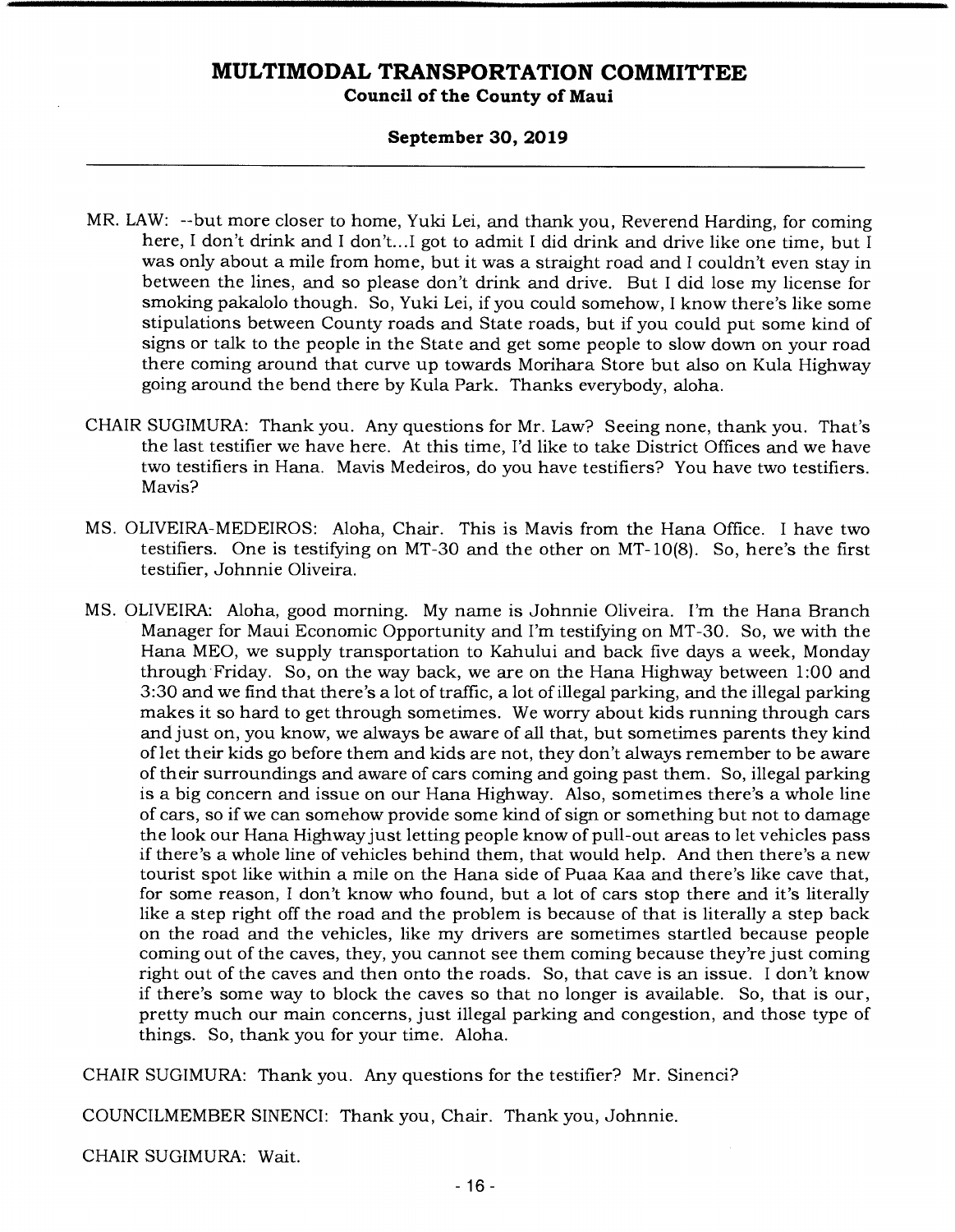MR. LAW: --but more closer to home, Yuki Lei, and thank you, Reverend Harding, for coming here, I don't drink and I don't...I got to admit I did drink and drive like one time, but I was only about a mile from home, but it was a straight road and I couldn't even stay in between the lines, and so please don't drink and drive. But I did lose my license for smoking pakalolo though. So, Yuki Lei, if you could somehow, I know there's like some stipulations between County roads and State roads, but if you could put some kind of signs or talk to the people in the State and get some people to slow down on your road there coming around that curve up towards Morihara Store but also on Kula Highway going around the bend there by Kula Park. Thanks everybody, aloha.

CHAIR SUGIMURA: Thank you. Any questions for Mr. Law? Seeing none, thank you. That's the last testifier we have here. At this time, I'd like to take District Offices and we have two testifiers in Hana. Mavis Medeiros, do you have testifiers? You have two testifiers. Mavis?

MS. OLIVEIRA-MEDEIROS: Aloha, Chair. This is Mavis from the Hana Office. I have two testifiers. One is testifying on MT-30 and the other on MT-10(8). So, here's the first testifier, Johnnie Oliveira.

MS. OLIVEIRA: Aloha, good morning. My name is Johnnie Oliveira. I'm the Hana Branch Manager for Maui Economic Opportunity and I'm testifying on MT-30. So, we with the Hana MEO, we supply transportation to Kahului and back five days a week, Monday through Friday. So, on the way back, we are on the Hana Highway between 1:00 and 3:30 and we find that there's a lot of traffic, a lot of illegal parking, and the illegal parking makes it so hard to get through sometimes. We worry about kids running through cars and just on, you know, we always be aware of all that, but sometimes parents they kind of let their kids go before them and kids are not, they don't always remember to be aware of their surroundings and aware of cars coming and going past them. So, illegal parking is a big concern and issue on our Hana Highway. Also, sometimes there's a whole line of cars, so if we can somehow provide some kind of sign or something but not to damage the look our Hana Highway just letting people know of pull-out areas to let vehicles pass if there's a whole line of vehicles behind them, that would help. And then there's a new tourist spot like within a mile on the Hana side of Puaa Kaa and there's like cave that, for some reason, I don't know who found, but a lot of cars stop there and it's literally like a step right off the road and the problem is because of that is literally a step back on the road and the vehicles, like my drivers are sometimes startled because people coming out of the caves, they, you cannot see them coming because they're just coming right out of the caves and then onto the roads. So, that cave is an issue. I don't know if there's some way to block the caves so that no longer is available. So, that is our, pretty much our main concerns, just illegal parking and congestion, and those type of things. So, thank you for your time. Aloha.

CHAIR SUGIMURA: Thank you. Any questions for the testifier? Mr. Sinenci?

COUNCILMEMBER SINENCI: Thank you, Chair. Thank you, Johnnie.

CHAIR SUGIMURA: Wait.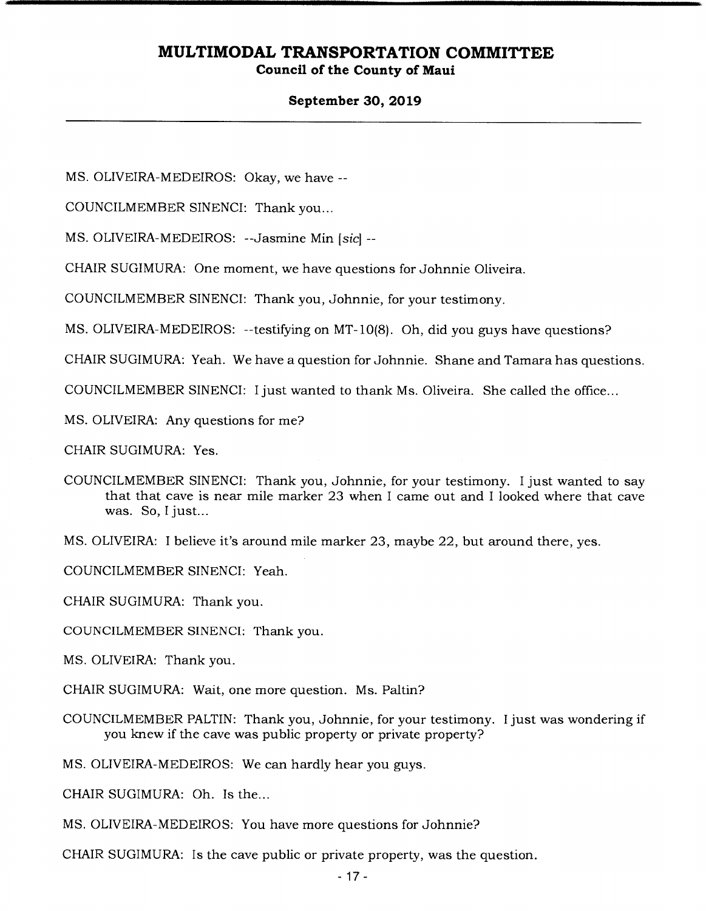MS. OLIVEIRA-MEDEIROS: Okay, we have --

COUNCILMEMBER SINENCI: Thank you...

MS. OLIVEIRA-MEDEIROS: --Jasmine Min [*sic*] --

CHAIR SUGIMURA: One moment, we have questions for Johnnie Oliveira.

COUNCILMEMBER SINENCI: Thank you, Johnnie, for your testimony.

MS. OLIVEIRA-MEDEIROS: --testifying on MT-10(8). Oh, did you guys have questions?

CHAIR SUGIMURA: Yeah. We have a question for Johnnie. Shane and Tamara has questions.

COUNCILMEMBER SINENCI: I just wanted to thank Ms. Oliveira. She called the office...

MS. OLIVEIRA: Any questions for me?

CHAIR SUGIMURA: Yes.

COUNCILMEMBER SINENCI: Thank you, Johnnie, for your testimony. I just wanted to say that that cave is near mile marker 23 when I came out and I looked where that cave was. So, I just...

MS. OLIVEIRA: I believe it's around mile marker 23, maybe 22, but around there, yes.

COUNCILMEMBER SINENCI: Yeah.

CHAIR SUGIMURA: Thank you.

COUNCILMEMBER SINENCI: Thank you.

MS. OLIVEIRA: Thank you.

CHAIR SUGIMURA: Wait, one more question. Ms. Paltin?

COUNCILMEMBER PALTIN: Thank you, Johnnie, for your testimony. I just was wondering if you knew if the cave was public property or private property?

MS. OLIVEIRA-MEDEIROS: We can hardly hear you guys.

CHAIR SUGIMURA: Oh. Is the...

MS. OLIVEIRA-MEDEIROS: You have more questions for Johnnie?

CHAIR SUGIMURA: Is the cave public or private property, was the question.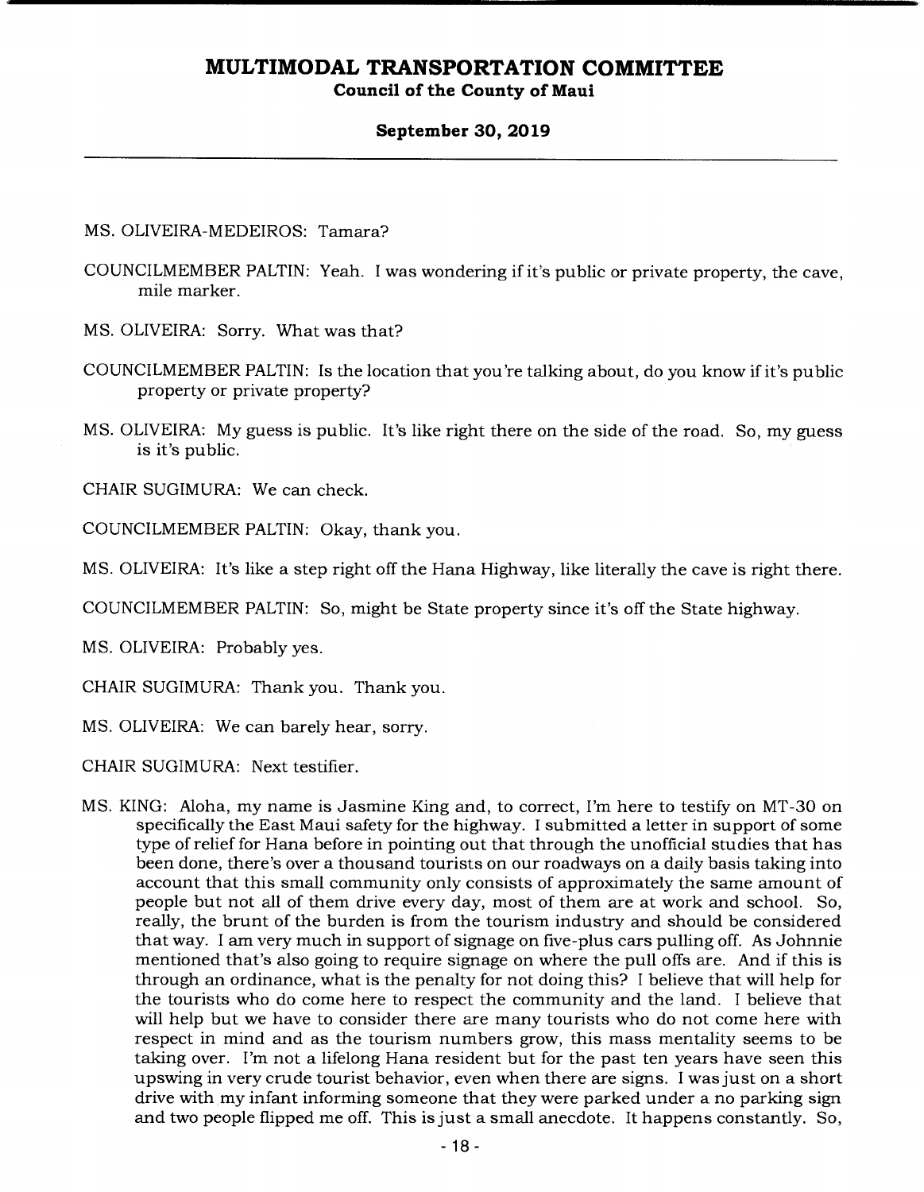MS. OLIVEIRA-MEDEIROS: Tamara?

COUNCILMEMBER PALTIN: Yeah. I was wondering if it's public or private property, the cave, mile marker.

MS. OLIVEIRA: Sorry. What was that?

COUNCILMEMBER PALTIN: Is the location that you're talking about, do you know if it's public property or private property?

MS. OLIVEIRA: My guess is public. It's like right there on the side of the road. So, my guess is it's public.

CHAIR SUGIMURA: We can check.

COUNCILMEMBER PALTIN: Okay, thank you.

MS. OLIVEIRA: It's like a step right off the Hana Highway, like literally the cave is right there.

COUNCILMEMBER PALTIN: So, might be State property since it's off the State highway.

MS. OLIVEIRA: Probably yes.

CHAIR SUGIMURA: Thank you. Thank you.

MS. OLIVEIRA: We can barely hear, sorry.

CHAIR SUGIMURA: Next testifier.

MS. KING: Aloha, my name is Jasmine King and, to correct, I'm here to testify on MT-30 on specifically the East Maui safety for the highway. I submitted a letter in support of some type of relief for Hana before in pointing out that through the unofficial studies that has been done, there's over a thousand tourists on our roadways on a daily basis taking into account that this small community only consists of approximately the same amount of people but not all of them drive every day, most of them are at work and school. So, really, the brunt of the burden is from the tourism industry and should be considered that way. I am very much in support of signage on five-plus cars pulling off. As Johnnie mentioned that's also going to require signage on where the pull offs are. And if this is through an ordinance, what is the penalty for not doing this? I believe that will help for the tourists who do come here to respect the community and the land. I believe that will help but we have to consider there are many tourists who do not come here with respect in mind and as the tourism numbers grow, this mass mentality seems to be taking over. I'm not a lifelong Hana resident but for the past ten years have seen this upswing in very crude tourist behavior, even when there are signs. I was just on a short drive with my infant informing someone that they were parked under a no parking sign and two people flipped me off. This is just a small anecdote. It happens constantly. So,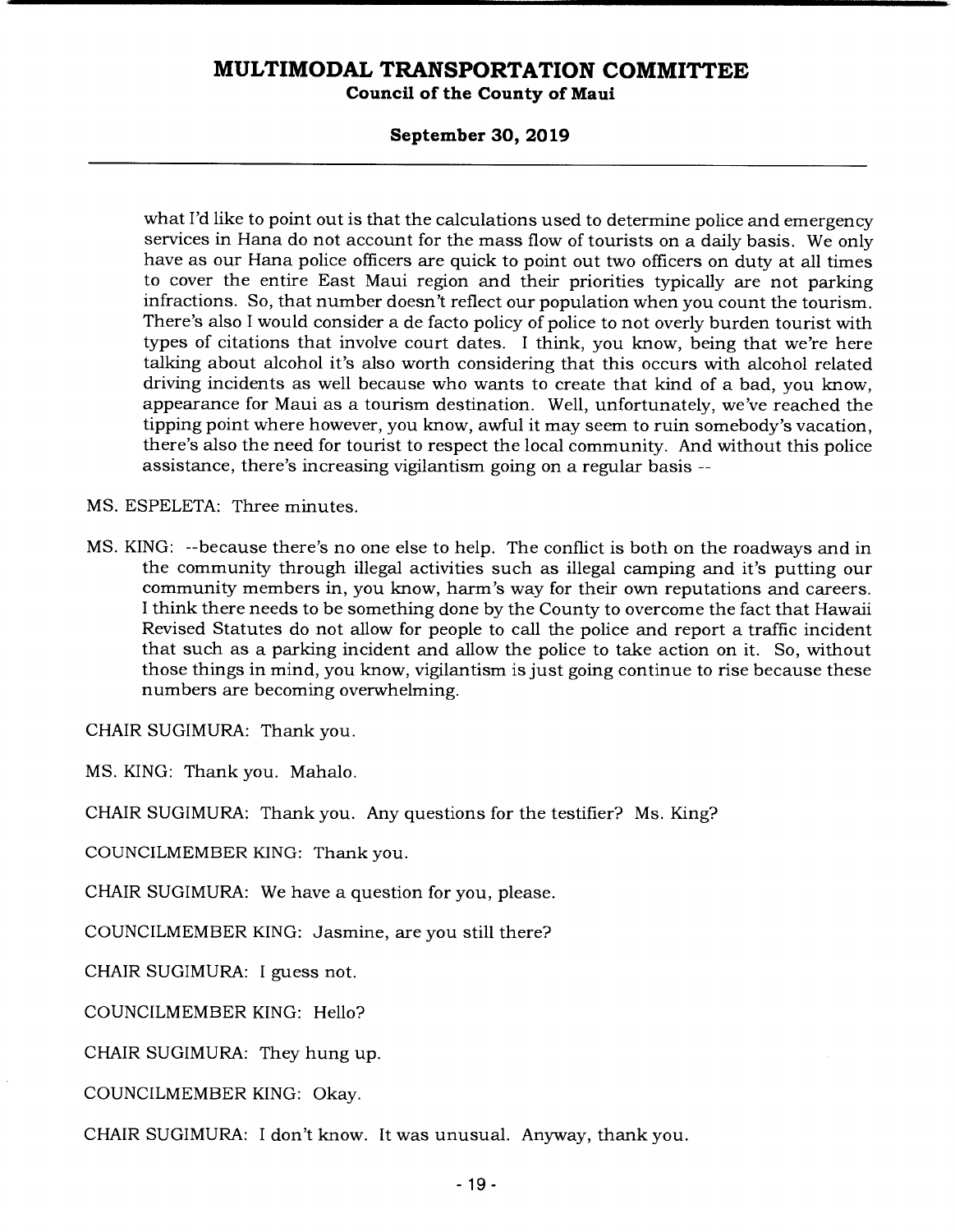what I'd like to point out is that the calculations used to determine police and emergency services in Hana do not account for the mass flow of tourists on a daily basis. We only have as our Hana police officers are quick to point out two officers on duty at all times to cover the entire East Maui region and their priorities typically are not parking infractions. So, that number doesn't reflect our population when you count the tourism. There's also I would consider a de facto policy of police to not overly burden tourist with types of citations that involve court dates. I think, you know, being that we're here talking about alcohol it's also worth considering that this occurs with alcohol related driving incidents as well because who wants to create that kind of a bad, you know, appearance for Maui as a tourism destination. Well, unfortunately, we've reached the tipping point where however, you know, awful it may seem to ruin somebody's vacation, there's also the need for tourist to respect the local community. And without this police assistance, there's increasing vigilantism going on a regular basis --

MS. ESPELETA: Three minutes.

MS. KING: --because there's no one else to help. The conflict is both on the roadways and in the community through illegal activities such as illegal camping and it's putting our community members in, you know, harm's way for their own reputations and careers. I think there needs to be something done by the County to overcome the fact that Hawaii Revised Statutes do not allow for people to call the police and report a traffic incident that such as a parking incident and allow the police to take action on it. So, without those things in mind, you know, vigilantism is just going continue to rise because these numbers are becoming overwhelming.

CHAIR SUGIMURA: Thank you.

MS. KING: Thank you. Mahalo.

CHAIR SUGIMURA: Thank you. Any questions for the testifier? Ms. King?

COUNCILMEMBER KING: Thank you.

CHAIR SUGIMURA: We have a question for you, please.

COUNCILMEMBER KING: Jasmine, are you still there?

CHAIR SUGIMURA: I guess not.

COUNCILMEMBER KING: Hello?

CHAIR SUGIMURA: They hung up.

COUNCILMEMBER KING: Okay.

CHAIR SUGIMURA: I don't know. It was unusual. Anyway, thank you.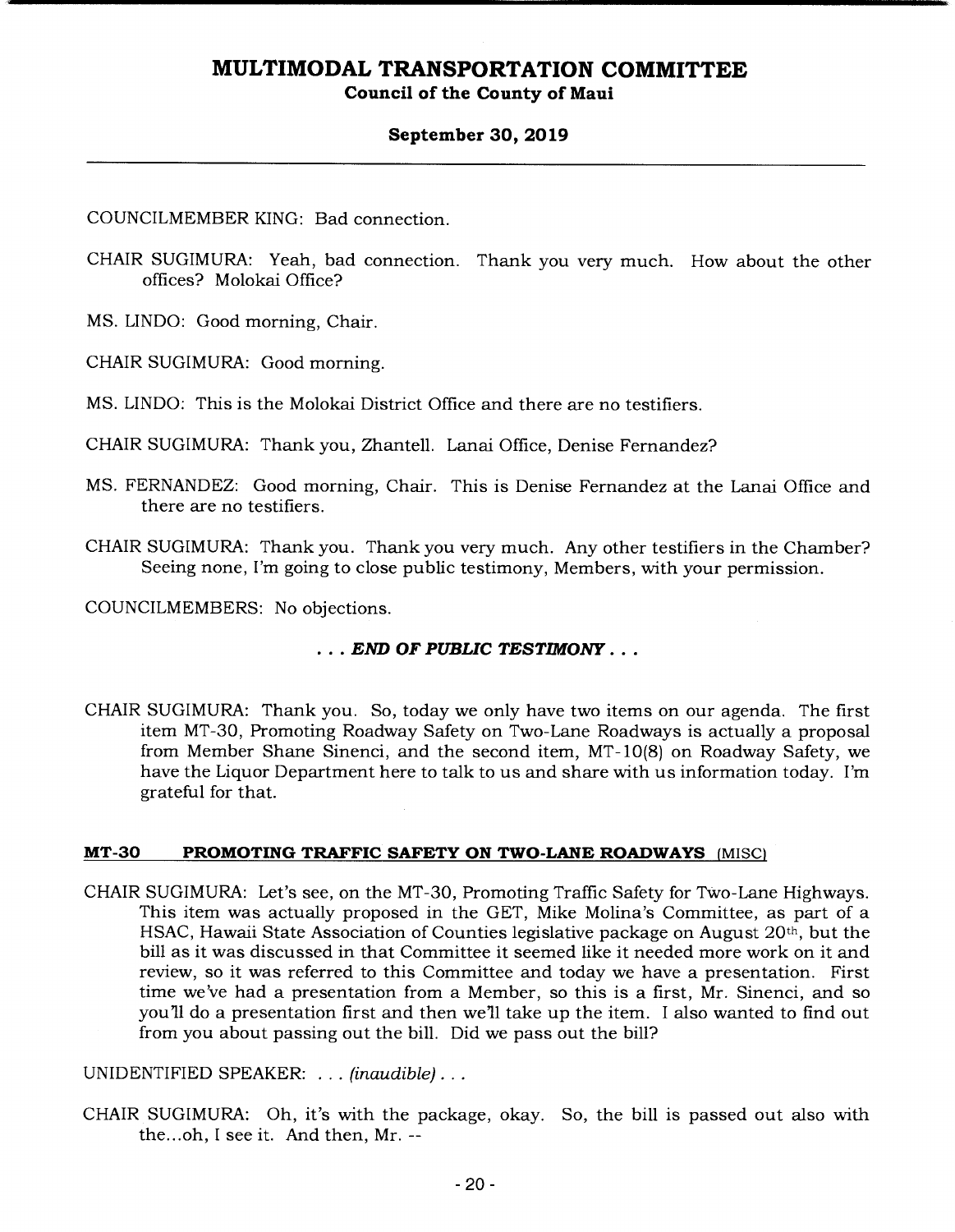COUNCILMEMBER KING: Bad connection.

CHAIR SUGIMURA: Yeah, bad connection. Thank you very much. How about the other offices? Molokai Office?

MS. LINDO: Good morning, Chair.

CHAIR SUGIMURA: Good morning.

MS. LINDO: This is the Molokai District Office and there are no testifiers.

CHAIR SUGIMURA: Thank you, Zhantell. Lanai Office, Denise Fernandez?

MS. FERNANDEZ: Good morning, Chair. This is Denise Fernandez at the Lanai Office and there are no testifiers.

CHAIR SUGIMURA: Thank you. Thank you very much. Any other testifiers in the Chamber? Seeing none, I'm going to close public testimony, Members, with your permission.

COUNCILMEMBERS: No objections.

**. . . *END OF PUBLIC TESTIMONY* . . .**

CHAIR SUGIMURA: Thank you. So, today we only have two items on our agenda. The first item MT-30, Promoting Roadway Safety on Two-Lane Roadways is actually a proposal from Member Shane Sinenci, and the second item, MT-10(8) on Roadway Safety, we have the Liquor Department here to talk to us and share with us information today. I'm grateful for that.

**MT-30 PROMOTING TRAFFIC SAFETY ON TWO-LANE ROADWAYS** (MISC)

CHAIR SUGIMURA: Let's see, on the MT-30, Promoting Traffic Safety for Two-Lane Highways. This item was actually proposed in the GET, Mike Molina's Committee, as part of a HSAC, Hawaii State Association of Counties legislative package on August 20th, but the bill as it was discussed in that Committee it seemed like it needed more work on it and review, so it was referred to this Committee and today we have a presentation. First time we've had a presentation from a Member, so this is a first, Mr. Sinenci, and so you'll do a presentation first and then we'll take up the item. I also wanted to find out from you about passing out the bill. Did we pass out the bill?

UNIDENTIFIED SPEAKER: . . . *(inaudible)* . . .

CHAIR SUGIMURA: Oh, it's with the package, okay. So, the bill is passed out also with the...oh, I see it. And then, Mr. --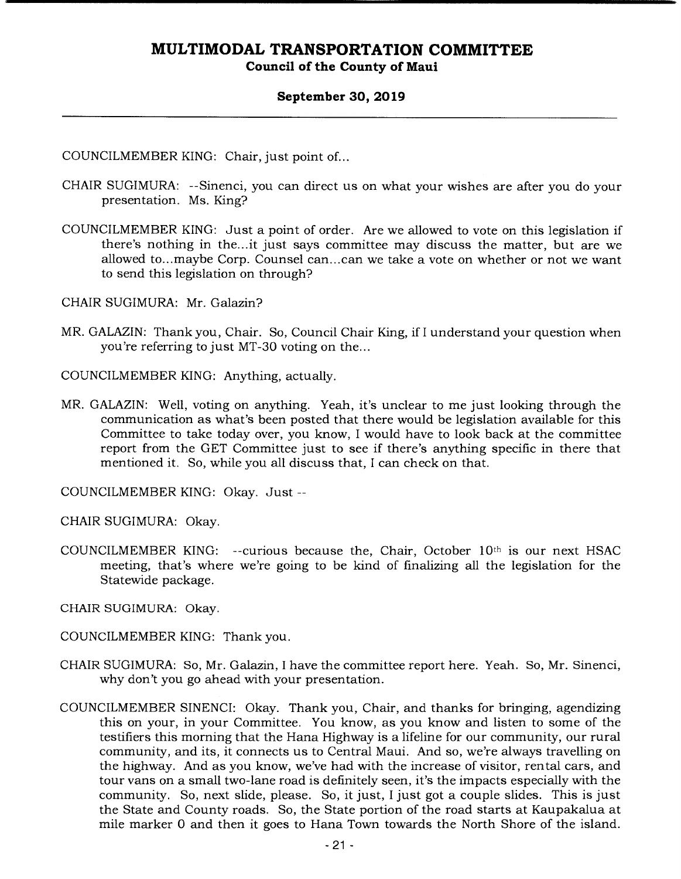COUNCILMEMBER KING: Chair, just point of...

CHAIR SUGIMURA: --Sinenci, you can direct us on what your wishes are after you do your presentation. Ms. King?

COUNCILMEMBER KING: Just a point of order. Are we allowed to vote on this legislation if there's nothing in the...it just says committee may discuss the matter, but are we allowed to...maybe Corp. Counsel can...can we take a vote on whether or not we want to send this legislation on through?

CHAIR SUGIMURA: Mr. Galazin?

MR. GALAZIN: Thank you, Chair. So, Council Chair King, if I understand your question when you're referring to just MT-30 voting on the...

COUNCILMEMBER KING: Anything, actually.

MR. GALAZIN: Well, voting on anything. Yeah, it's unclear to me just looking through the communication as what's been posted that there would be legislation available for this Committee to take today over, you know, I would have to look back at the committee report from the GET Committee just to see if there's anything specific in there that mentioned it. So, while you all discuss that, I can check on that.

COUNCILMEMBER KING: Okay. Just --

CHAIR SUGIMURA: Okay.

COUNCILMEMBER KING: --curious because the, Chair, October 10th is our next HSAC meeting, that's where we're going to be kind of finalizing all the legislation for the Statewide package.

CHAIR SUGIMURA: Okay.

COUNCILMEMBER KING: Thank you.

CHAIR SUGIMURA: So, Mr. Galazin, I have the committee report here. Yeah. So, Mr. Sinenci, why don't you go ahead with your presentation.

COUNCILMEMBER SINENCI: Okay. Thank you, Chair, and thanks for bringing, agendizing this on your, in your Committee. You know, as you know and listen to some of the testifiers this morning that the Hana Highway is a lifeline for our community, our rural community, and its, it connects us to Central Maui. And so, we're always travelling on the highway. And as you know, we've had with the increase of visitor, rental cars, and tour vans on a small two-lane road is definitely seen, it's the impacts especially with the community. So, next slide, please. So, it just, I just got a couple slides. This is just the State and County roads. So, the State portion of the road starts at Kaupakalua at mile marker 0 and then it goes to Hana Town towards the North Shore of the island.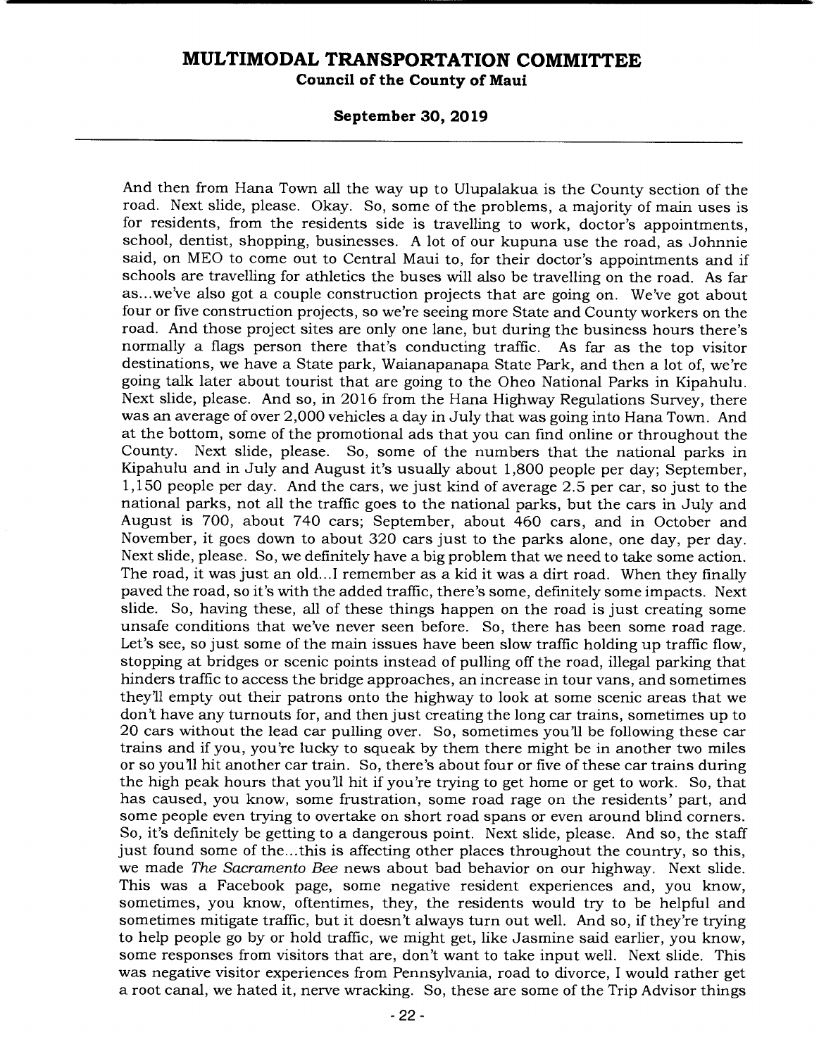And then from Hana Town all the way up to Ulupalakua is the County section of the road. Next slide, please. Okay. So, some of the problems, a majority of main uses is for residents, from the residents side is travelling to work, doctor's appointments, school, dentist, shopping, businesses. A lot of our kupuna use the road, as Johnnie said, on MEO to come out to Central Maui to, for their doctor's appointments and if schools are travelling for athletics the buses will also be travelling on the road. As far as...we've also got a couple construction projects that are going on. We've got about four or five construction projects, so we're seeing more State and County workers on the road. And those project sites are only one lane, but during the business hours there's normally a flags person there that's conducting traffic. As far as the top visitor destinations, we have a State park, Waianapanapa State Park, and then a lot of, we're going talk later about tourist that are going to the Oheo National Parks in Kipahulu. Next slide, please. And so, in 2016 from the Hana Highway Regulations Survey, there was an average of over 2,000 vehicles a day in July that was going into Hana Town. And at the bottom, some of the promotional ads that you can find online or throughout the County. Next slide, please. So, some of the numbers that the national parks in Kipahulu and in July and August it's usually about 1,800 people per day; September, 1,150 people per day. And the cars, we just kind of average 2.5 per car, so just to the national parks, not all the traffic goes to the national parks, but the cars in July and August is 700, about 740 cars; September, about 460 cars, and in October and November, it goes down to about 320 cars just to the parks alone, one day, per day. Next slide, please. So, we definitely have a big problem that we need to take some action. The road, it was just an old...I remember as a kid it was a dirt road. When they finally paved the road, so it's with the added traffic, there's some, definitely some impacts. Next slide. So, having these, all of these things happen on the road is just creating some unsafe conditions that we've never seen before. So, there has been some road rage. Let's see, so just some of the main issues have been slow traffic holding up traffic flow, stopping at bridges or scenic points instead of pulling off the road, illegal parking that hinders traffic to access the bridge approaches, an increase in tour vans, and sometimes they'll empty out their patrons onto the highway to look at some scenic areas that we don't have any turnouts for, and then just creating the long car trains, sometimes up to 20 cars without the lead car pulling over. So, sometimes you'll be following these car trains and if you, you're lucky to squeak by them there might be in another two miles or so you'll hit another car train. So, there's about four or five of these car trains during the high peak hours that you'll hit if you're trying to get home or get to work. So, that has caused, you know, some frustration, some road rage on the residents' part, and some people even trying to overtake on short road spans or even around blind corners. So, it's definitely be getting to a dangerous point. Next slide, please. And so, the staff just found some of the...this is affecting other places throughout the country, so this, we made *The Sacramento Bee* news about bad behavior on our highway. Next slide. This was a Facebook page, some negative resident experiences and, you know, sometimes, you know, oftentimes, they, the residents would try to be helpful and sometimes mitigate traffic, but it doesn't always turn out well. And so, if they're trying to help people go by or hold traffic, we might get, like Jasmine said earlier, you know, some responses from visitors that are, don't want to take input well. Next slide. This was negative visitor experiences from Pennsylvania, road to divorce, I would rather get a root canal, we hated it, nerve wracking. So, these are some of the Trip Advisor things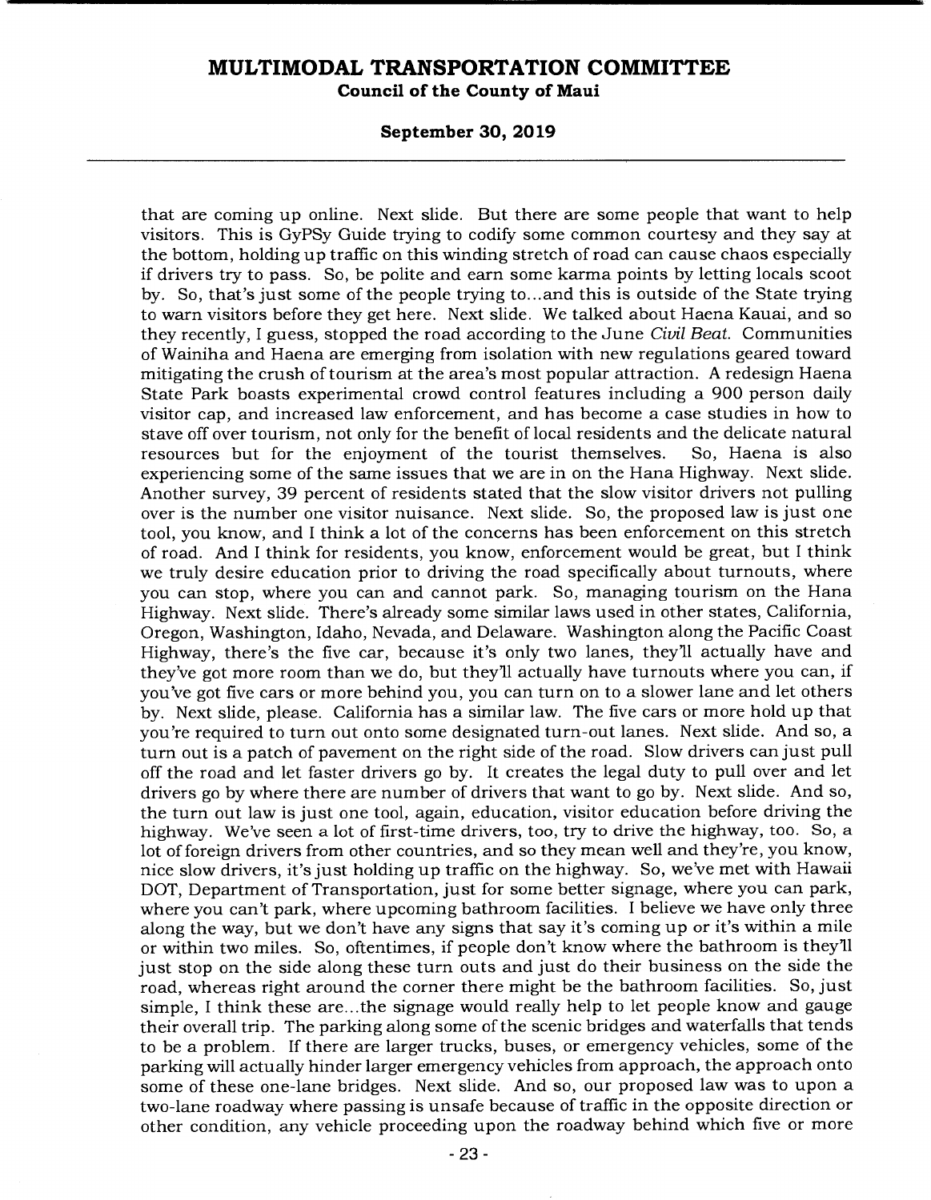that are coming up online. Next slide. But there are some people that want to help visitors. This is GyPSy Guide trying to codify some common courtesy and they say at the bottom, holding up traffic on this winding stretch of road can cause chaos especially if drivers try to pass. So, be polite and earn some karma points by letting locals scoot by. So, that's just some of the people trying to...and this is outside of the State trying to warn visitors before they get here. Next slide. We talked about Haena Kauai, and so they recently, I guess, stopped the road according to the June *Civil Beat*. Communities of Wainiha and Haena are emerging from isolation with new regulations geared toward mitigating the crush of tourism at the area's most popular attraction. A redesign Haena State Park boasts experimental crowd control features including a 900 person daily visitor cap, and increased law enforcement, and has become a case studies in how to stave off over tourism, not only for the benefit of local residents and the delicate natural resources but for the enjoyment of the tourist themselves. So, Haena is also experiencing some of the same issues that we are in on the Hana Highway. Next slide. Another survey, 39 percent of residents stated that the slow visitor drivers not pulling over is the number one visitor nuisance. Next slide. So, the proposed law is just one tool, you know, and I think a lot of the concerns has been enforcement on this stretch of road. And I think for residents, you know, enforcement would be great, but I think we truly desire education prior to driving the road specifically about turnouts, where you can stop, where you can and cannot park. So, managing tourism on the Hana Highway. Next slide. There's already some similar laws used in other states, California, Oregon, Washington, Idaho, Nevada, and Delaware. Washington along the Pacific Coast Highway, there's the five car, because it's only two lanes, they'll actually have and they've got more room than we do, but they'll actually have turnouts where you can, if you've got five cars or more behind you, you can turn on to a slower lane and let others by. Next slide, please. California has a similar law. The five cars or more hold up that you're required to turn out onto some designated turn-out lanes. Next slide. And so, a turn out is a patch of pavement on the right side of the road. Slow drivers can just pull off the road and let faster drivers go by. It creates the legal duty to pull over and let drivers go by where there are number of drivers that want to go by. Next slide. And so, the turn out law is just one tool, again, education, visitor education before driving the highway. We've seen a lot of first-time drivers, too, try to drive the highway, too. So, a lot of foreign drivers from other countries, and so they mean well and they're, you know, nice slow drivers, it's just holding up traffic on the highway. So, we've met with Hawaii DOT, Department of Transportation, just for some better signage, where you can park, where you can't park, where upcoming bathroom facilities. I believe we have only three along the way, but we don't have any signs that say it's coming up or it's within a mile or within two miles. So, oftentimes, if people don't know where the bathroom is they'll just stop on the side along these turn outs and just do their business on the side the road, whereas right around the corner there might be the bathroom facilities. So, just simple, I think these are...the signage would really help to let people know and gauge their overall trip. The parking along some of the scenic bridges and waterfalls that tends to be a problem. If there are larger trucks, buses, or emergency vehicles, some of the parking will actually hinder larger emergency vehicles from approach, the approach onto some of these one-lane bridges. Next slide. And so, our proposed law was to upon a two-lane roadway where passing is unsafe because of traffic in the opposite direction or other condition, any vehicle proceeding upon the roadway behind which five or more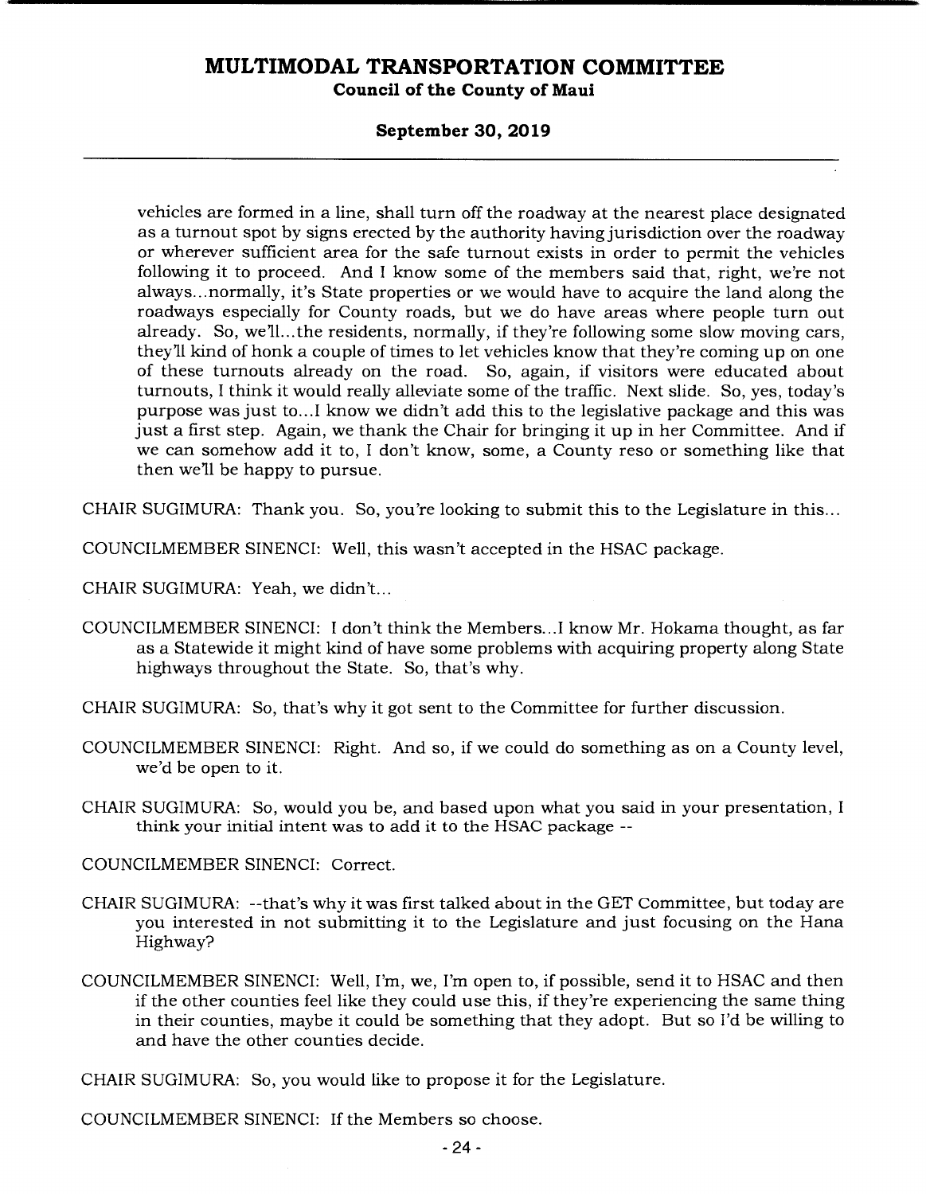vehicles are formed in a line, shall turn off the roadway at the nearest place designated as a turnout spot by signs erected by the authority having jurisdiction over the roadway or wherever sufficient area for the safe turnout exists in order to permit the vehicles following it to proceed. And I know some of the members said that, right, we're not always...normally, it's State properties or we would have to acquire the land along the roadways especially for County roads, but we do have areas where people turn out already. So, we'll...the residents, normally, if they're following some slow moving cars, they'll kind of honk a couple of times to let vehicles know that they're coming up on one of these turnouts already on the road. So, again, if visitors were educated about turnouts, I think it would really alleviate some of the traffic. Next slide. So, yes, today's purpose was just to...I know we didn't add this to the legislative package and this was just a first step. Again, we thank the Chair for bringing it up in her Committee. And if we can somehow add it to, I don't know, some, a County reso or something like that then we'll be happy to pursue.

CHAIR SUGIMURA: Thank you. So, you're looking to submit this to the Legislature in this...

COUNCILMEMBER SINENCI: Well, this wasn't accepted in the HSAC package.

CHAIR SUGIMURA: Yeah, we didn't...

COUNCILMEMBER SINENCI: I don't think the Members...I know Mr. Hokama thought, as far as a Statewide it might kind of have some problems with acquiring property along State highways throughout the State. So, that's why.

CHAIR SUGIMURA: So, that's why it got sent to the Committee for further discussion.

COUNCILMEMBER SINENCI: Right. And so, if we could do something as on a County level, we'd be open to it.

CHAIR SUGIMURA: So, would you be, and based upon what you said in your presentation, I think your initial intent was to add it to the HSAC package --

COUNCILMEMBER SINENCI: Correct.

CHAIR SUGIMURA: --that's why it was first talked about in the GET Committee, but today are you interested in not submitting it to the Legislature and just focusing on the Hana Highway?

COUNCILMEMBER SINENCI: Well, I'm, we, I'm open to, if possible, send it to HSAC and then if the other counties feel like they could use this, if they're experiencing the same thing in their counties, maybe it could be something that they adopt. But so I'd be willing to and have the other counties decide.

CHAIR SUGIMURA: So, you would like to propose it for the Legislature.

COUNCILMEMBER SINENCI: If the Members so choose.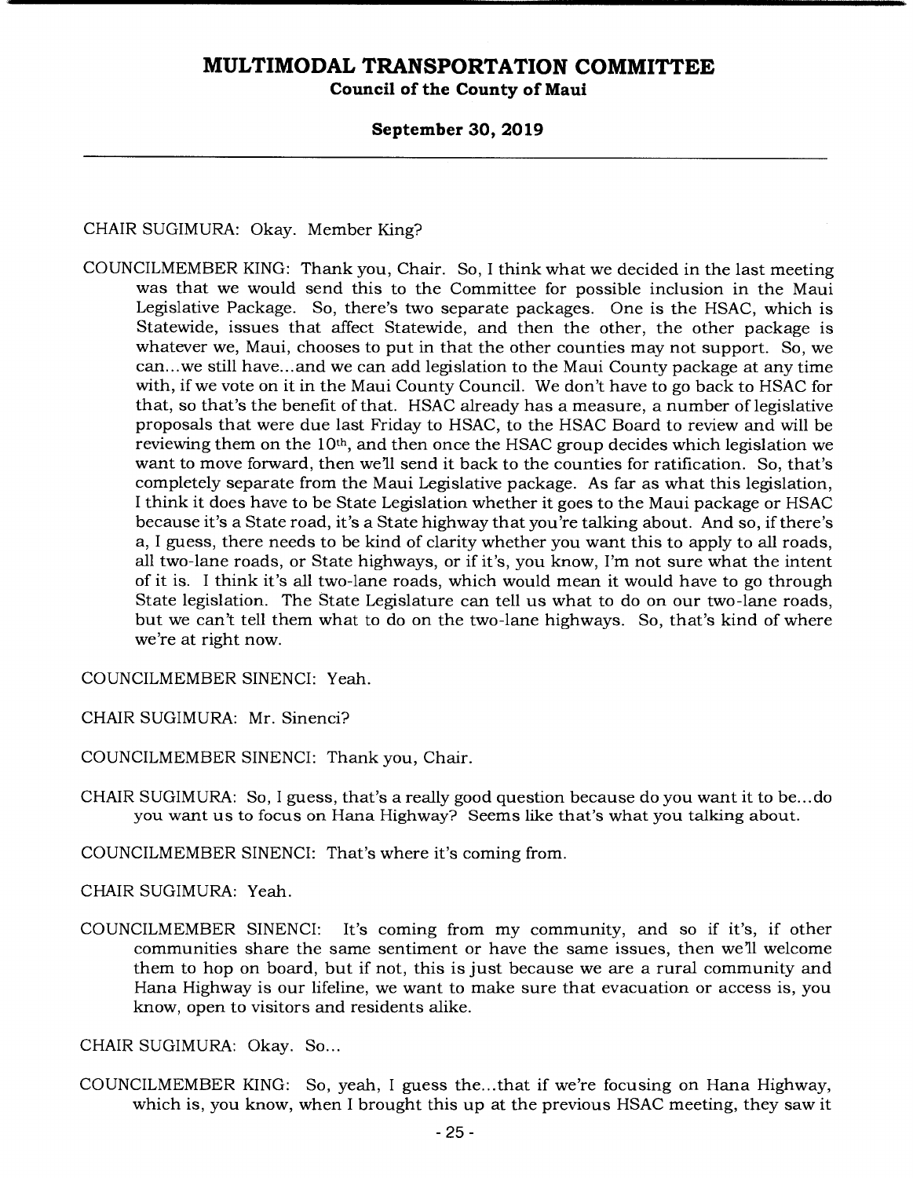CHAIR SUGIMURA: Okay. Member King?

COUNCILMEMBER KING: Thank you, Chair. So, I think what we decided in the last meeting was that we would send this to the Committee for possible inclusion in the Maui Legislative Package. So, there's two separate packages. One is the HSAC, which is Statewide, issues that affect Statewide, and then the other, the other package is whatever we, Maui, chooses to put in that the other counties may not support. So, we can...we still have...and we can add legislation to the Maui County package at any time with, if we vote on it in the Maui County Council. We don't have to go back to HSAC for that, so that's the benefit of that. HSAC already has a measure, a number of legislative proposals that were due last Friday to HSAC, to the HSAC Board to review and will be reviewing them on the 10th, and then once the HSAC group decides which legislation we want to move forward, then we'll send it back to the counties for ratification. So, that's completely separate from the Maui Legislative package. As far as what this legislation, I think it does have to be State Legislation whether it goes to the Maui package or HSAC because it's a State road, it's a State highway that you're talking about. And so, if there's a, I guess, there needs to be kind of clarity whether you want this to apply to all roads, all two-lane roads, or State highways, or if it's, you know, I'm not sure what the intent of it is. I think it's all two-lane roads, which would mean it would have to go through State legislation. The State Legislature can tell us what to do on our two-lane roads, but we can't tell them what to do on the two-lane highways. So, that's kind of where we're at right now.

COUNCILMEMBER SINENCI: Yeah.

CHAIR SUGIMURA: Mr. Sinenci?

COUNCILMEMBER SINENCI: Thank you, Chair.

CHAIR SUGIMURA: So, I guess, that's a really good question because do you want it to be...do you want us to focus on Hana Highway? Seems like that's what you talking about.

COUNCILMEMBER SINENCI: That's where it's coming from.

CHAIR SUGIMURA: Yeah.

COUNCILMEMBER SINENCI: It's coming from my community, and so if it's, if other communities share the same sentiment or have the same issues, then we'll welcome them to hop on board, but if not, this is just because we are a rural community and Hana Highway is our lifeline, we want to make sure that evacuation or access is, you know, open to visitors and residents alike.

CHAIR SUGIMURA: Okay. So...

COUNCILMEMBER KING: So, yeah, I guess the...that if we're focusing on Hana Highway, which is, you know, when I brought this up at the previous HSAC meeting, they saw it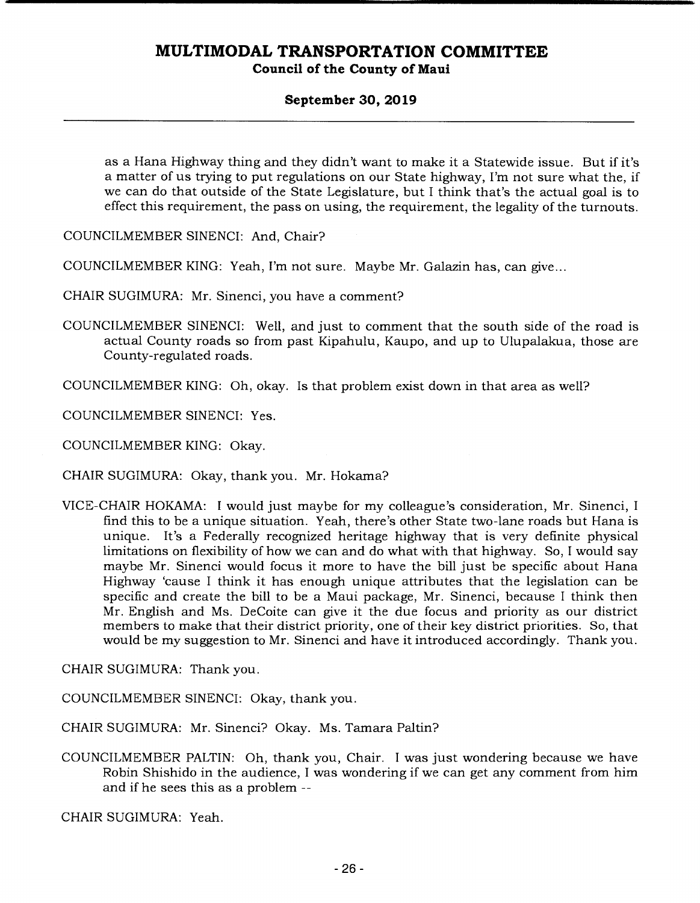as a Hana Highway thing and they didn't want to make it a Statewide issue. But if it's a matter of us trying to put regulations on our State highway, I'm not sure what the, if we can do that outside of the State Legislature, but I think that's the actual goal is to effect this requirement, the pass on using, the requirement, the legality of the turnouts.

COUNCILMEMBER SINENCI: And, Chair?

COUNCILMEMBER KING: Yeah, I'm not sure. Maybe Mr. Galazin has, can give...

CHAIR SUGIMURA: Mr. Sinenci, you have a comment?

COUNCILMEMBER SINENCI: Well, and just to comment that the south side of the road is actual County roads so from past Kipahulu, Kaupo, and up to Ulupalakua, those are County-regulated roads.

COUNCILMEMBER KING: Oh, okay. Is that problem exist down in that area as well?

COUNCILMEMBER SINENCI: Yes.

COUNCILMEMBER KING: Okay.

CHAIR SUGIMURA: Okay, thank you. Mr. Hokama?

VICE-CHAIR HOKAMA: I would just maybe for my colleague's consideration, Mr. Sinenci, I find this to be a unique situation. Yeah, there's other State two-lane roads but Hana is unique. It's a Federally recognized heritage highway that is very definite physical limitations on flexibility of how we can and do what with that highway. So, I would say maybe Mr. Sinenci would focus it more to have the bill just be specific about Hana Highway 'cause I think it has enough unique attributes that the legislation can be specific and create the bill to be a Maui package, Mr. Sinenci, because I think then Mr. English and Ms. DeCoite can give it the due focus and priority as our district members to make that their district priority, one of their key district priorities. So, that would be my suggestion to Mr. Sinenci and have it introduced accordingly. Thank you.

CHAIR SUGIMURA: Thank you.

COUNCILMEMBER SINENCI: Okay, thank you.

CHAIR SUGIMURA: Mr. Sinenci? Okay. Ms. Tamara Paltin?

COUNCILMEMBER PALTIN: Oh, thank you, Chair. I was just wondering because we have Robin Shishido in the audience, I was wondering if we can get any comment from him and if he sees this as a problem --

CHAIR SUGIMURA: Yeah.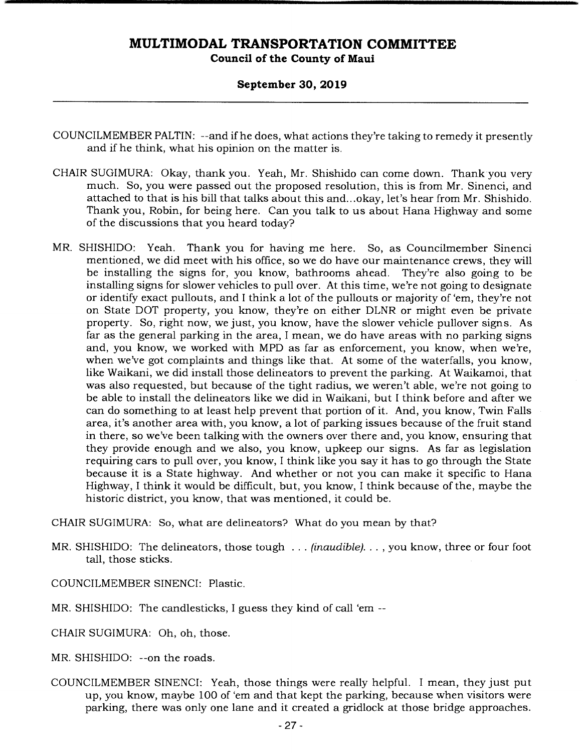COUNCILMEMBER PALTIN: --and if he does, what actions they're taking to remedy it presently and if he think, what his opinion on the matter is.

CHAIR SUGIMURA: Okay, thank you. Yeah, Mr. Shishido can come down. Thank you very much. So, you were passed out the proposed resolution, this is from Mr. Sinenci, and attached to that is his bill that talks about this and...okay, let's hear from Mr. Shishido. Thank you, Robin, for being here. Can you talk to us about Hana Highway and some of the discussions that you heard today?

MR. SHISHIDO: Yeah. Thank you for having me here. So, as Councilmember Sinenci mentioned, we did meet with his office, so we do have our maintenance crews, they will be installing the signs for, you know, bathrooms ahead. They're also going to be installing signs for slower vehicles to pull over. At this time, we're not going to designate or identify exact pullouts, and I think a lot of the pullouts or majority of 'em, they're not on State DOT property, you know, they're on either DLNR or might even be private property. So, right now, we just, you know, have the slower vehicle pullover signs. As far as the general parking in the area, I mean, we do have areas with no parking signs and, you know, we worked with MPD as far as enforcement, you know, when we're, when we've got complaints and things like that. At some of the waterfalls, you know, like Waikani, we did install those delineators to prevent the parking. At Waikamoi, that was also requested, but because of the tight radius, we weren't able, we're not going to be able to install the delineators like we did in Waikani, but I think before and after we can do something to at least help prevent that portion of it. And, you know, Twin Falls area, it's another area with, you know, a lot of parking issues because of the fruit stand in there, so we've been talking with the owners over there and, you know, ensuring that they provide enough and we also, you know, upkeep our signs. As far as legislation requiring cars to pull over, you know, I think like you say it has to go through the State because it is a State highway. And whether or not you can make it specific to Hana Highway, I think it would be difficult, but, you know, I think because of the, maybe the historic district, you know, that was mentioned, it could be.

CHAIR SUGIMURA: So, what are delineators? What do you mean by that?

MR. SHISHIDO: The delineators, those tough . . . *(inaudible)*. . . , you know, three or four foot tall, those sticks.

COUNCILMEMBER SINENCI: Plastic.

MR. SHISHIDO: The candlesticks, I guess they kind of call 'em --

CHAIR SUGIMURA: Oh, oh, those.

MR. SHISHIDO: --on the roads.

COUNCILMEMBER SINENCI: Yeah, those things were really helpful. I mean, they just put up, you know, maybe 100 of 'em and that kept the parking, because when visitors were parking, there was only one lane and it created a gridlock at those bridge approaches.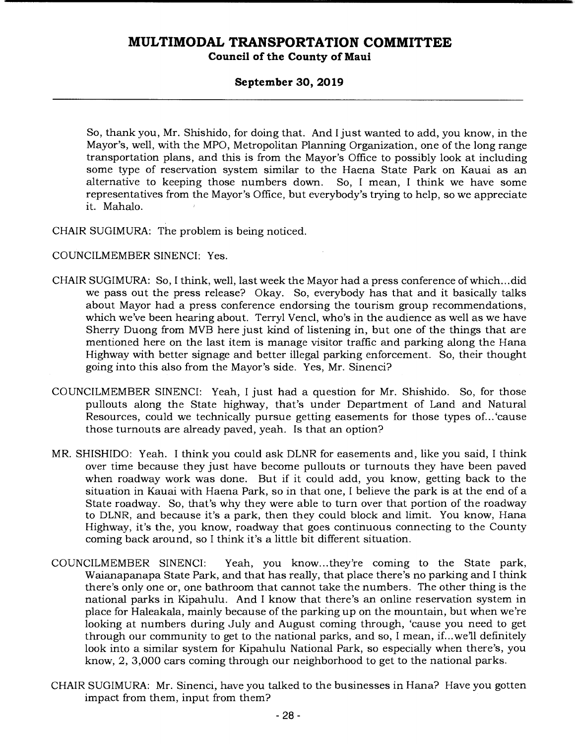So, thank you, Mr. Shishido, for doing that. And I just wanted to add, you know, in the Mayor's, well, with the MPO, Metropolitan Planning Organization, one of the long range transportation plans, and this is from the Mayor's Office to possibly look at including some type of reservation system similar to the Haena State Park on Kauai as an alternative to keeping those numbers down. So, I mean, I think we have some representatives from the Mayor's Office, but everybody's trying to help, so we appreciate it. Mahalo.

CHAIR SUGIMURA: The problem is being noticed.

COUNCILMEMBER SINENCI: Yes.

CHAIR SUGIMURA: So, I think, well, last week the Mayor had a press conference of which...did we pass out the press release? Okay. So, everybody has that and it basically talks about Mayor had a press conference endorsing the tourism group recommendations, which we've been hearing about. Terryl Vencl, who's in the audience as well as we have Sherry Duong from MVB here just kind of listening in, but one of the things that are mentioned here on the last item is manage visitor traffic and parking along the Hana Highway with better signage and better illegal parking enforcement. So, their thought going into this also from the Mayor's side. Yes, Mr. Sinenci?

COUNCILMEMBER SINENCI: Yeah, I just had a question for Mr. Shishido. So, for those pullouts along the State highway, that's under Department of Land and Natural Resources, could we technically pursue getting easements for those types of...'cause those turnouts are already paved, yeah. Is that an option?

MR. SHISHIDO: Yeah. I think you could ask DLNR for easements and, like you said, I think over time because they just have become pullouts or turnouts they have been paved when roadway work was done. But if it could add, you know, getting back to the situation in Kauai with Haena Park, so in that one, I believe the park is at the end of a State roadway. So, that's why they were able to turn over that portion of the roadway to DLNR, and because it's a park, then they could block and limit. You know, Hana Highway, it's the, you know, roadway that goes continuous connecting to the County coming back around, so I think it's a little bit different situation.

COUNCILMEMBER SINENCI: Yeah, you know...they're coming to the State park, Waianapanapa State Park, and that has really, that place there's no parking and I think there's only one or, one bathroom that cannot take the numbers. The other thing is the national parks in Kipahulu. And I know that there's an online reservation system in place for Haleakala, mainly because of the parking up on the mountain, but when we're looking at numbers during July and August coming through, 'cause you need to get through our community to get to the national parks, and so, I mean, if...we'll definitely look into a similar system for Kipahulu National Park, so especially when there's, you know, 2, 3,000 cars coming through our neighborhood to get to the national parks.

CHAIR SUGIMURA: Mr. Sinenci, have you talked to the businesses in Hana? Have you gotten impact from them, input from them?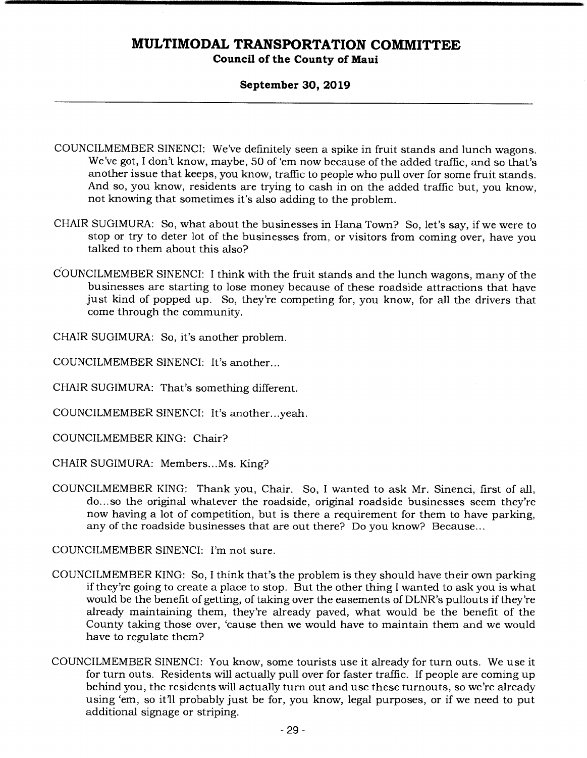COUNCILMEMBER SINENCI: We've definitely seen a spike in fruit stands and lunch wagons. We've got, I don't know, maybe, 50 of 'em now because of the added traffic, and so that's another issue that keeps, you know, traffic to people who pull over for some fruit stands. And so, you know, residents are trying to cash in on the added traffic but, you know, not knowing that sometimes it's also adding to the problem.

CHAIR SUGIMURA: So, what about the businesses in Hana Town? So, let's say, if we were to stop or try to deter lot of the businesses from, or visitors from coming over, have you talked to them about this also?

COUNCILMEMBER SINENCI: I think with the fruit stands and the lunch wagons, many of the businesses are starting to lose money because of these roadside attractions that have just kind of popped up. So, they're competing for, you know, for all the drivers that come through the community.

CHAIR SUGIMURA: So, it's another problem.

COUNCILMEMBER SINENCI: It's another...

CHAIR SUGIMURA: That's something different.

COUNCILMEMBER SINENCI: It's another...yeah.

COUNCILMEMBER KING: Chair?

CHAIR SUGIMURA: Members...Ms. King?

COUNCILMEMBER KING: Thank you, Chair. So, I wanted to ask Mr. Sinenci, first of all, do...so the original whatever the roadside, original roadside businesses seem they're now having a lot of competition, but is there a requirement for them to have parking, any of the roadside businesses that are out there? Do you know? Because...

COUNCILMEMBER SINENCI: I'm not sure.

COUNCILMEMBER KING: So, I think that's the problem is they should have their own parking if they're going to create a place to stop. But the other thing I wanted to ask you is what would be the benefit of getting, of taking over the easements of DLNR's pullouts if they're already maintaining them, they're already paved, what would be the benefit of the County taking those over, 'cause then we would have to maintain them and we would have to regulate them?

COUNCILMEMBER SINENCI: You know, some tourists use it already for turn outs. We use it for turn outs. Residents will actually pull over for faster traffic. If people are coming up behind you, the residents will actually turn out and use these turnouts, so we're already using 'em, so it'll probably just be for, you know, legal purposes, or if we need to put additional signage or striping.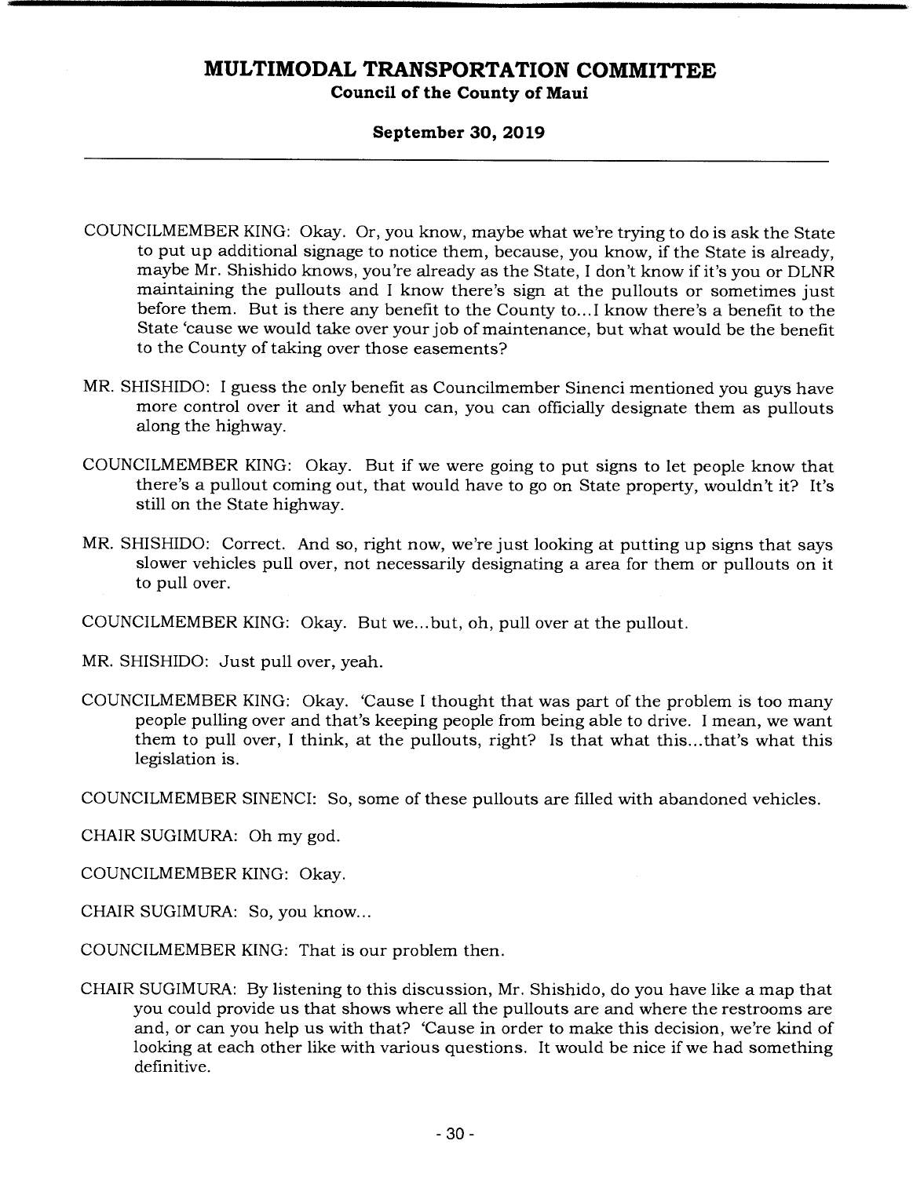COUNCILMEMBER KING: Okay. Or, you know, maybe what we're trying to do is ask the State to put up additional signage to notice them, because, you know, if the State is already, maybe Mr. Shishido knows, you're already as the State, I don't know if it's you or DLNR maintaining the pullouts and I know there's sign at the pullouts or sometimes just before them. But is there any benefit to the County to...I know there's a benefit to the State 'cause we would take over your job of maintenance, but what would be the benefit to the County of taking over those easements?

MR. SHISHIDO: I guess the only benefit as Councilmember Sinenci mentioned you guys have more control over it and what you can, you can officially designate them as pullouts along the highway.

COUNCILMEMBER KING: Okay. But if we were going to put signs to let people know that there's a pullout coming out, that would have to go on State property, wouldn't it? It's still on the State highway.

MR. SHISHIDO: Correct. And so, right now, we're just looking at putting up signs that says slower vehicles pull over, not necessarily designating a area for them or pullouts on it to pull over.

COUNCILMEMBER KING: Okay. But we...but, oh, pull over at the pullout.

MR. SHISHIDO: Just pull over, yeah.

COUNCILMEMBER KING: Okay. 'Cause I thought that was part of the problem is too many people pulling over and that's keeping people from being able to drive. I mean, we want them to pull over, I think, at the pullouts, right? Is that what this...that's what this legislation is.

COUNCILMEMBER SINENCI: So, some of these pullouts are filled with abandoned vehicles.

CHAIR SUGIMURA: Oh my god.

COUNCILMEMBER KING: Okay.

CHAIR SUGIMURA: So, you know...

COUNCILMEMBER KING: That is our problem then.

CHAIR SUGIMURA: By listening to this discussion, Mr. Shishido, do you have like a map that you could provide us that shows where all the pullouts are and where the restrooms are and, or can you help us with that? 'Cause in order to make this decision, we're kind of looking at each other like with various questions. It would be nice if we had something definitive.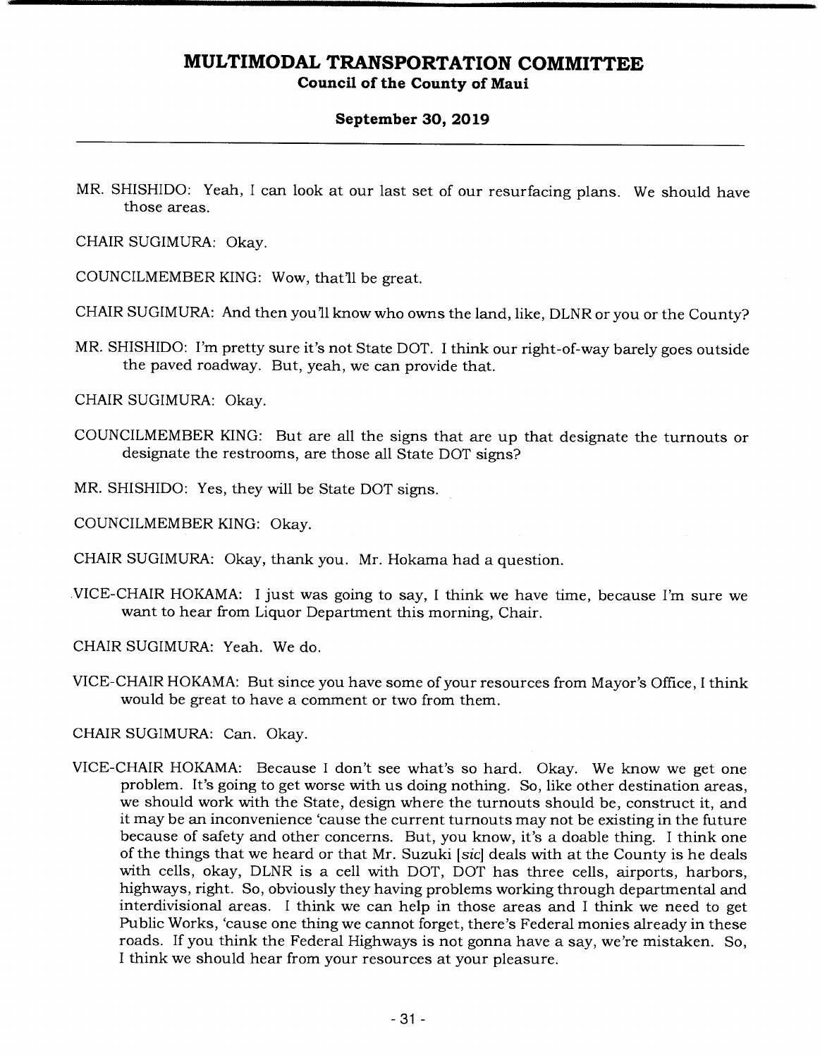MR. SHISHIDO: Yeah, I can look at our last set of our resurfacing plans. We should have those areas.

CHAIR SUGIMURA: Okay.

COUNCILMEMBER KING: Wow, that'll be great.

CHAIR SUGIMURA: And then you'll know who owns the land, like, DLNR or you or the County?

MR. SHISHIDO: I'm pretty sure it's not State DOT. I think our right-of-way barely goes outside the paved roadway. But, yeah, we can provide that.

CHAIR SUGIMURA: Okay.

COUNCILMEMBER KING: But are all the signs that are up that designate the turnouts or designate the restrooms, are those all State DOT signs?

MR. SHISHIDO: Yes, they will be State DOT signs.

COUNCILMEMBER KING: Okay.

CHAIR SUGIMURA: Okay, thank you. Mr. Hokama had a question.

VICE-CHAIR HOKAMA: I just was going to say, I think we have time, because I'm sure we want to hear from Liquor Department this morning, Chair.

CHAIR SUGIMURA: Yeah. We do.

VICE-CHAIR HOKAMA: But since you have some of your resources from Mayor's Office, I think would be great to have a comment or two from them.

CHAIR SUGIMURA: Can. Okay.

VICE-CHAIR HOKAMA: Because I don't see what's so hard. Okay. We know we get one problem. It's going to get worse with us doing nothing. So, like other destination areas, we should work with the State, design where the turnouts should be, construct it, and it may be an inconvenience 'cause the current turnouts may not be existing in the future because of safety and other concerns. But, you know, it's a doable thing. I think one of the things that we heard or that Mr. Suzuki [*sic*] deals with at the County is he deals with cells, okay, DLNR is a cell with DOT, DOT has three cells, airports, harbors, highways, right. So, obviously they having problems working through departmental and interdivisional areas. I think we can help in those areas and I think we need to get Public Works, 'cause one thing we cannot forget, there's Federal monies already in these roads. If you think the Federal Highways is not gonna have a say, we're mistaken. So, I think we should hear from your resources at your pleasure.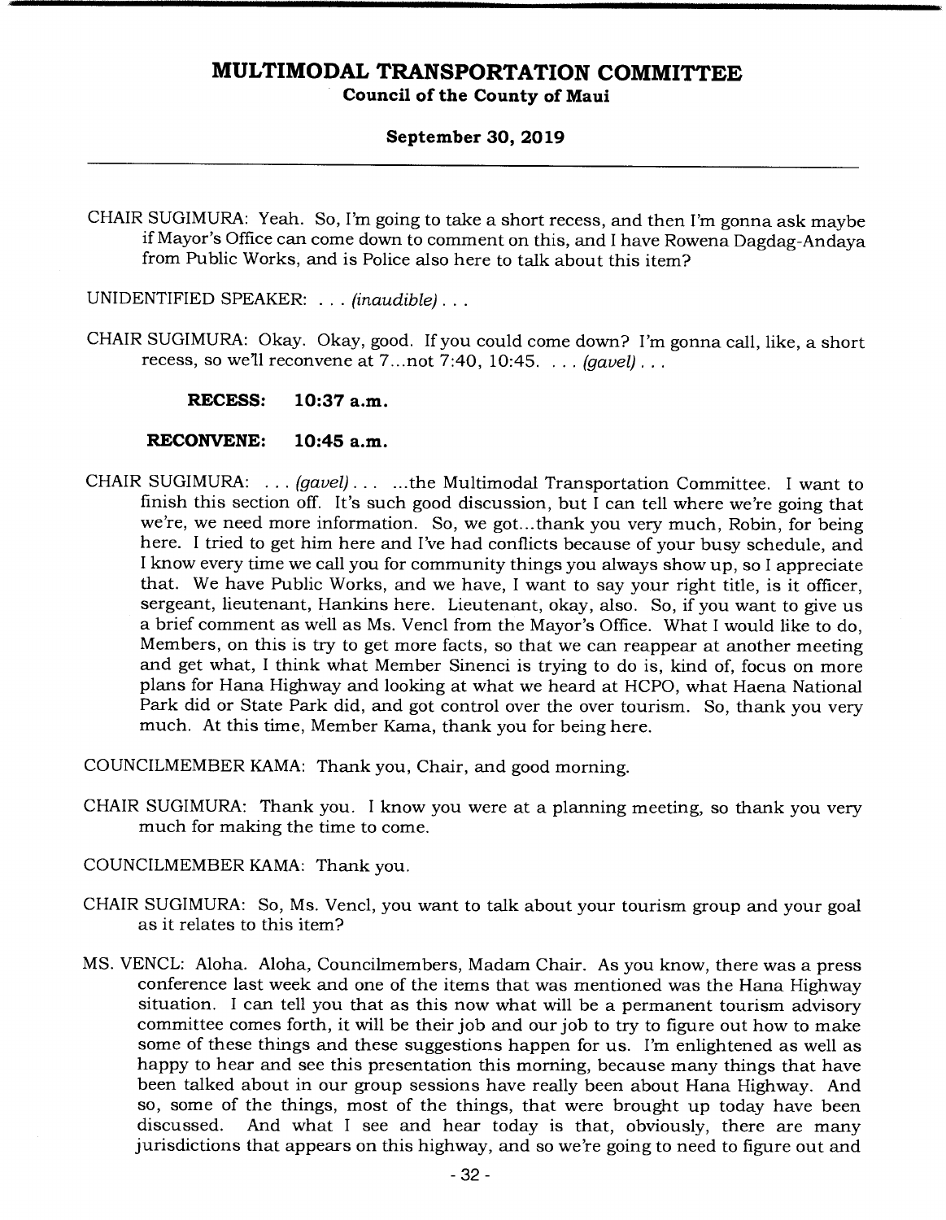CHAIR SUGIMURA: Yeah. So, I'm going to take a short recess, and then I'm gonna ask maybe if Mayor's Office can come down to comment on this, and I have Rowena Dagdag-Andaya from Public Works, and is Police also here to talk about this item?

UNIDENTIFIED SPEAKER: . . . *(inaudible)* . . .

CHAIR SUGIMURA: Okay. Okay, good. If you could come down? I'm gonna call, like, a short recess, so we'll reconvene at 7...not 7:40, 10:45. . . . *(gavel)* . . .

**RECESS: 10:37 a.m.**

**RECONVENE: 10:45 a.m.**

CHAIR SUGIMURA: . . . *(gavel)* . . . ...the Multimodal Transportation Committee. I want to finish this section off. It's such good discussion, but I can tell where we're going that we're, we need more information. So, we got...thank you very much, Robin, for being here. I tried to get him here and I've had conflicts because of your busy schedule, and I know every time we call you for community things you always show up, so I appreciate that. We have Public Works, and we have, I want to say your right title, is it officer, sergeant, lieutenant, Hankins here. Lieutenant, okay, also. So, if you want to give us a brief comment as well as Ms. Vencl from the Mayor's Office. What I would like to do, Members, on this is try to get more facts, so that we can reappear at another meeting and get what, I think what Member Sinenci is trying to do is, kind of, focus on more plans for Hana Highway and looking at what we heard at HCPO, what Haena National Park did or State Park did, and got control over the over tourism. So, thank you very much. At this time, Member Kama, thank you for being here.

COUNCILMEMBER KAMA: Thank you, Chair, and good morning.

CHAIR SUGIMURA: Thank you. I know you were at a planning meeting, so thank you very much for making the time to come.

COUNCILMEMBER KAMA: Thank you.

CHAIR SUGIMURA: So, Ms. Vencl, you want to talk about your tourism group and your goal as it relates to this item?

MS. VENCL: Aloha. Aloha, Councilmembers, Madam Chair. As you know, there was a press conference last week and one of the items that was mentioned was the Hana Highway situation. I can tell you that as this now what will be a permanent tourism advisory committee comes forth, it will be their job and our job to try to figure out how to make some of these things and these suggestions happen for us. I'm enlightened as well as happy to hear and see this presentation this morning, because many things that have been talked about in our group sessions have really been about Hana Highway. And so, some of the things, most of the things, that were brought up today have been discussed. And what I see and hear today is that, obviously, there are many jurisdictions that appears on this highway, and so we're going to need to figure out and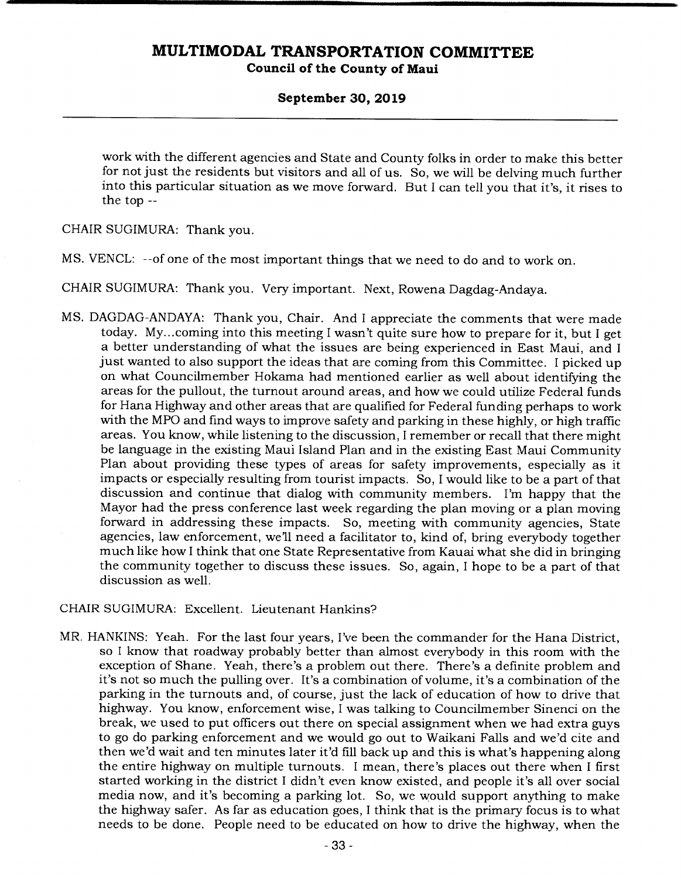work with the different agencies and State and County folks in order to make this better for not just the residents but visitors and all of us. So, we will be delving much further into this particular situation as we move forward. But I can tell you that it's, it rises to the top --

CHAIR SUGIMURA: Thank you.

MS. VENCL: --of one of the most important things that we need to do and to work on.

CHAIR SUGIMURA: Thank you. Very important. Next, Rowena Dagdag-Andaya.

MS. DAGDAG-ANDAYA: Thank you, Chair. And I appreciate the comments that were made today. My...coming into this meeting I wasn't quite sure how to prepare for it, but I get a better understanding of what the issues are being experienced in East Maui, and I just wanted to also support the ideas that are coming from this Committee. I picked up on what Councilmember Hokama had mentioned earlier as well about identifying the areas for the pullout, the turnout around areas, and how we could utilize Federal funds for Hana Highway and other areas that are qualified for Federal funding perhaps to work with the MPO and find ways to improve safety and parking in these highly, or high traffic areas. You know, while listening to the discussion, I remember or recall that there might be language in the existing Maui Island Plan and in the existing East Maui Community Plan about providing these types of areas for safety improvements, especially as it impacts or especially resulting from tourist impacts. So, I would like to be a part of that discussion and continue that dialog with community members. I'm happy that the Mayor had the press conference last week regarding the plan moving or a plan moving forward in addressing these impacts. So, meeting with community agencies, State agencies, law enforcement, we'll need a facilitator to, kind of, bring everybody together much like how I think that one State Representative from Kauai what she did in bringing the community together to discuss these issues. So, again, I hope to be a part of that discussion as well.

CHAIR SUGIMURA: Excellent. Lieutenant Hankins?

MR. HANKINS: Yeah. For the last four years, I've been the commander for the Hana District, so I know that roadway probably better than almost everybody in this room with the exception of Shane. Yeah, there's a problem out there. There's a definite problem and it's not so much the pulling over. It's a combination of volume, it's a combination of the parking in the turnouts and, of course, just the lack of education of how to drive that highway. You know, enforcement wise, I was talking to Councilmember Sinenci on the break, we used to put officers out there on special assignment when we had extra guys to go do parking enforcement and we would go out to Waikani Falls and we'd cite and then we'd wait and ten minutes later it'd fill back up and this is what's happening along the entire highway on multiple turnouts. I mean, there's places out there when I first started working in the district I didn't even know existed, and people it's all over social media now, and it's becoming a parking lot. So, we would support anything to make the highway safer. As far as education goes, I think that is the primary focus is to what needs to be done. People need to be educated on how to drive the highway, when the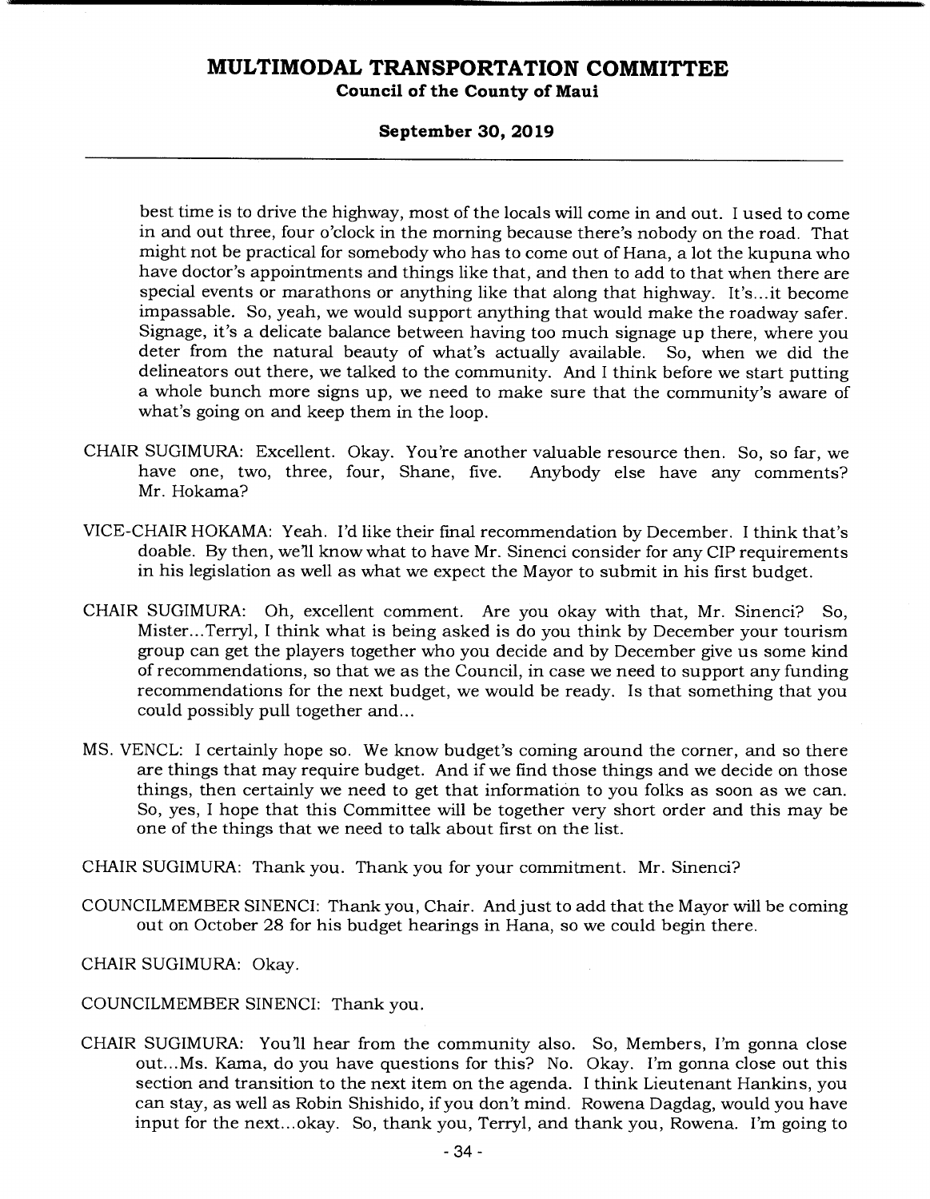best time is to drive the highway, most of the locals will come in and out. I used to come in and out three, four o'clock in the morning because there's nobody on the road. That might not be practical for somebody who has to come out of Hana, a lot the kupuna who have doctor's appointments and things like that, and then to add to that when there are special events or marathons or anything like that along that highway. It's...it become impassable. So, yeah, we would support anything that would make the roadway safer. Signage, it's a delicate balance between having too much signage up there, where you deter from the natural beauty of what's actually available. So, when we did the delineators out there, we talked to the community. And I think before we start putting a whole bunch more signs up, we need to make sure that the community's aware of what's going on and keep them in the loop.

CHAIR SUGIMURA: Excellent. Okay. You're another valuable resource then. So, so far, we have one, two, three, four, Shane, five. Anybody else have any comments? Mr. Hokama?

VICE-CHAIR HOKAMA: Yeah. I'd like their final recommendation by December. I think that's doable. By then, we'll know what to have Mr. Sinenci consider for any CIP requirements in his legislation as well as what we expect the Mayor to submit in his first budget.

CHAIR SUGIMURA: Oh, excellent comment. Are you okay with that, Mr. Sinenci? So, Mister...Terryl, I think what is being asked is do you think by December your tourism group can get the players together who you decide and by December give us some kind of recommendations, so that we as the Council, in case we need to support any funding recommendations for the next budget, we would be ready. Is that something that you could possibly pull together and...

MS. VENCL: I certainly hope so. We know budget's coming around the corner, and so there are things that may require budget. And if we find those things and we decide on those things, then certainly we need to get that information to you folks as soon as we can. So, yes, I hope that this Committee will be together very short order and this may be one of the things that we need to talk about first on the list.

CHAIR SUGIMURA: Thank you. Thank you for your commitment. Mr. Sinenci?

COUNCILMEMBER SINENCI: Thank you, Chair. And just to add that the Mayor will be coming out on October 28 for his budget hearings in Hana, so we could begin there.

CHAIR SUGIMURA: Okay.

COUNCILMEMBER SINENCI: Thank you.

CHAIR SUGIMURA: You'll hear from the community also. So, Members, I'm gonna close out...Ms. Kama, do you have questions for this? No. Okay. I'm gonna close out this section and transition to the next item on the agenda. I think Lieutenant Hankins, you can stay, as well as Robin Shishido, if you don't mind. Rowena Dagdag, would you have input for the next...okay. So, thank you, Terryl, and thank you, Rowena. I'm going to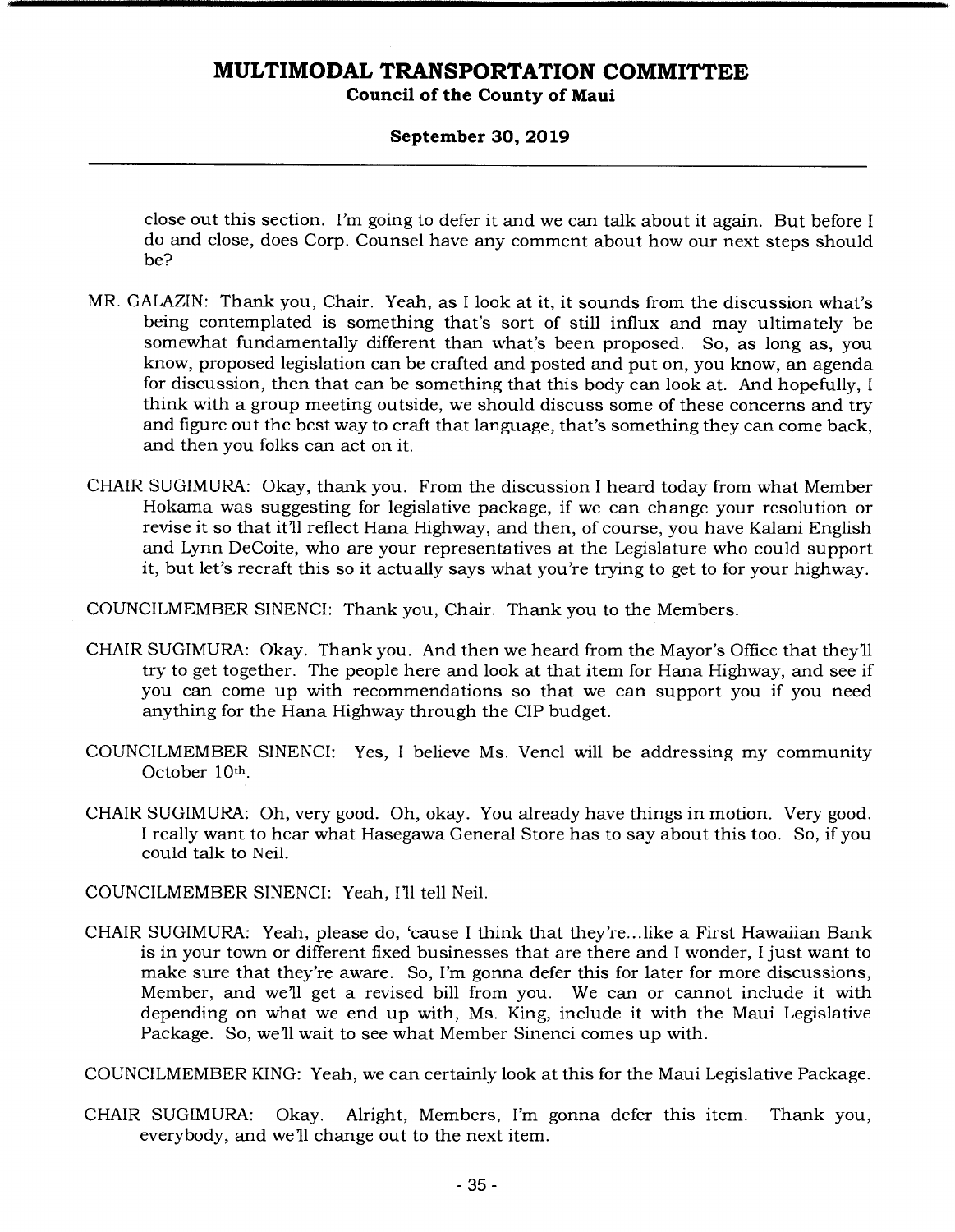close out this section. I'm going to defer it and we can talk about it again. But before I do and close, does Corp. Counsel have any comment about how our next steps should be?

MR. GALAZIN: Thank you, Chair. Yeah, as I look at it, it sounds from the discussion what's being contemplated is something that's sort of still influx and may ultimately be somewhat fundamentally different than what's been proposed. So, as long as, you know, proposed legislation can be crafted and posted and put on, you know, an agenda for discussion, then that can be something that this body can look at. And hopefully, I think with a group meeting outside, we should discuss some of these concerns and try and figure out the best way to craft that language, that's something they can come back, and then you folks can act on it.

CHAIR SUGIMURA: Okay, thank you. From the discussion I heard today from what Member Hokama was suggesting for legislative package, if we can change your resolution or revise it so that it'll reflect Hana Highway, and then, of course, you have Kalani English and Lynn DeCoite, who are your representatives at the Legislature who could support it, but let's recraft this so it actually says what you're trying to get to for your highway.

COUNCILMEMBER SINENCI: Thank you, Chair. Thank you to the Members.

CHAIR SUGIMURA: Okay. Thank you. And then we heard from the Mayor's Office that they'll try to get together. The people here and look at that item for Hana Highway, and see if you can come up with recommendations so that we can support you if you need anything for the Hana Highway through the CIP budget.

COUNCILMEMBER SINENCI: Yes, I believe Ms. Vencl will be addressing my community October 10th.

CHAIR SUGIMURA: Oh, very good. Oh, okay. You already have things in motion. Very good. I really want to hear what Hasegawa General Store has to say about this too. So, if you could talk to Neil.

COUNCILMEMBER SINENCI: Yeah, I'll tell Neil.

CHAIR SUGIMURA: Yeah, please do, 'cause I think that they're...like a First Hawaiian Bank is in your town or different fixed businesses that are there and I wonder, I just want to make sure that they're aware. So, I'm gonna defer this for later for more discussions, Member, and we'll get a revised bill from you. We can or cannot include it with depending on what we end up with, Ms. King, include it with the Maui Legislative Package. So, we'll wait to see what Member Sinenci comes up with.

COUNCILMEMBER KING: Yeah, we can certainly look at this for the Maui Legislative Package.

CHAIR SUGIMURA: Okay. Alright, Members, I'm gonna defer this item. Thank you, everybody, and we'll change out to the next item.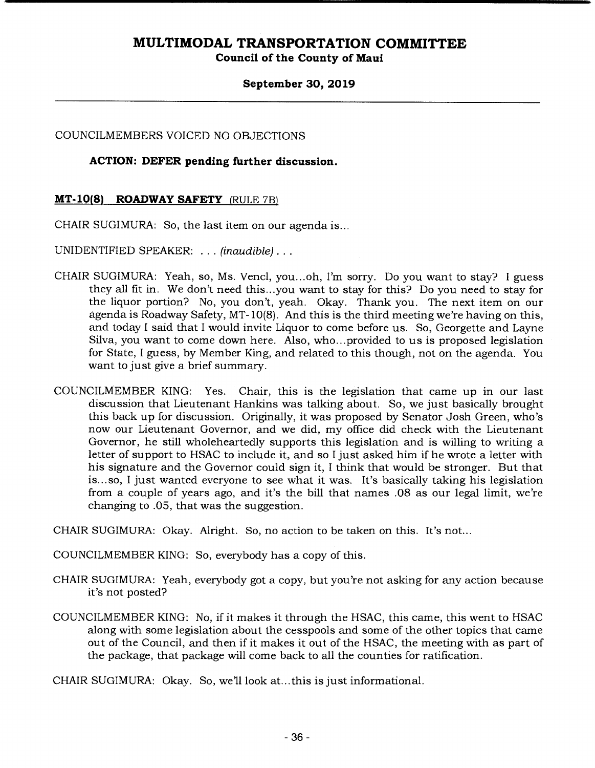COUNCILMEMBERS VOICED NO OBJECTIONS

**ACTION: DEFER pending further discussion.**

**MT-10(8) ROADWAY SAFETY** (RULE 7B)

CHAIR SUGIMURA: So, the last item on our agenda is...

UNIDENTIFIED SPEAKER: . . . *(inaudible)* . . .

CHAIR SUGIMURA: Yeah, so, Ms. Vencl, you...oh, I'm sorry. Do you want to stay? I guess they all fit in. We don't need this...you want to stay for this? Do you need to stay for the liquor portion? No, you don't, yeah. Okay. Thank you. The next item on our agenda is Roadway Safety, MT-10(8). And this is the third meeting we're having on this, and today I said that I would invite Liquor to come before us. So, Georgette and Layne Silva, you want to come down here. Also, who...provided to us is proposed legislation for State, I guess, by Member King, and related to this though, not on the agenda. You want to just give a brief summary.

COUNCILMEMBER KING: Yes. Chair, this is the legislation that came up in our last discussion that Lieutenant Hankins was talking about. So, we just basically brought this back up for discussion. Originally, it was proposed by Senator Josh Green, who's now our Lieutenant Governor, and we did, my office did check with the Lieutenant Governor, he still wholeheartedly supports this legislation and is willing to writing a letter of support to HSAC to include it, and so I just asked him if he wrote a letter with his signature and the Governor could sign it, I think that would be stronger. But that is...so, I just wanted everyone to see what it was. It's basically taking his legislation from a couple of years ago, and it's the bill that names .08 as our legal limit, we're changing to .05, that was the suggestion.

CHAIR SUGIMURA: Okay. Alright. So, no action to be taken on this. It's not...

COUNCILMEMBER KING: So, everybody has a copy of this.

CHAIR SUGIMURA: Yeah, everybody got a copy, but you're not asking for any action because it's not posted?

COUNCILMEMBER KING: No, if it makes it through the HSAC, this came, this went to HSAC along with some legislation about the cesspools and some of the other topics that came out of the Council, and then if it makes it out of the HSAC, the meeting with as part of the package, that package will come back to all the counties for ratification.

CHAIR SUGIMURA: Okay. So, we'll look at...this is just informational.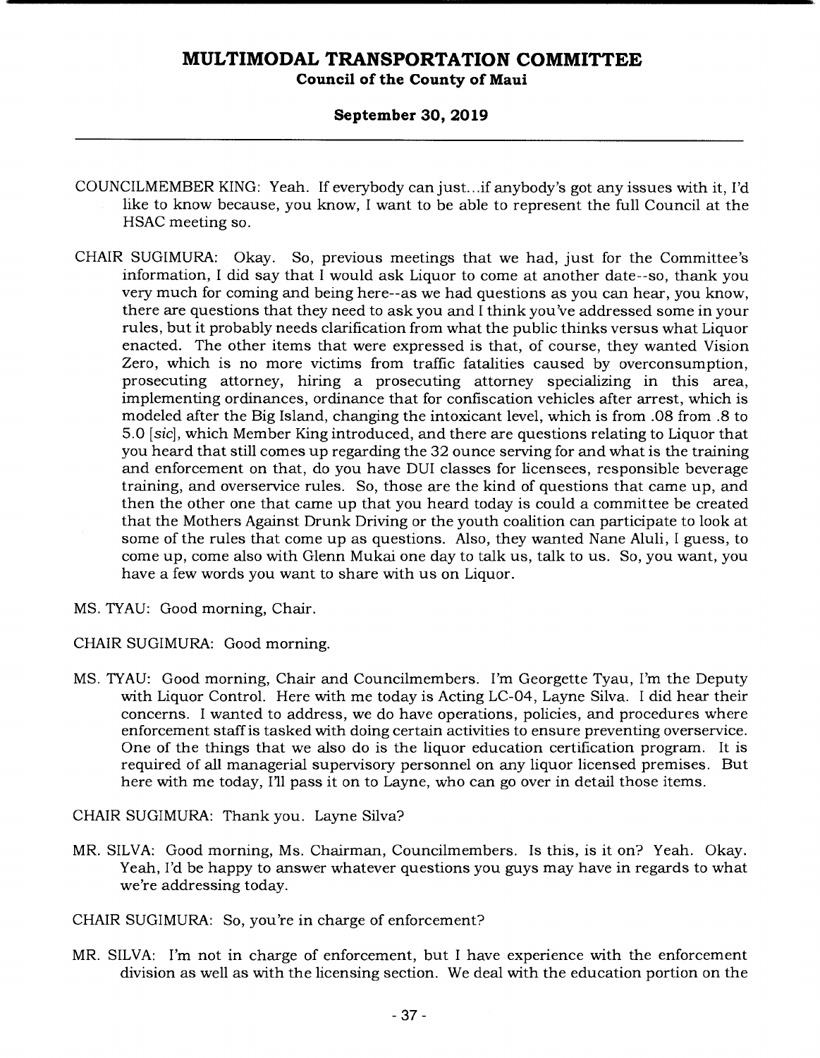COUNCILMEMBER KING: Yeah. If everybody can just...if anybody's got any issues with it, I'd like to know because, you know, I want to be able to represent the full Council at the HSAC meeting so.

CHAIR SUGIMURA: Okay. So, previous meetings that we had, just for the Committee's information, I did say that I would ask Liquor to come at another date--so, thank you very much for coming and being here--as we had questions as you can hear, you know, there are questions that they need to ask you and I think you've addressed some in your rules, but it probably needs clarification from what the public thinks versus what Liquor enacted. The other items that were expressed is that, of course, they wanted Vision Zero, which is no more victims from traffic fatalities caused by overconsumption, prosecuting attorney, hiring a prosecuting attorney specializing in this area, implementing ordinances, ordinance that for confiscation vehicles after arrest, which is modeled after the Big Island, changing the intoxicant level, which is from .08 from .8 to 5.0 [*sic*], which Member King introduced, and there are questions relating to Liquor that you heard that still comes up regarding the 32 ounce serving for and what is the training and enforcement on that, do you have DUI classes for licensees, responsible beverage training, and overservice rules. So, those are the kind of questions that came up, and then the other one that came up that you heard today is could a committee be created that the Mothers Against Drunk Driving or the youth coalition can participate to look at some of the rules that come up as questions. Also, they wanted Nane Aluli, I guess, to come up, come also with Glenn Mukai one day to talk us, talk to us. So, you want, you have a few words you want to share with us on Liquor.

MS. TYAU: Good morning, Chair.

CHAIR SUGIMURA: Good morning.

MS. TYAU: Good morning, Chair and Councilmembers. I'm Georgette Tyau, I'm the Deputy with Liquor Control. Here with me today is Acting LC-04, Layne Silva. I did hear their concerns. I wanted to address, we do have operations, policies, and procedures where enforcement staff is tasked with doing certain activities to ensure preventing overservice. One of the things that we also do is the liquor education certification program. It is required of all managerial supervisory personnel on any liquor licensed premises. But here with me today, I'll pass it on to Layne, who can go over in detail those items.

CHAIR SUGIMURA: Thank you. Layne Silva?

MR. SILVA: Good morning, Ms. Chairman, Councilmembers. Is this, is it on? Yeah. Okay. Yeah, I'd be happy to answer whatever questions you guys may have in regards to what we're addressing today.

CHAIR SUGIMURA: So, you're in charge of enforcement?

MR. SILVA: I'm not in charge of enforcement, but I have experience with the enforcement division as well as with the licensing section. We deal with the education portion on the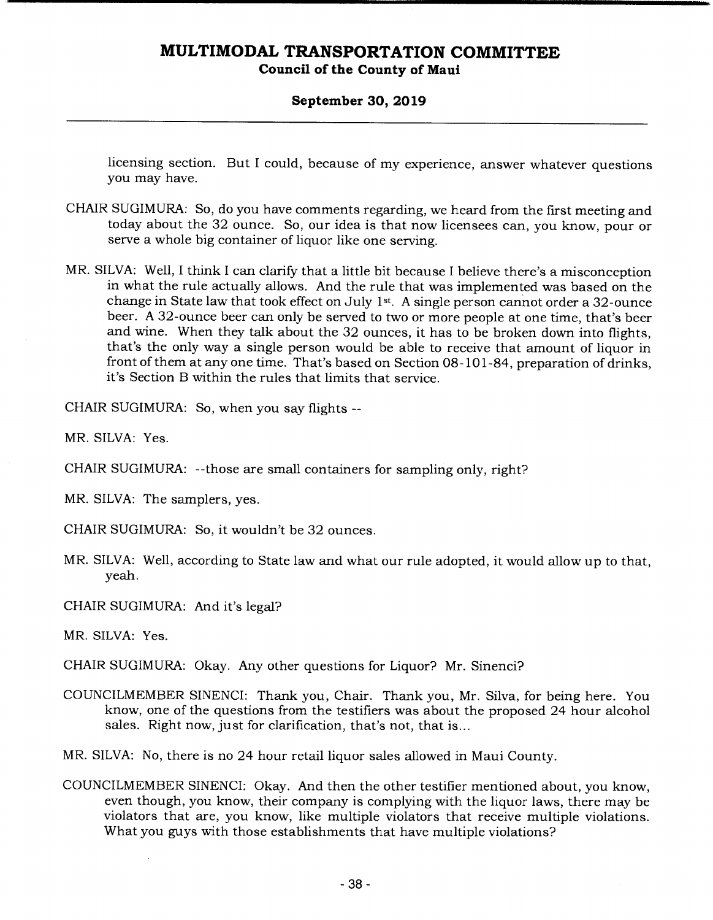licensing section. But I could, because of my experience, answer whatever questions you may have.

CHAIR SUGIMURA: So, do you have comments regarding, we heard from the first meeting and today about the 32 ounce. So, our idea is that now licensees can, you know, pour or serve a whole big container of liquor like one serving.

MR. SILVA: Well, I think I can clarify that a little bit because I believe there's a misconception in what the rule actually allows. And the rule that was implemented was based on the change in State law that took effect on July 1st. A single person cannot order a 32-ounce beer. A 32-ounce beer can only be served to two or more people at one time, that's beer and wine. When they talk about the 32 ounces, it has to be broken down into flights, that's the only way a single person would be able to receive that amount of liquor in front of them at any one time. That's based on Section 08-101-84, preparation of drinks, it's Section B within the rules that limits that service.

CHAIR SUGIMURA: So, when you say flights --

MR. SILVA: Yes.

CHAIR SUGIMURA: --those are small containers for sampling only, right?

MR. SILVA: The samplers, yes.

CHAIR SUGIMURA: So, it wouldn't be 32 ounces.

MR. SILVA: Well, according to State law and what our rule adopted, it would allow up to that, yeah.

CHAIR SUGIMURA: And it's legal?

MR. SILVA: Yes.

CHAIR SUGIMURA: Okay. Any other questions for Liquor? Mr. Sinenci?

COUNCILMEMBER SINENCI: Thank you, Chair. Thank you, Mr. Silva, for being here. You know, one of the questions from the testifiers was about the proposed 24 hour alcohol sales. Right now, just for clarification, that's not, that is...

MR. SILVA: No, there is no 24 hour retail liquor sales allowed in Maui County.

COUNCILMEMBER SINENCI: Okay. And then the other testifier mentioned about, you know, even though, you know, their company is complying with the liquor laws, there may be violators that are, you know, like multiple violators that receive multiple violations. What you guys with those establishments that have multiple violations?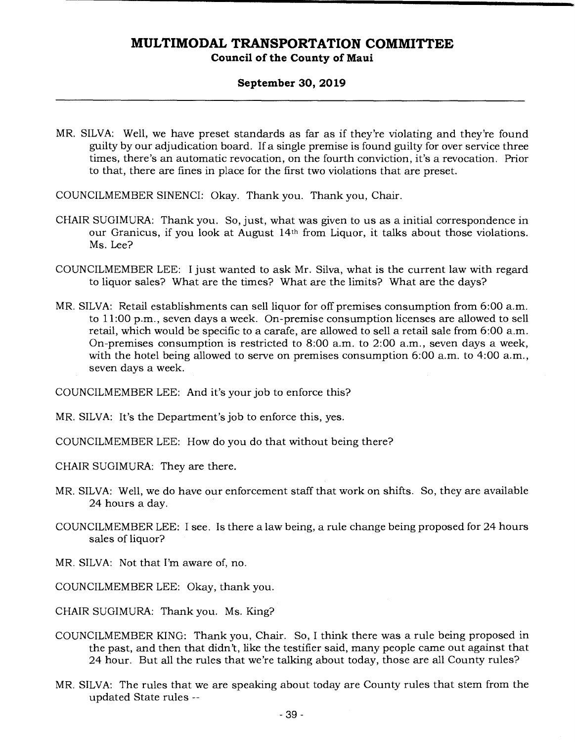MR. SILVA: Well, we have preset standards as far as if they're violating and they're found guilty by our adjudication board. If a single premise is found guilty for over service three times, there's an automatic revocation, on the fourth conviction, it's a revocation. Prior to that, there are fines in place for the first two violations that are preset.

COUNCILMEMBER SINENCI: Okay. Thank you. Thank you, Chair.

CHAIR SUGIMURA: Thank you. So, just, what was given to us as a initial correspondence in our Granicus, if you look at August 14th from Liquor, it talks about those violations. Ms. Lee?

COUNCILMEMBER LEE: I just wanted to ask Mr. Silva, what is the current law with regard to liquor sales? What are the times? What are the limits? What are the days?

MR. SILVA: Retail establishments can sell liquor for off premises consumption from 6:00 a.m. to 11:00 p.m., seven days a week. On-premise consumption licenses are allowed to sell retail, which would be specific to a carafe, are allowed to sell a retail sale from 6:00 a.m. On-premises consumption is restricted to 8:00 a.m. to 2:00 a.m., seven days a week, with the hotel being allowed to serve on premises consumption 6:00 a.m. to 4:00 a.m., seven days a week.

COUNCILMEMBER LEE: And it's your job to enforce this?

MR. SILVA: It's the Department's job to enforce this, yes.

COUNCILMEMBER LEE: How do you do that without being there?

CHAIR SUGIMURA: They are there.

MR. SILVA: Well, we do have our enforcement staff that work on shifts. So, they are available 24 hours a day.

COUNCILMEMBER LEE: I see. Is there a law being, a rule change being proposed for 24 hours sales of liquor?

MR. SILVA: Not that I'm aware of, no.

COUNCILMEMBER LEE: Okay, thank you.

CHAIR SUGIMURA: Thank you. Ms. King?

COUNCILMEMBER KING: Thank you, Chair. So, I think there was a rule being proposed in the past, and then that didn't, like the testifier said, many people came out against that 24 hour. But all the rules that we're talking about today, those are all County rules?

MR. SILVA: The rules that we are speaking about today are County rules that stem from the updated State rules --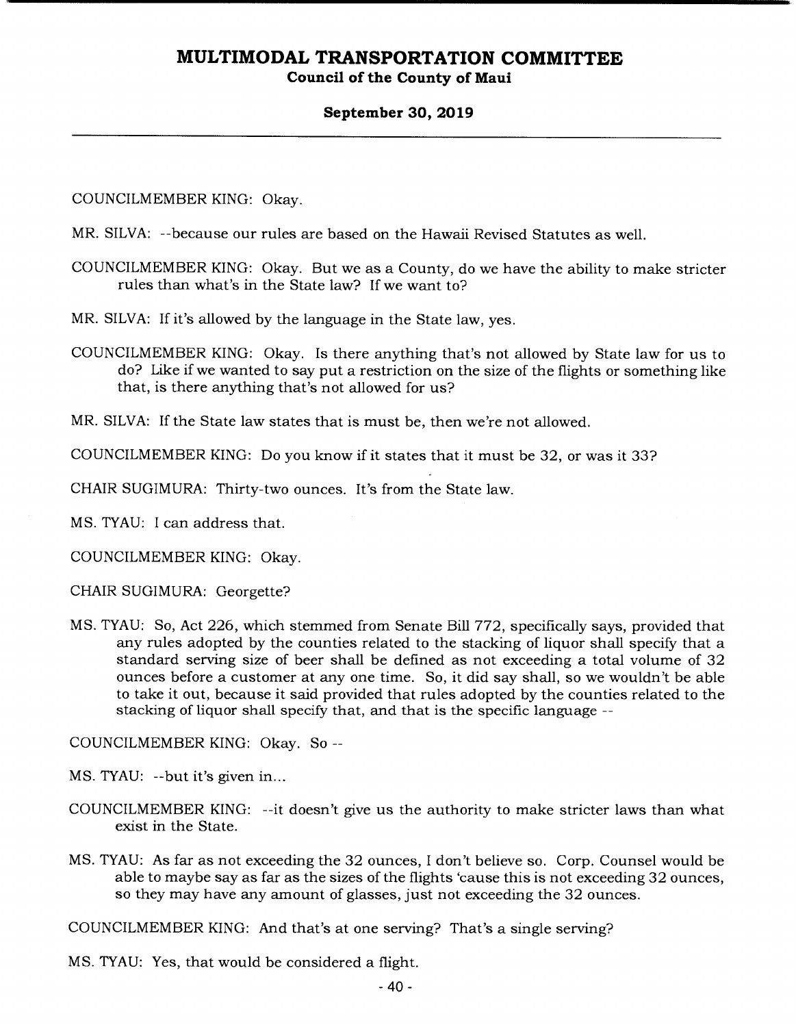COUNCILMEMBER KING: Okay.

MR. SILVA: --because our rules are based on the Hawaii Revised Statutes as well.

COUNCILMEMBER KING: Okay. But we as a County, do we have the ability to make stricter rules than what's in the State law? If we want to?

MR. SILVA: If it's allowed by the language in the State law, yes.

COUNCILMEMBER KING: Okay. Is there anything that's not allowed by State law for us to do? Like if we wanted to say put a restriction on the size of the flights or something like that, is there anything that's not allowed for us?

MR. SILVA: If the State law states that is must be, then we're not allowed.

COUNCILMEMBER KING: Do you know if it states that it must be 32, or was it 33?

CHAIR SUGIMURA: Thirty-two ounces. It's from the State law.

MS. TYAU: I can address that.

COUNCILMEMBER KING: Okay.

CHAIR SUGIMURA: Georgette?

MS. TYAU: So, Act 226, which stemmed from Senate Bill 772, specifically says, provided that any rules adopted by the counties related to the stacking of liquor shall specify that a standard serving size of beer shall be defined as not exceeding a total volume of 32 ounces before a customer at any one time. So, it did say shall, so we wouldn't be able to take it out, because it said provided that rules adopted by the counties related to the stacking of liquor shall specify that, and that is the specific language --

COUNCILMEMBER KING: Okay. So --

MS. TYAU: --but it's given in...

COUNCILMEMBER KING: --it doesn't give us the authority to make stricter laws than what exist in the State.

MS. TYAU: As far as not exceeding the 32 ounces, I don't believe so. Corp. Counsel would be able to maybe say as far as the sizes of the flights 'cause this is not exceeding 32 ounces, so they may have any amount of glasses, just not exceeding the 32 ounces.

COUNCILMEMBER KING: And that's at one serving? That's a single serving?

MS. TYAU: Yes, that would be considered a flight.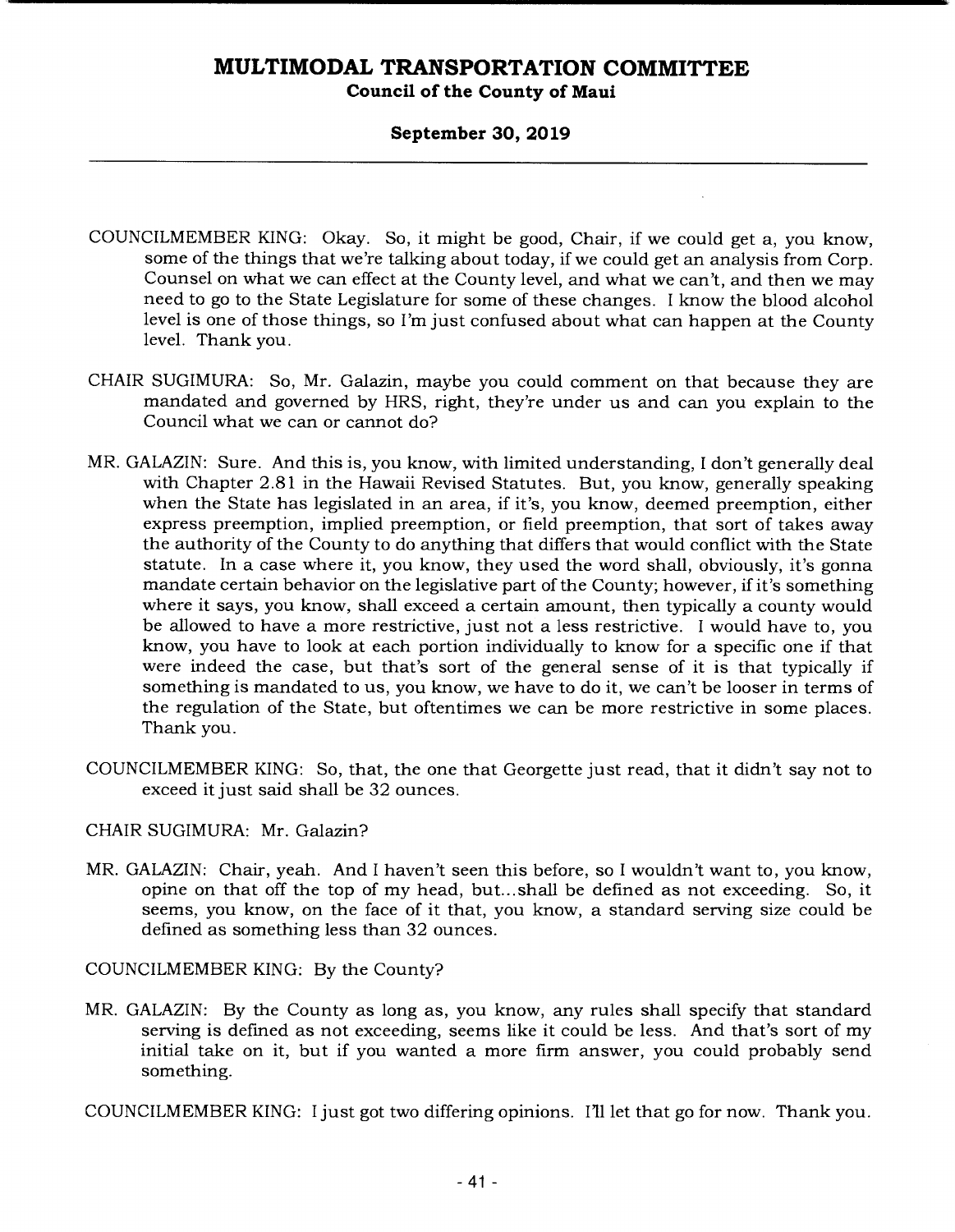COUNCILMEMBER KING: Okay. So, it might be good, Chair, if we could get a, you know, some of the things that we're talking about today, if we could get an analysis from Corp. Counsel on what we can effect at the County level, and what we can't, and then we may need to go to the State Legislature for some of these changes. I know the blood alcohol level is one of those things, so I'm just confused about what can happen at the County level. Thank you.

CHAIR SUGIMURA: So, Mr. Galazin, maybe you could comment on that because they are mandated and governed by HRS, right, they're under us and can you explain to the Council what we can or cannot do?

MR. GALAZIN: Sure. And this is, you know, with limited understanding, I don't generally deal with Chapter 2.81 in the Hawaii Revised Statutes. But, you know, generally speaking when the State has legislated in an area, if it's, you know, deemed preemption, either express preemption, implied preemption, or field preemption, that sort of takes away the authority of the County to do anything that differs that would conflict with the State statute. In a case where it, you know, they used the word shall, obviously, it's gonna mandate certain behavior on the legislative part of the County; however, if it's something where it says, you know, shall exceed a certain amount, then typically a county would be allowed to have a more restrictive, just not a less restrictive. I would have to, you know, you have to look at each portion individually to know for a specific one if that were indeed the case, but that's sort of the general sense of it is that typically if something is mandated to us, you know, we have to do it, we can't be looser in terms of the regulation of the State, but oftentimes we can be more restrictive in some places. Thank you.

COUNCILMEMBER KING: So, that, the one that Georgette just read, that it didn't say not to exceed it just said shall be 32 ounces.

CHAIR SUGIMURA: Mr. Galazin?

MR. GALAZIN: Chair, yeah. And I haven't seen this before, so I wouldn't want to, you know, opine on that off the top of my head, but...shall be defined as not exceeding. So, it seems, you know, on the face of it that, you know, a standard serving size could be defined as something less than 32 ounces.

COUNCILMEMBER KING: By the County?

MR. GALAZIN: By the County as long as, you know, any rules shall specify that standard serving is defined as not exceeding, seems like it could be less. And that's sort of my initial take on it, but if you wanted a more firm answer, you could probably send something.

COUNCILMEMBER KING: I just got two differing opinions. I'll let that go for now. Thank you.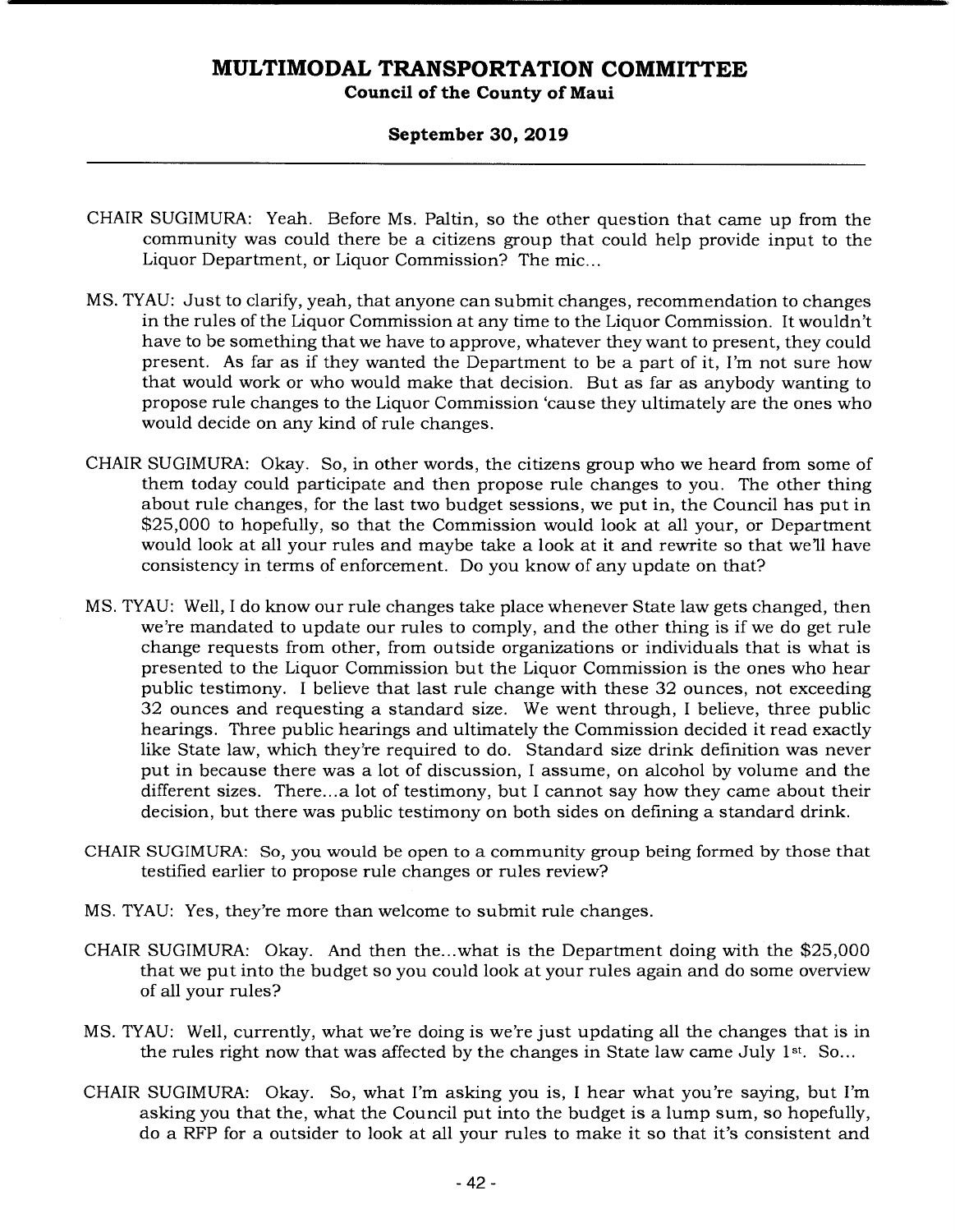CHAIR SUGIMURA: Yeah. Before Ms. Paltin, so the other question that came up from the community was could there be a citizens group that could help provide input to the Liquor Department, or Liquor Commission? The mic...

MS. TYAU: Just to clarify, yeah, that anyone can submit changes, recommendation to changes in the rules of the Liquor Commission at any time to the Liquor Commission. It wouldn't have to be something that we have to approve, whatever they want to present, they could present. As far as if they wanted the Department to be a part of it, I'm not sure how that would work or who would make that decision. But as far as anybody wanting to propose rule changes to the Liquor Commission 'cause they ultimately are the ones who would decide on any kind of rule changes.

CHAIR SUGIMURA: Okay. So, in other words, the citizens group who we heard from some of them today could participate and then propose rule changes to you. The other thing about rule changes, for the last two budget sessions, we put in, the Council has put in $25,000 to hopefully, so that the Commission would look at all your, or Department would look at all your rules and maybe take a look at it and rewrite so that we'll have consistency in terms of enforcement. Do you know of any update on that?

MS. TYAU: Well, I do know our rule changes take place whenever State law gets changed, then we're mandated to update our rules to comply, and the other thing is if we do get rule change requests from other, from outside organizations or individuals that is what is presented to the Liquor Commission but the Liquor Commission is the ones who hear public testimony. I believe that last rule change with these 32 ounces, not exceeding 32 ounces and requesting a standard size. We went through, I believe, three public hearings. Three public hearings and ultimately the Commission decided it read exactly like State law, which they're required to do. Standard size drink definition was never put in because there was a lot of discussion, I assume, on alcohol by volume and the different sizes. There...a lot of testimony, but I cannot say how they came about their decision, but there was public testimony on both sides on defining a standard drink.

CHAIR SUGIMURA: So, you would be open to a community group being formed by those that testified earlier to propose rule changes or rules review?

MS. TYAU: Yes, they're more than welcome to submit rule changes.

CHAIR SUGIMURA: Okay. And then the...what is the Department doing with the $25,000 that we put into the budget so you could look at your rules again and do some overview of all your rules?

MS. TYAU: Well, currently, what we're doing is we're just updating all the changes that is in the rules right now that was affected by the changes in State law came July 1st. So...

CHAIR SUGIMURA: Okay. So, what I'm asking you is, I hear what you're saying, but I'm asking you that the, what the Council put into the budget is a lump sum, so hopefully, do a RFP for a outsider to look at all your rules to make it so that it's consistent and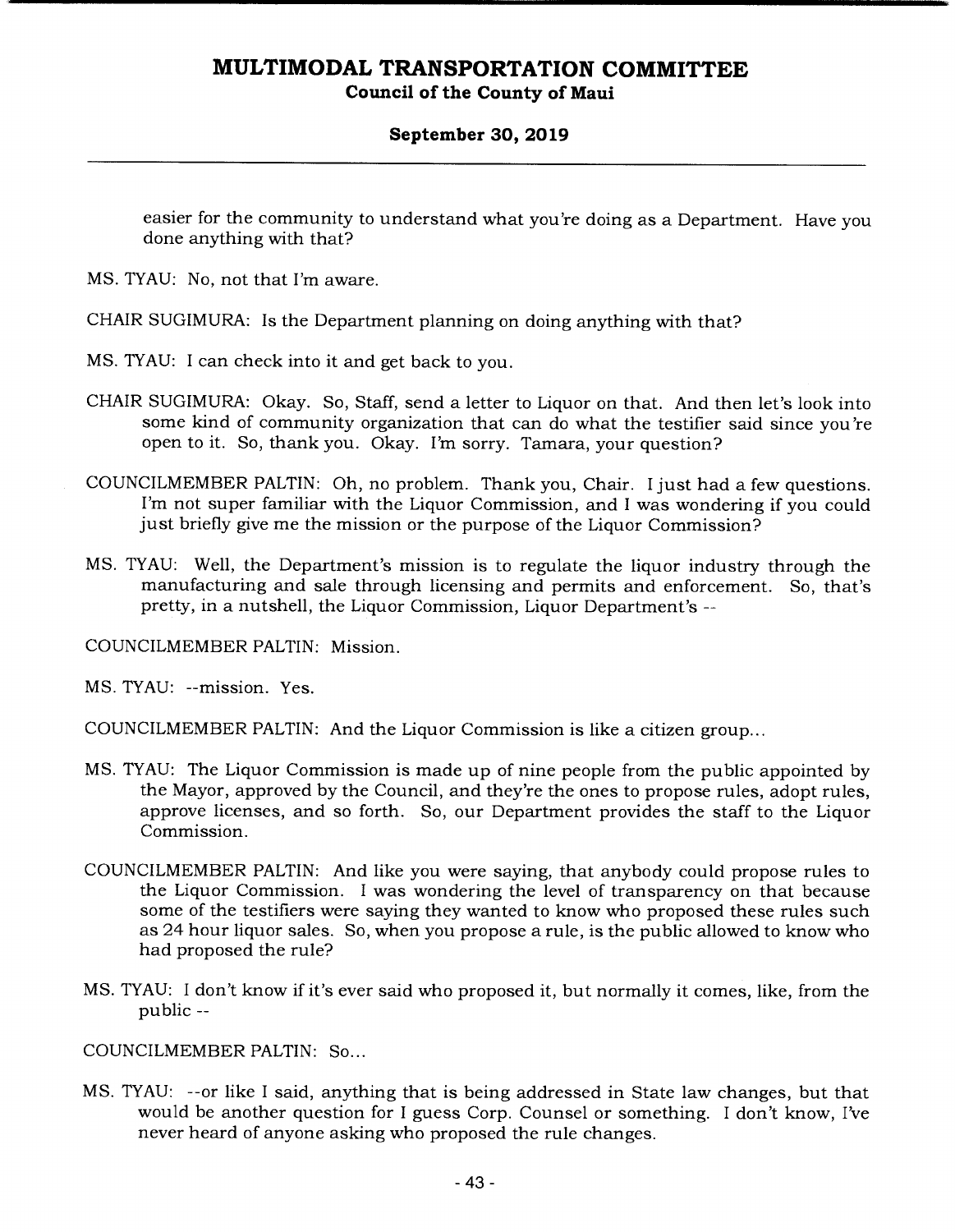easier for the community to understand what you're doing as a Department. Have you done anything with that?

MS. TYAU: No, not that I'm aware.

CHAIR SUGIMURA: Is the Department planning on doing anything with that?

MS. TYAU: I can check into it and get back to you.

CHAIR SUGIMURA: Okay. So, Staff, send a letter to Liquor on that. And then let's look into some kind of community organization that can do what the testifier said since you're open to it. So, thank you. Okay. I'm sorry. Tamara, your question?

COUNCILMEMBER PALTIN: Oh, no problem. Thank you, Chair. I just had a few questions. I'm not super familiar with the Liquor Commission, and I was wondering if you could just briefly give me the mission or the purpose of the Liquor Commission?

MS. TYAU: Well, the Department's mission is to regulate the liquor industry through the manufacturing and sale through licensing and permits and enforcement. So, that's pretty, in a nutshell, the Liquor Commission, Liquor Department's --

COUNCILMEMBER PALTIN: Mission.

MS. TYAU: --mission. Yes.

COUNCILMEMBER PALTIN: And the Liquor Commission is like a citizen group...

MS. TYAU: The Liquor Commission is made up of nine people from the public appointed by the Mayor, approved by the Council, and they're the ones to propose rules, adopt rules, approve licenses, and so forth. So, our Department provides the staff to the Liquor Commission.

COUNCILMEMBER PALTIN: And like you were saying, that anybody could propose rules to the Liquor Commission. I was wondering the level of transparency on that because some of the testifiers were saying they wanted to know who proposed these rules such as 24 hour liquor sales. So, when you propose a rule, is the public allowed to know who had proposed the rule?

MS. TYAU: I don't know if it's ever said who proposed it, but normally it comes, like, from the public --

COUNCILMEMBER PALTIN: So...

MS. TYAU: --or like I said, anything that is being addressed in State law changes, but that would be another question for I guess Corp. Counsel or something. I don't know, I've never heard of anyone asking who proposed the rule changes.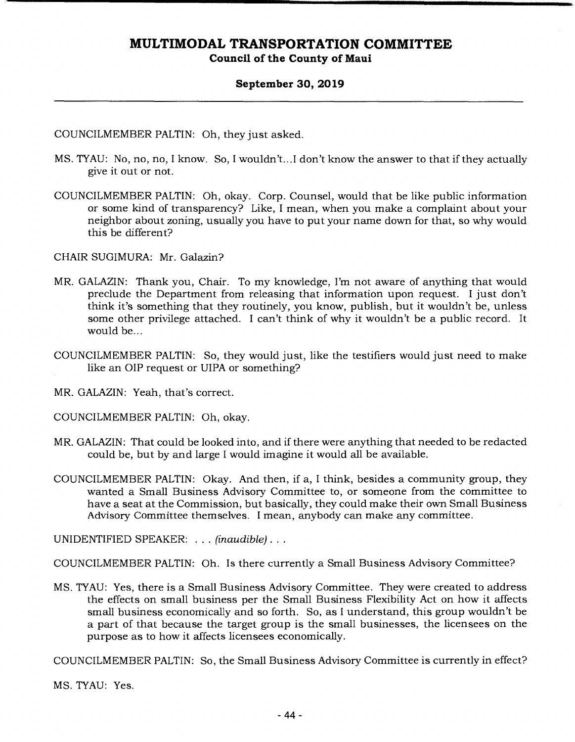COUNCILMEMBER PALTIN: Oh, they just asked.

MS. TYAU: No, no, no, I know. So, I wouldn't...I don't know the answer to that if they actually give it out or not.

COUNCILMEMBER PALTIN: Oh, okay. Corp. Counsel, would that be like public information or some kind of transparency? Like, I mean, when you make a complaint about your neighbor about zoning, usually you have to put your name down for that, so why would this be different?

CHAIR SUGIMURA: Mr. Galazin?

MR. GALAZIN: Thank you, Chair. To my knowledge, I'm not aware of anything that would preclude the Department from releasing that information upon request. I just don't think it's something that they routinely, you know, publish, but it wouldn't be, unless some other privilege attached. I can't think of why it wouldn't be a public record. It would be...

COUNCILMEMBER PALTIN: So, they would just, like the testifiers would just need to make like an OIP request or UIPA or something?

MR. GALAZIN: Yeah, that's correct.

COUNCILMEMBER PALTIN: Oh, okay.

MR. GALAZIN: That could be looked into, and if there were anything that needed to be redacted could be, but by and large I would imagine it would all be available.

COUNCILMEMBER PALTIN: Okay. And then, if a, I think, besides a community group, they wanted a Small Business Advisory Committee to, or someone from the committee to have a seat at the Commission, but basically, they could make their own Small Business Advisory Committee themselves. I mean, anybody can make any committee.

UNIDENTIFIED SPEAKER: . . . *(inaudible)* . . .

COUNCILMEMBER PALTIN: Oh. Is there currently a Small Business Advisory Committee?

MS. TYAU: Yes, there is a Small Business Advisory Committee. They were created to address the effects on small business per the Small Business Flexibility Act on how it affects small business economically and so forth. So, as I understand, this group wouldn't be a part of that because the target group is the small businesses, the licensees on the purpose as to how it affects licensees economically.

COUNCILMEMBER PALTIN: So, the Small Business Advisory Committee is currently in effect?

MS. TYAU: Yes.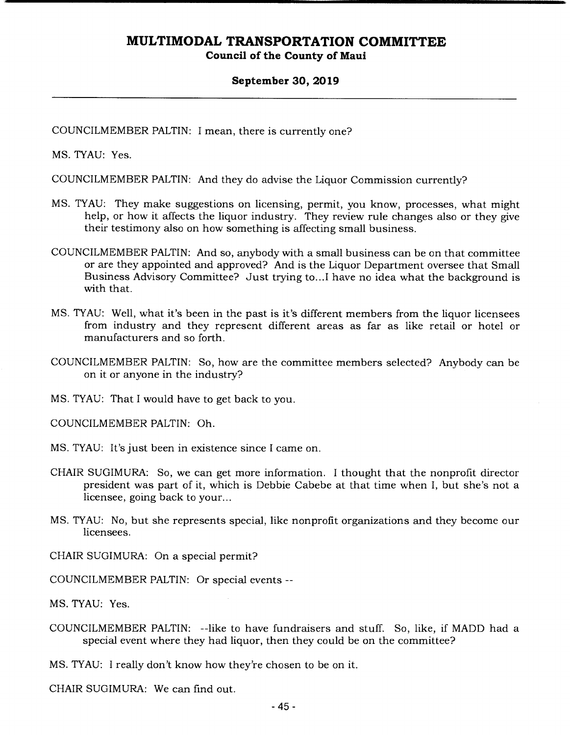COUNCILMEMBER PALTIN: I mean, there is currently one?

MS. TYAU: Yes.

COUNCILMEMBER PALTIN: And they do advise the Liquor Commission currently?

MS. TYAU: They make suggestions on licensing, permit, you know, processes, what might help, or how it affects the liquor industry. They review rule changes also or they give their testimony also on how something is affecting small business.

COUNCILMEMBER PALTIN: And so, anybody with a small business can be on that committee or are they appointed and approved? And is the Liquor Department oversee that Small Business Advisory Committee? Just trying to...I have no idea what the background is with that.

MS. TYAU: Well, what it's been in the past is it's different members from the liquor licensees from industry and they represent different areas as far as like retail or hotel or manufacturers and so forth.

COUNCILMEMBER PALTIN: So, how are the committee members selected? Anybody can be on it or anyone in the industry?

MS. TYAU: That I would have to get back to you.

COUNCILMEMBER PALTIN: Oh.

MS. TYAU: It's just been in existence since I came on.

CHAIR SUGIMURA: So, we can get more information. I thought that the nonprofit director president was part of it, which is Debbie Cabebe at that time when I, but she's not a licensee, going back to your...

MS. TYAU: No, but she represents special, like nonprofit organizations and they become our licensees.

CHAIR SUGIMURA: On a special permit?

COUNCILMEMBER PALTIN: Or special events --

MS. TYAU: Yes.

COUNCILMEMBER PALTIN: --like to have fundraisers and stuff. So, like, if MADD had a special event where they had liquor, then they could be on the committee?

MS. TYAU: I really don't know how they're chosen to be on it.

CHAIR SUGIMURA: We can find out.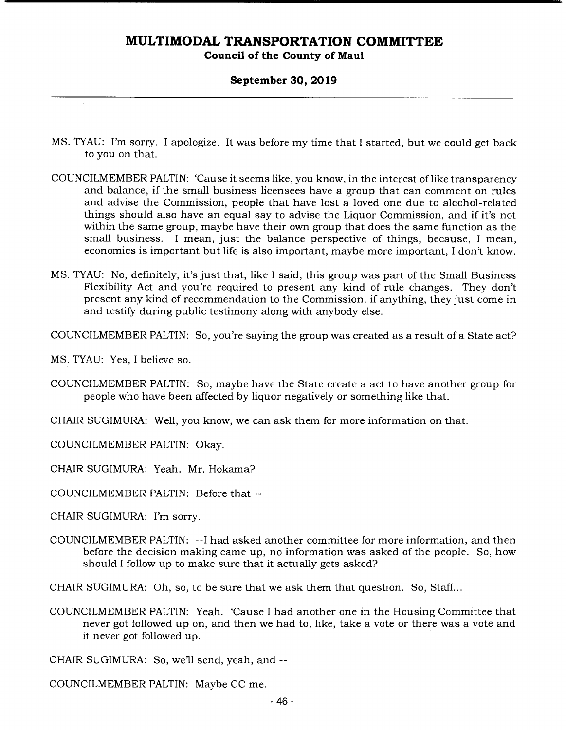MS. TYAU: I'm sorry. I apologize. It was before my time that I started, but we could get back to you on that.

COUNCILMEMBER PALTIN: 'Cause it seems like, you know, in the interest of like transparency and balance, if the small business licensees have a group that can comment on rules and advise the Commission, people that have lost a loved one due to alcohol-related things should also have an equal say to advise the Liquor Commission, and if it's not within the same group, maybe have their own group that does the same function as the small business. I mean, just the balance perspective of things, because, I mean, economics is important but life is also important, maybe more important, I don't know.

MS. TYAU: No, definitely, it's just that, like I said, this group was part of the Small Business Flexibility Act and you're required to present any kind of rule changes. They don't present any kind of recommendation to the Commission, if anything, they just come in and testify during public testimony along with anybody else.

COUNCILMEMBER PALTIN: So, you're saying the group was created as a result of a State act?

MS. TYAU: Yes, I believe so.

COUNCILMEMBER PALTIN: So, maybe have the State create a act to have another group for people who have been affected by liquor negatively or something like that.

CHAIR SUGIMURA: Well, you know, we can ask them for more information on that.

COUNCILMEMBER PALTIN: Okay.

CHAIR SUGIMURA: Yeah. Mr. Hokama?

COUNCILMEMBER PALTIN: Before that --

CHAIR SUGIMURA: I'm sorry.

COUNCILMEMBER PALTIN: --I had asked another committee for more information, and then before the decision making came up, no information was asked of the people. So, how should I follow up to make sure that it actually gets asked?

CHAIR SUGIMURA: Oh, so, to be sure that we ask them that question. So, Staff...

COUNCILMEMBER PALTIN: Yeah. 'Cause I had another one in the Housing Committee that never got followed up on, and then we had to, like, take a vote or there was a vote and it never got followed up.

CHAIR SUGIMURA: So, we'll send, yeah, and --

COUNCILMEMBER PALTIN: Maybe CC me.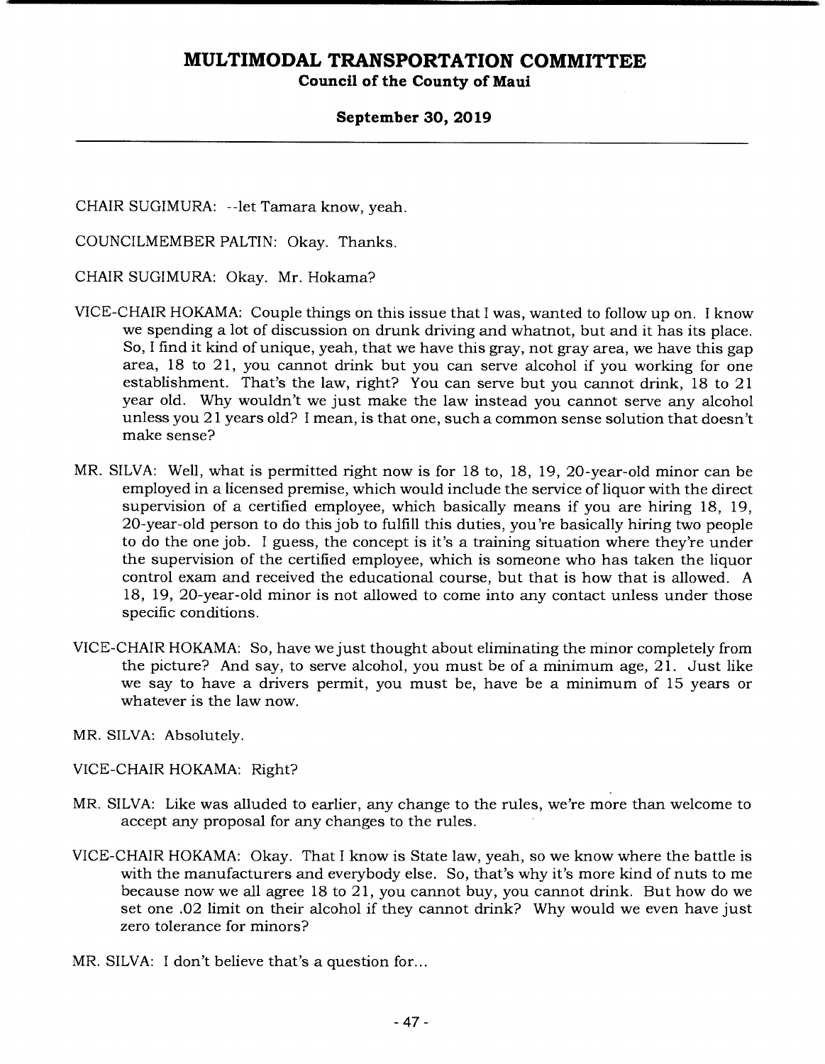CHAIR SUGIMURA: --let Tamara know, yeah.

COUNCILMEMBER PALTIN: Okay. Thanks.

CHAIR SUGIMURA: Okay. Mr. Hokama?

VICE-CHAIR HOKAMA: Couple things on this issue that I was, wanted to follow up on. I know we spending a lot of discussion on drunk driving and whatnot, but and it has its place. So, I find it kind of unique, yeah, that we have this gray, not gray area, we have this gap area, 18 to 21, you cannot drink but you can serve alcohol if you working for one establishment. That's the law, right? You can serve but you cannot drink, 18 to 21 year old. Why wouldn't we just make the law instead you cannot serve any alcohol unless you 21 years old? I mean, is that one, such a common sense solution that doesn't make sense?

MR. SILVA: Well, what is permitted right now is for 18 to, 18, 19, 20-year-old minor can be employed in a licensed premise, which would include the service of liquor with the direct supervision of a certified employee, which basically means if you are hiring 18, 19, 20-year-old person to do this job to fulfill this duties, you're basically hiring two people to do the one job. I guess, the concept is it's a training situation where they're under the supervision of the certified employee, which is someone who has taken the liquor control exam and received the educational course, but that is how that is allowed. A 18, 19, 20-year-old minor is not allowed to come into any contact unless under those specific conditions.

VICE-CHAIR HOKAMA: So, have we just thought about eliminating the minor completely from the picture? And say, to serve alcohol, you must be of a minimum age, 21. Just like we say to have a drivers permit, you must be, have be a minimum of 15 years or whatever is the law now.

MR. SILVA: Absolutely.

VICE-CHAIR HOKAMA: Right?

MR. SILVA: Like was alluded to earlier, any change to the rules, we're more than welcome to accept any proposal for any changes to the rules.

VICE-CHAIR HOKAMA: Okay. That I know is State law, yeah, so we know where the battle is with the manufacturers and everybody else. So, that's why it's more kind of nuts to me because now we all agree 18 to 21, you cannot buy, you cannot drink. But how do we set one .02 limit on their alcohol if they cannot drink? Why would we even have just zero tolerance for minors?

MR. SILVA: I don't believe that's a question for...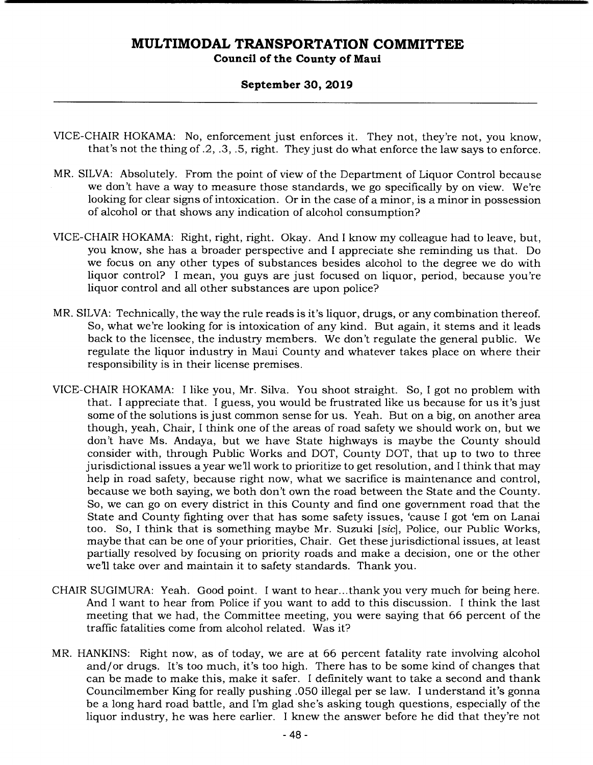VICE-CHAIR HOKAMA: No, enforcement just enforces it. They not, they're not, you know, that's not the thing of .2, .3, .5, right. They just do what enforce the law says to enforce.

MR. SILVA: Absolutely. From the point of view of the Department of Liquor Control because we don't have a way to measure those standards, we go specifically by on view. We're looking for clear signs of intoxication. Or in the case of a minor, is a minor in possession of alcohol or that shows any indication of alcohol consumption?

VICE-CHAIR HOKAMA: Right, right, right. Okay. And I know my colleague had to leave, but, you know, she has a broader perspective and I appreciate she reminding us that. Do we focus on any other types of substances besides alcohol to the degree we do with liquor control? I mean, you guys are just focused on liquor, period, because you're liquor control and all other substances are upon police?

MR. SILVA: Technically, the way the rule reads is it's liquor, drugs, or any combination thereof. So, what we're looking for is intoxication of any kind. But again, it stems and it leads back to the licensee, the industry members. We don't regulate the general public. We regulate the liquor industry in Maui County and whatever takes place on where their responsibility is in their license premises.

VICE-CHAIR HOKAMA: I like you, Mr. Silva. You shoot straight. So, I got no problem with that. I appreciate that. I guess, you would be frustrated like us because for us it's just some of the solutions is just common sense for us. Yeah. But on a big, on another area though, yeah, Chair, I think one of the areas of road safety we should work on, but we don't have Ms. Andaya, but we have State highways is maybe the County should consider with, through Public Works and DOT, County DOT, that up to two to three jurisdictional issues a year we'll work to prioritize to get resolution, and I think that may help in road safety, because right now, what we sacrifice is maintenance and control, because we both saying, we both don't own the road between the State and the County. So, we can go on every district in this County and find one government road that the State and County fighting over that has some safety issues, 'cause I got 'em on Lanai too. So, I think that is something maybe Mr. Suzuki [*sic*], Police, our Public Works, maybe that can be one of your priorities, Chair. Get these jurisdictional issues, at least partially resolved by focusing on priority roads and make a decision, one or the other we'll take over and maintain it to safety standards. Thank you.

CHAIR SUGIMURA: Yeah. Good point. I want to hear...thank you very much for being here. And I want to hear from Police if you want to add to this discussion. I think the last meeting that we had, the Committee meeting, you were saying that 66 percent of the traffic fatalities come from alcohol related. Was it?

MR. HANKINS: Right now, as of today, we are at 66 percent fatality rate involving alcohol and/or drugs. It's too much, it's too high. There has to be some kind of changes that can be made to make this, make it safer. I definitely want to take a second and thank Councilmember King for really pushing .050 illegal per se law. I understand it's gonna be a long hard road battle, and I'm glad she's asking tough questions, especially of the liquor industry, he was here earlier. I knew the answer before he did that they're not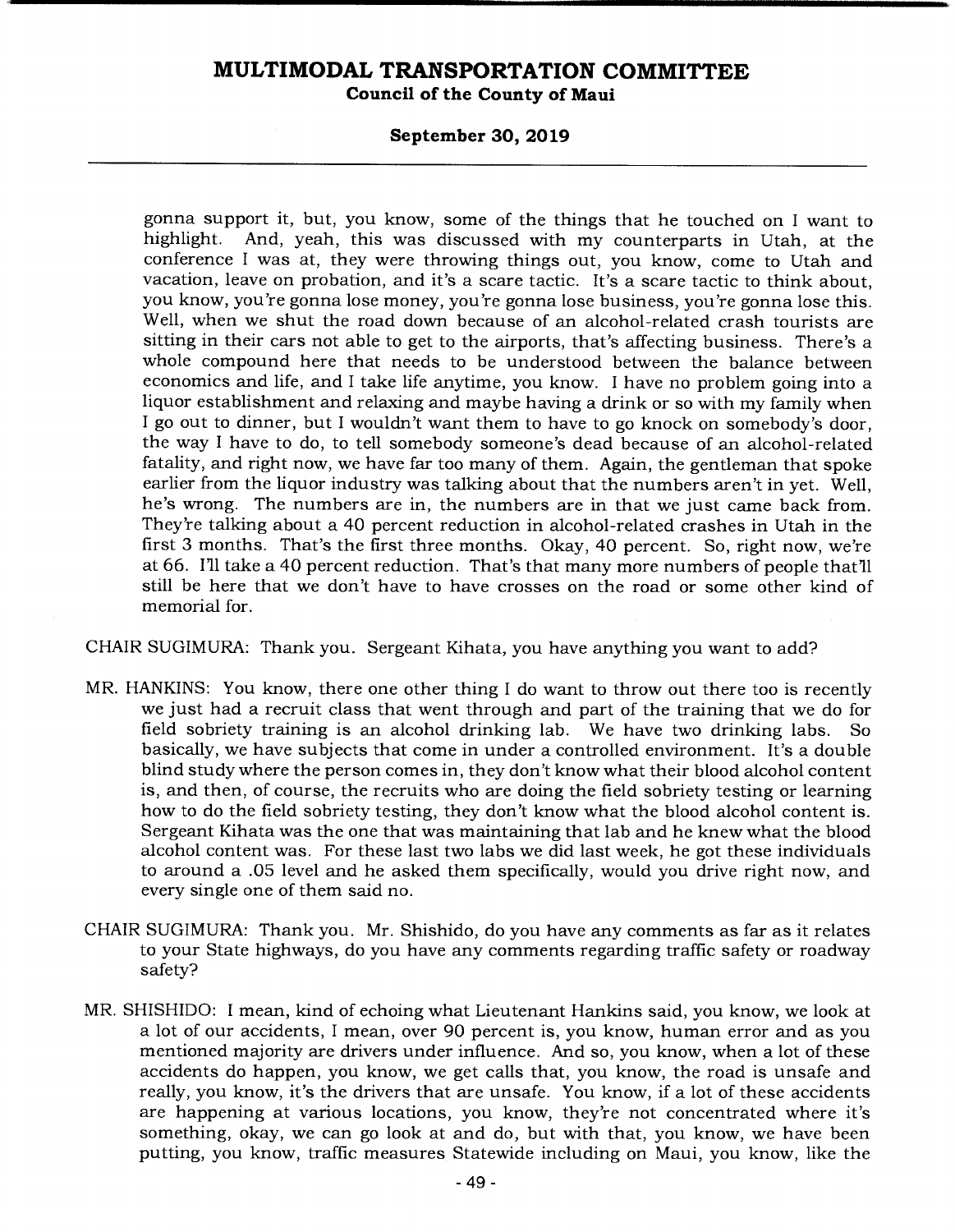gonna support it, but, you know, some of the things that he touched on I want to highlight. And, yeah, this was discussed with my counterparts in Utah, at the conference I was at, they were throwing things out, you know, come to Utah and vacation, leave on probation, and it's a scare tactic. It's a scare tactic to think about, you know, you're gonna lose money, you're gonna lose business, you're gonna lose this. Well, when we shut the road down because of an alcohol-related crash tourists are sitting in their cars not able to get to the airports, that's affecting business. There's a whole compound here that needs to be understood between the balance between economics and life, and I take life anytime, you know. I have no problem going into a liquor establishment and relaxing and maybe having a drink or so with my family when I go out to dinner, but I wouldn't want them to have to go knock on somebody's door, the way I have to do, to tell somebody someone's dead because of an alcohol-related fatality, and right now, we have far too many of them. Again, the gentleman that spoke earlier from the liquor industry was talking about that the numbers aren't in yet. Well, he's wrong. The numbers are in, the numbers are in that we just came back from. They're talking about a 40 percent reduction in alcohol-related crashes in Utah in the first 3 months. That's the first three months. Okay, 40 percent. So, right now, we're at 66. I'll take a 40 percent reduction. That's that many more numbers of people that'll still be here that we don't have to have crosses on the road or some other kind of memorial for.

CHAIR SUGIMURA: Thank you. Sergeant Kihata, you have anything you want to add?

MR. HANKINS: You know, there one other thing I do want to throw out there too is recently we just had a recruit class that went through and part of the training that we do for field sobriety training is an alcohol drinking lab. We have two drinking labs. So basically, we have subjects that come in under a controlled environment. It's a double blind study where the person comes in, they don't know what their blood alcohol content is, and then, of course, the recruits who are doing the field sobriety testing or learning how to do the field sobriety testing, they don't know what the blood alcohol content is. Sergeant Kihata was the one that was maintaining that lab and he knew what the blood alcohol content was. For these last two labs we did last week, he got these individuals to around a .05 level and he asked them specifically, would you drive right now, and every single one of them said no.

CHAIR SUGIMURA: Thank you. Mr. Shishido, do you have any comments as far as it relates to your State highways, do you have any comments regarding traffic safety or roadway safety?

MR. SHISHIDO: I mean, kind of echoing what Lieutenant Hankins said, you know, we look at a lot of our accidents, I mean, over 90 percent is, you know, human error and as you mentioned majority are drivers under influence. And so, you know, when a lot of these accidents do happen, you know, we get calls that, you know, the road is unsafe and really, you know, it's the drivers that are unsafe. You know, if a lot of these accidents are happening at various locations, you know, they're not concentrated where it's something, okay, we can go look at and do, but with that, you know, we have been putting, you know, traffic measures Statewide including on Maui, you know, like the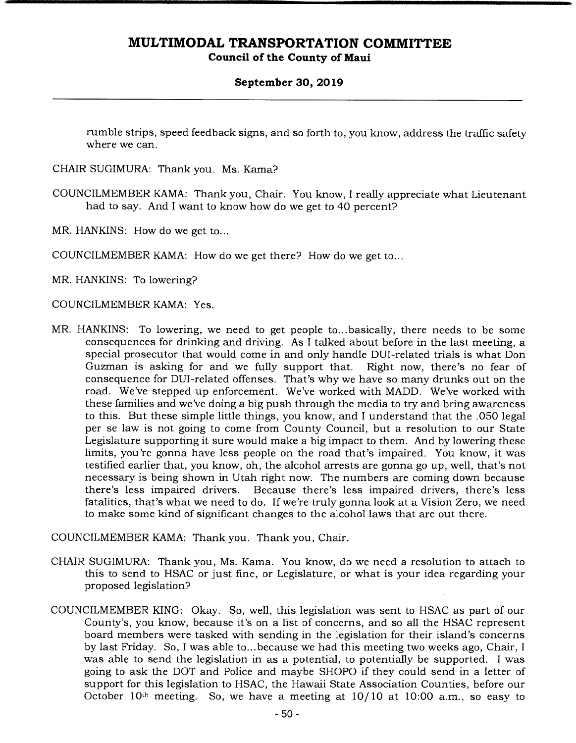rumble strips, speed feedback signs, and so forth to, you know, address the traffic safety where we can.

CHAIR SUGIMURA: Thank you. Ms. Kama?

COUNCILMEMBER KAMA: Thank you, Chair. You know, I really appreciate what Lieutenant had to say. And I want to know how do we get to 40 percent?

MR. HANKINS: How do we get to...

COUNCILMEMBER KAMA: How do we get there? How do we get to...

MR. HANKINS: To lowering?

COUNCILMEMBER KAMA: Yes.

MR. HANKINS: To lowering, we need to get people to...basically, there needs to be some consequences for drinking and driving. As I talked about before in the last meeting, a special prosecutor that would come in and only handle DUI-related trials is what Don Guzman is asking for and we fully support that. Right now, there's no fear of consequence for DUI-related offenses. That's why we have so many drunks out on the road. We've stepped up enforcement. We've worked with MADD. We've worked with these families and we've doing a big push through the media to try and bring awareness to this. But these simple little things, you know, and I understand that the .050 legal per se law is not going to come from County Council, but a resolution to our State Legislature supporting it sure would make a big impact to them. And by lowering these limits, you're gonna have less people on the road that's impaired. You know, it was testified earlier that, you know, oh, the alcohol arrests are gonna go up, well, that's not necessary is being shown in Utah right now. The numbers are coming down because there's less impaired drivers. Because there's less impaired drivers, there's less fatalities, that's what we need to do. If we're truly gonna look at a Vision Zero, we need to make some kind of significant changes to the alcohol laws that are out there.

COUNCILMEMBER KAMA: Thank you. Thank you, Chair.

CHAIR SUGIMURA: Thank you, Ms. Kama. You know, do we need a resolution to attach to this to send to HSAC or just fine, or Legislature, or what is your idea regarding your proposed legislation?

COUNCILMEMBER KING: Okay. So, well, this legislation was sent to HSAC as part of our County's, you know, because it's on a list of concerns, and so all the HSAC represent board members were tasked with sending in the legislation for their island's concerns by last Friday. So, I was able to...because we had this meeting two weeks ago, Chair, I was able to send the legislation in as a potential, to potentially be supported. I was going to ask the DOT and Police and maybe SHOPO if they could send in a letter of support for this legislation to HSAC, the Hawaii State Association Counties, before our October 10th meeting. So, we have a meeting at 10/10 at 10:00 a.m., so easy to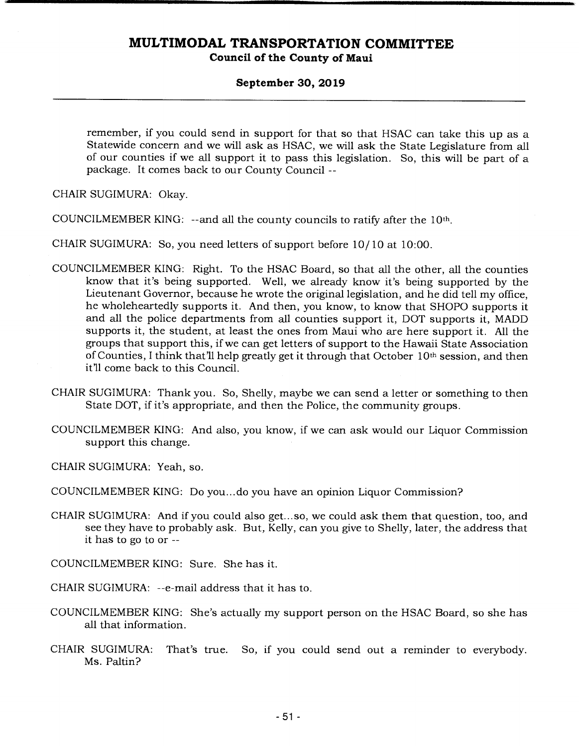remember, if you could send in support for that so that HSAC can take this up as a Statewide concern and we will ask as HSAC, we will ask the State Legislature from all of our counties if we all support it to pass this legislation. So, this will be part of a package. It comes back to our County Council --

CHAIR SUGIMURA: Okay.

COUNCILMEMBER KING: --and all the county councils to ratify after the 10th.

CHAIR SUGIMURA: So, you need letters of support before 10/10 at 10:00.

COUNCILMEMBER KING: Right. To the HSAC Board, so that all the other, all the counties know that it's being supported. Well, we already know it's being supported by the Lieutenant Governor, because he wrote the original legislation, and he did tell my office, he wholeheartedly supports it. And then, you know, to know that SHOPO supports it and all the police departments from all counties support it, DOT supports it, MADD supports it, the student, at least the ones from Maui who are here support it. All the groups that support this, if we can get letters of support to the Hawaii State Association of Counties, I think that'll help greatly get it through that October 10th session, and then it'll come back to this Council.

CHAIR SUGIMURA: Thank you. So, Shelly, maybe we can send a letter or something to then State DOT, if it's appropriate, and then the Police, the community groups.

COUNCILMEMBER KING: And also, you know, if we can ask would our Liquor Commission support this change.

CHAIR SUGIMURA: Yeah, so.

COUNCILMEMBER KING: Do you...do you have an opinion Liquor Commission?

CHAIR SUGIMURA: And if you could also get...so, we could ask them that question, too, and see they have to probably ask. But, Kelly, can you give to Shelly, later, the address that it has to go to or --

COUNCILMEMBER KING: Sure. She has it.

CHAIR SUGIMURA: --e-mail address that it has to.

COUNCILMEMBER KING: She's actually my support person on the HSAC Board, so she has all that information.

CHAIR SUGIMURA: That's true. So, if you could send out a reminder to everybody. Ms. Paltin?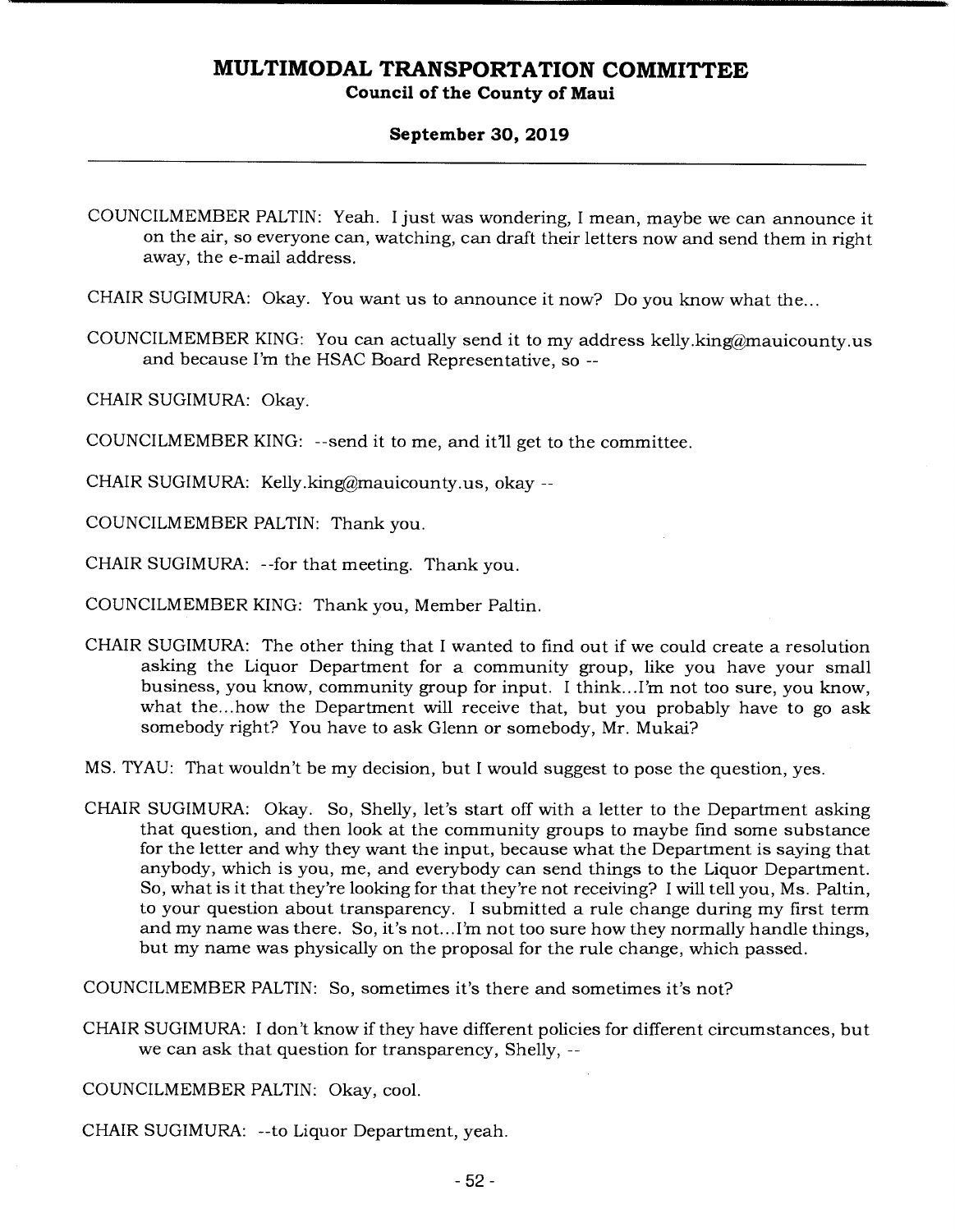COUNCILMEMBER PALTIN: Yeah. I just was wondering, I mean, maybe we can announce it on the air, so everyone can, watching, can draft their letters now and send them in right away, the e-mail address.

CHAIR SUGIMURA: Okay. You want us to announce it now? Do you know what the...

COUNCILMEMBER KING: You can actually send it to my address kelly.king@mauicounty.us and because I'm the HSAC Board Representative, so --

CHAIR SUGIMURA: Okay.

COUNCILMEMBER KING: --send it to me, and it'll get to the committee.

CHAIR SUGIMURA: Kelly.king@mauicounty.us, okay --

COUNCILMEMBER PALTIN: Thank you.

CHAIR SUGIMURA: --for that meeting. Thank you.

COUNCILMEMBER KING: Thank you, Member Paltin.

CHAIR SUGIMURA: The other thing that I wanted to find out if we could create a resolution asking the Liquor Department for a community group, like you have your small business, you know, community group for input. I think...I'm not too sure, you know, what the...how the Department will receive that, but you probably have to go ask somebody right? You have to ask Glenn or somebody, Mr. Mukai?

MS. TYAU: That wouldn't be my decision, but I would suggest to pose the question, yes.

CHAIR SUGIMURA: Okay. So, Shelly, let's start off with a letter to the Department asking that question, and then look at the community groups to maybe find some substance for the letter and why they want the input, because what the Department is saying that anybody, which is you, me, and everybody can send things to the Liquor Department. So, what is it that they're looking for that they're not receiving? I will tell you, Ms. Paltin, to your question about transparency. I submitted a rule change during my first term and my name was there. So, it's not...I'm not too sure how they normally handle things, but my name was physically on the proposal for the rule change, which passed.

COUNCILMEMBER PALTIN: So, sometimes it's there and sometimes it's not?

CHAIR SUGIMURA: I don't know if they have different policies for different circumstances, but we can ask that question for transparency, Shelly, --

COUNCILMEMBER PALTIN: Okay, cool.

CHAIR SUGIMURA: --to Liquor Department, yeah.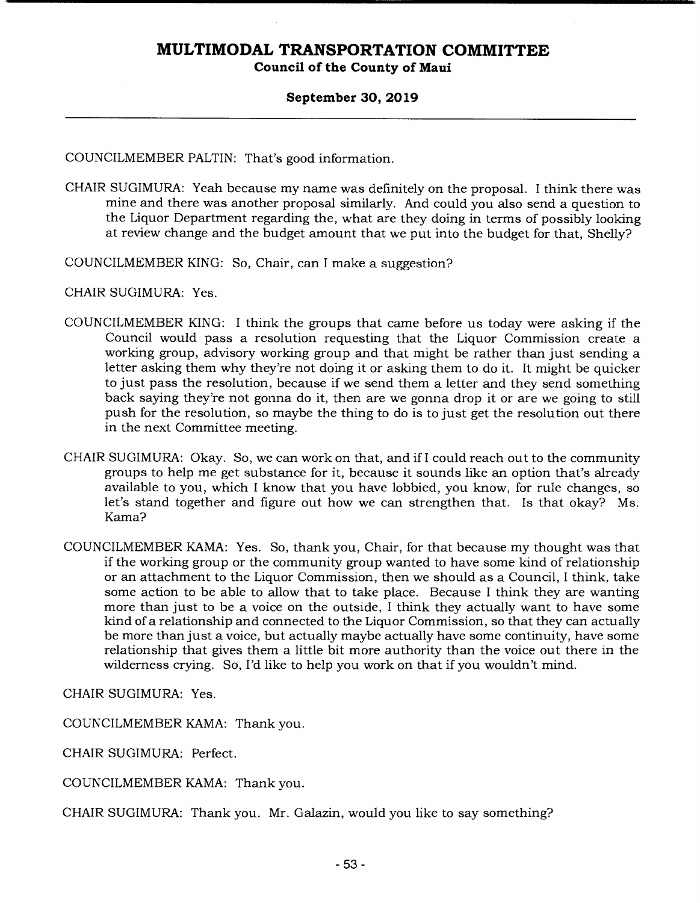COUNCILMEMBER PALTIN: That's good information.

CHAIR SUGIMURA: Yeah because my name was definitely on the proposal. I think there was mine and there was another proposal similarly. And could you also send a question to the Liquor Department regarding the, what are they doing in terms of possibly looking at review change and the budget amount that we put into the budget for that, Shelly?

COUNCILMEMBER KING: So, Chair, can I make a suggestion?

CHAIR SUGIMURA: Yes.

COUNCILMEMBER KING: I think the groups that came before us today were asking if the Council would pass a resolution requesting that the Liquor Commission create a working group, advisory working group and that might be rather than just sending a letter asking them why they're not doing it or asking them to do it. It might be quicker to just pass the resolution, because if we send them a letter and they send something back saying they're not gonna do it, then are we gonna drop it or are we going to still push for the resolution, so maybe the thing to do is to just get the resolution out there in the next Committee meeting.

CHAIR SUGIMURA: Okay. So, we can work on that, and if I could reach out to the community groups to help me get substance for it, because it sounds like an option that's already available to you, which I know that you have lobbied, you know, for rule changes, so let's stand together and figure out how we can strengthen that. Is that okay? Ms. Kama?

COUNCILMEMBER KAMA: Yes. So, thank you, Chair, for that because my thought was that if the working group or the community group wanted to have some kind of relationship or an attachment to the Liquor Commission, then we should as a Council, I think, take some action to be able to allow that to take place. Because I think they are wanting more than just to be a voice on the outside, I think they actually want to have some kind of a relationship and connected to the Liquor Commission, so that they can actually be more than just a voice, but actually maybe actually have some continuity, have some relationship that gives them a little bit more authority than the voice out there in the wilderness crying. So, I'd like to help you work on that if you wouldn't mind.

CHAIR SUGIMURA: Yes.

COUNCILMEMBER KAMA: Thank you.

CHAIR SUGIMURA: Perfect.

COUNCILMEMBER KAMA: Thank you.

CHAIR SUGIMURA: Thank you. Mr. Galazin, would you like to say something?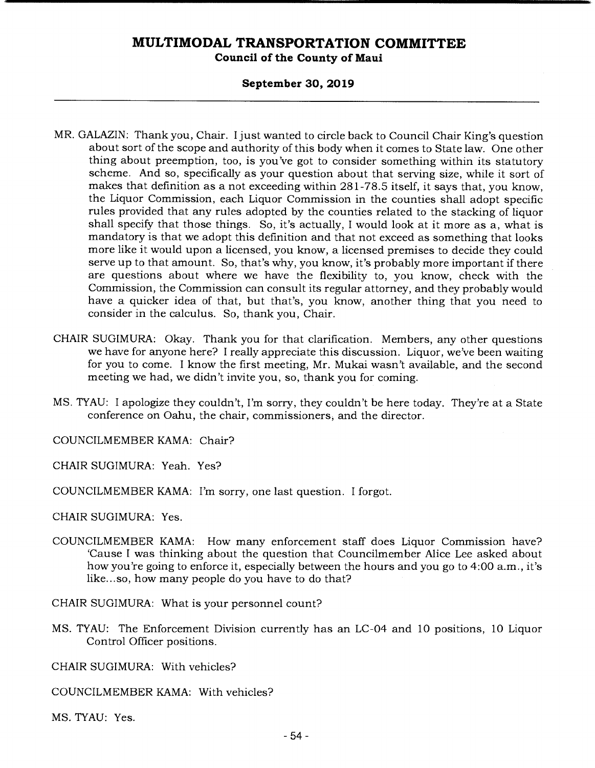MR. GALAZIN: Thank you, Chair. I just wanted to circle back to Council Chair King's question about sort of the scope and authority of this body when it comes to State law. One other thing about preemption, too, is you've got to consider something within its statutory scheme. And so, specifically as your question about that serving size, while it sort of makes that definition as a not exceeding within 281-78.5 itself, it says that, you know, the Liquor Commission, each Liquor Commission in the counties shall adopt specific rules provided that any rules adopted by the counties related to the stacking of liquor shall specify that those things. So, it's actually, I would look at it more as a, what is mandatory is that we adopt this definition and that not exceed as something that looks more like it would upon a licensed, you know, a licensed premises to decide they could serve up to that amount. So, that's why, you know, it's probably more important if there are questions about where we have the flexibility to, you know, check with the Commission, the Commission can consult its regular attorney, and they probably would have a quicker idea of that, but that's, you know, another thing that you need to consider in the calculus. So, thank you, Chair.

CHAIR SUGIMURA: Okay. Thank you for that clarification. Members, any other questions we have for anyone here? I really appreciate this discussion. Liquor, we've been waiting for you to come. I know the first meeting, Mr. Mukai wasn't available, and the second meeting we had, we didn't invite you, so, thank you for coming.

MS. TYAU: I apologize they couldn't, I'm sorry, they couldn't be here today. They're at a State conference on Oahu, the chair, commissioners, and the director.

COUNCILMEMBER KAMA: Chair?

CHAIR SUGIMURA: Yeah. Yes?

COUNCILMEMBER KAMA: I'm sorry, one last question. I forgot.

CHAIR SUGIMURA: Yes.

COUNCILMEMBER KAMA: How many enforcement staff does Liquor Commission have? 'Cause I was thinking about the question that Councilmember Alice Lee asked about how you're going to enforce it, especially between the hours and you go to 4:00 a.m., it's like...so, how many people do you have to do that?

CHAIR SUGIMURA: What is your personnel count?

MS. TYAU: The Enforcement Division currently has an LC-04 and 10 positions, 10 Liquor Control Officer positions.

CHAIR SUGIMURA: With vehicles?

COUNCILMEMBER KAMA: With vehicles?

MS. TYAU: Yes.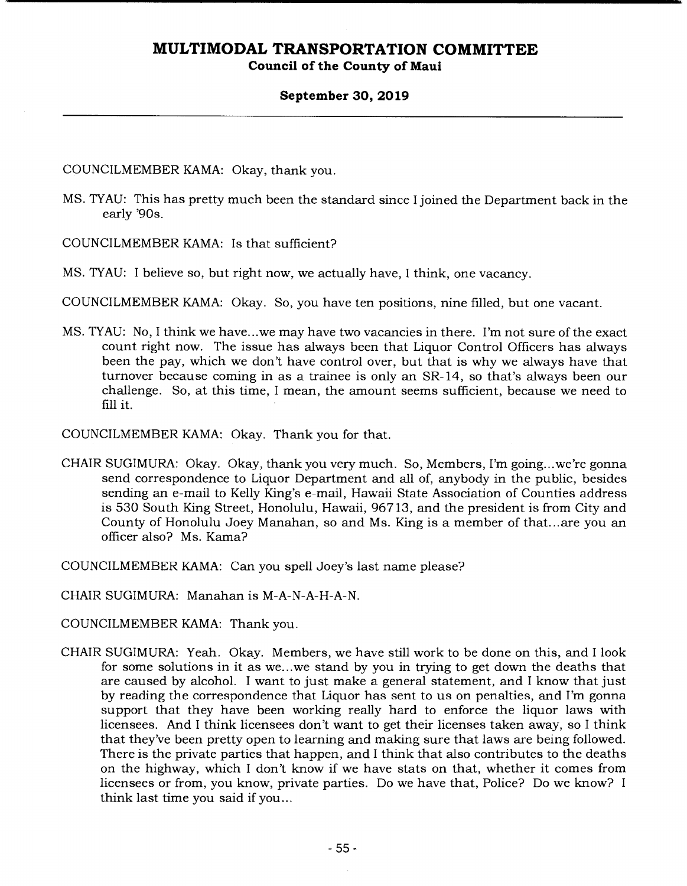COUNCILMEMBER KAMA: Okay, thank you.

MS. TYAU: This has pretty much been the standard since I joined the Department back in the early '90s.

COUNCILMEMBER KAMA: Is that sufficient?

MS. TYAU: I believe so, but right now, we actually have, I think, one vacancy.

COUNCILMEMBER KAMA: Okay. So, you have ten positions, nine filled, but one vacant.

MS. TYAU: No, I think we have...we may have two vacancies in there. I'm not sure of the exact count right now. The issue has always been that Liquor Control Officers has always been the pay, which we don't have control over, but that is why we always have that turnover because coming in as a trainee is only an SR-14, so that's always been our challenge. So, at this time, I mean, the amount seems sufficient, because we need to fill it.

COUNCILMEMBER KAMA: Okay. Thank you for that.

CHAIR SUGIMURA: Okay. Okay, thank you very much. So, Members, I'm going...we're gonna send correspondence to Liquor Department and all of, anybody in the public, besides sending an e-mail to Kelly King's e-mail, Hawaii State Association of Counties address is 530 South King Street, Honolulu, Hawaii, 96713, and the president is from City and County of Honolulu Joey Manahan, so and Ms. King is a member of that...are you an officer also? Ms. Kama?

COUNCILMEMBER KAMA: Can you spell Joey's last name please?

CHAIR SUGIMURA: Manahan is M-A-N-A-H-A-N.

COUNCILMEMBER KAMA: Thank you.

CHAIR SUGIMURA: Yeah. Okay. Members, we have still work to be done on this, and I look for some solutions in it as we...we stand by you in trying to get down the deaths that are caused by alcohol. I want to just make a general statement, and I know that just by reading the correspondence that Liquor has sent to us on penalties, and I'm gonna support that they have been working really hard to enforce the liquor laws with licensees. And I think licensees don't want to get their licenses taken away, so I think that they've been pretty open to learning and making sure that laws are being followed. There is the private parties that happen, and I think that also contributes to the deaths on the highway, which I don't know if we have stats on that, whether it comes from licensees or from, you know, private parties. Do we have that, Police? Do we know? I think last time you said if you...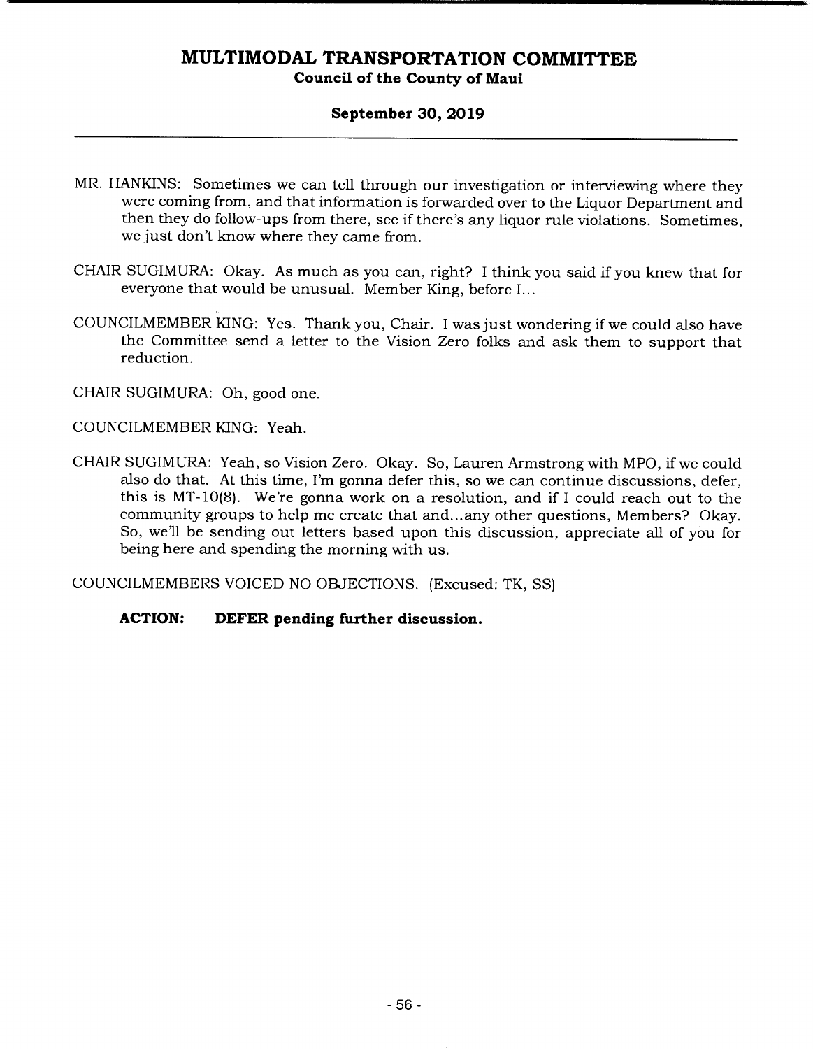MR. HANKINS: Sometimes we can tell through our investigation or interviewing where they were coming from, and that information is forwarded over to the Liquor Department and then they do follow-ups from there, see if there's any liquor rule violations. Sometimes, we just don't know where they came from.

CHAIR SUGIMURA: Okay. As much as you can, right? I think you said if you knew that for everyone that would be unusual. Member King, before I...

COUNCILMEMBER KING: Yes. Thank you, Chair. I was just wondering if we could also have the Committee send a letter to the Vision Zero folks and ask them to support that reduction.

CHAIR SUGIMURA: Oh, good one.

COUNCILMEMBER KING: Yeah.

CHAIR SUGIMURA: Yeah, so Vision Zero. Okay. So, Lauren Armstrong with MPO, if we could also do that. At this time, I'm gonna defer this, so we can continue discussions, defer, this is MT-10(8). We're gonna work on a resolution, and if I could reach out to the community groups to help me create that and...any other questions, Members? Okay. So, we'll be sending out letters based upon this discussion, appreciate all of you for being here and spending the morning with us.

COUNCILMEMBERS VOICED NO OBJECTIONS. (Excused: TK, SS)

**ACTION: DEFER pending further discussion.**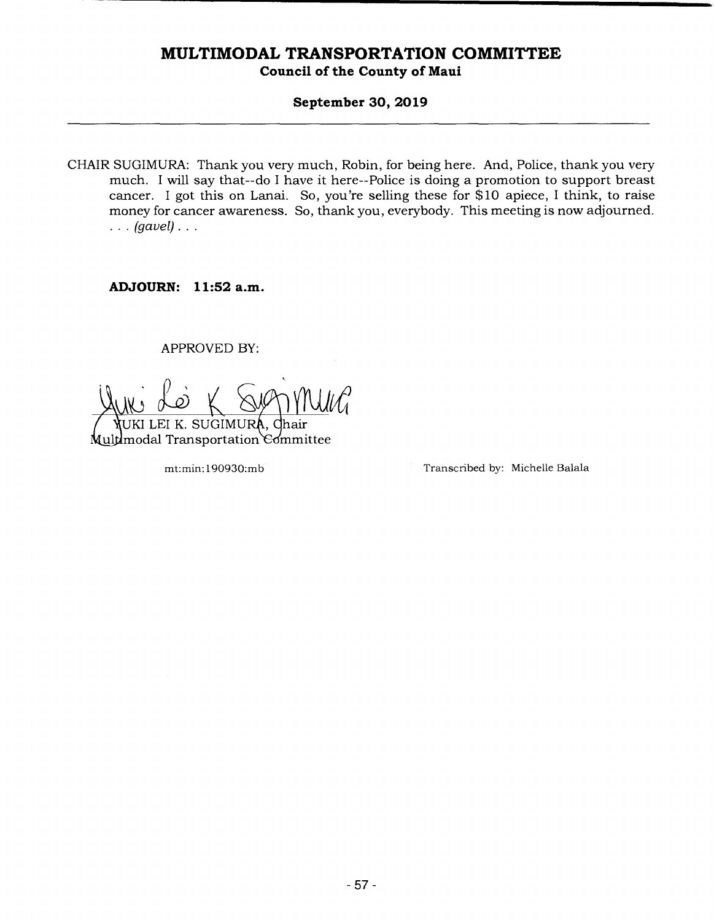CHAIR SUGIMURA: Thank you very much, Robin, for being here. And, Police, thank you very much. I will say that--do I have it here--Police is doing a promotion to support breast cancer. I got this on Lanai. So, you're selling these for $10 apiece, I think, to raise money for cancer awareness. So, thank you, everybody. This meeting is now adjourned. . . . *(gavel)* . . .

**ADJOURN: 11:52 a.m.**

APPROVED BY:

YUKI LEI K. SUGIMURA, Chair
Multimodal Transportation Committee

mt:min:190930:mb

Transcribed by: Michelle Balala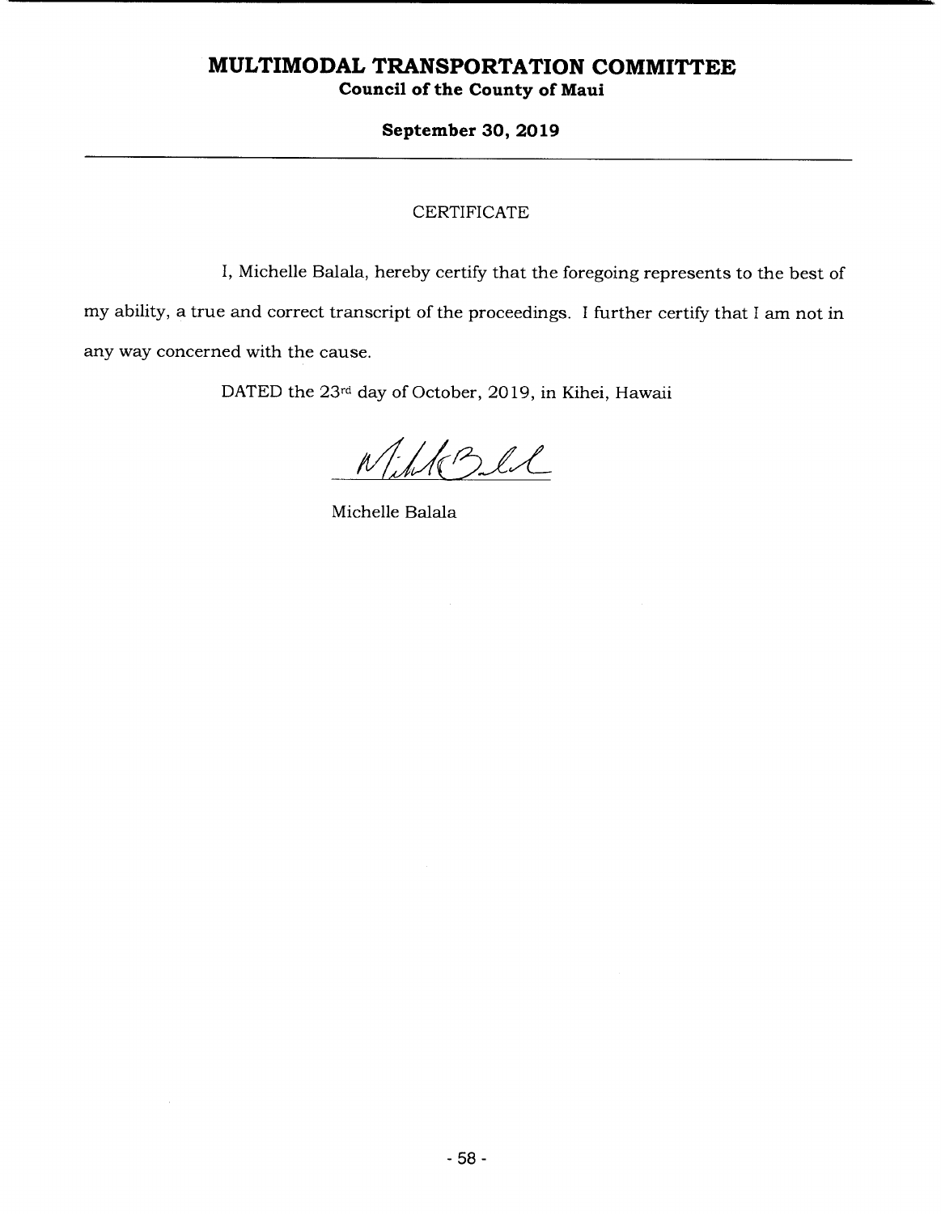# MULTIMODAL TRANSPORTATION COMMITTEE

**Council of the County of Maui**

**September 30, 2019**

---

CERTIFICATE

I, Michelle Balala, hereby certify that the foregoing represents to the best of my ability, a true and correct transcript of the proceedings. I further certify that I am not in any way concerned with the cause.

DATED the 23rd day of October, 2019, in Kihei, Hawaii

Michelle Balala